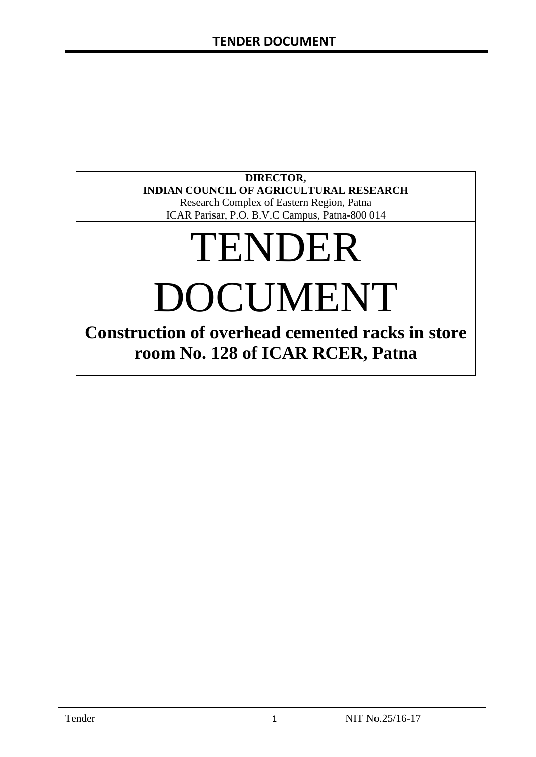**DIRECTOR,**
**INDIAN COUNCIL OF AGRICULTURAL RESEARCH**
Research Complex of Eastern Region, Patna
ICAR Parisar, P.O. B.V.C Campus, Patna-800 014

# TENDER DOCUMENT

## Construction of overhead cemented racks in store room No. 128 of ICAR RCER, Patna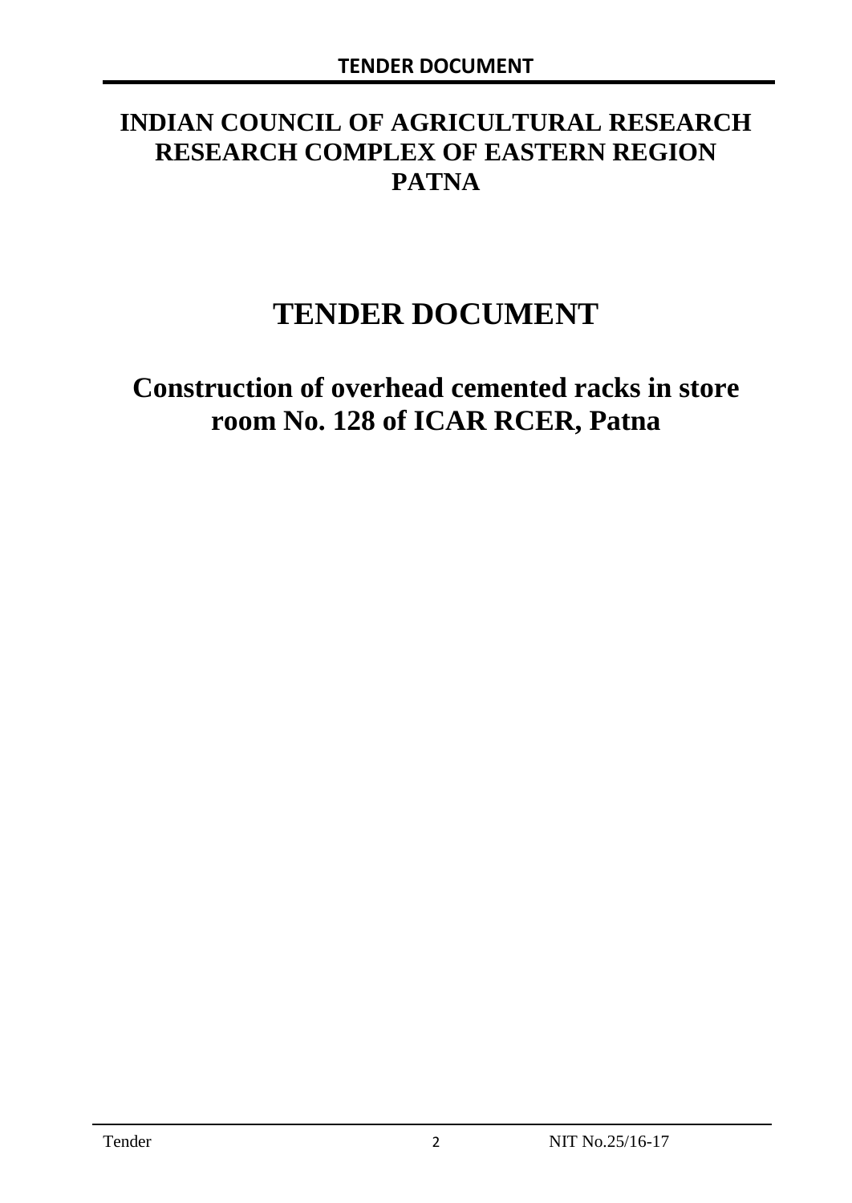# INDIAN COUNCIL OF AGRICULTURAL RESEARCH
# RESEARCH COMPLEX OF EASTERN REGION
# PATNA

# TENDER DOCUMENT

## Construction of overhead cemented racks in store room No. 128 of ICAR RCER, Patna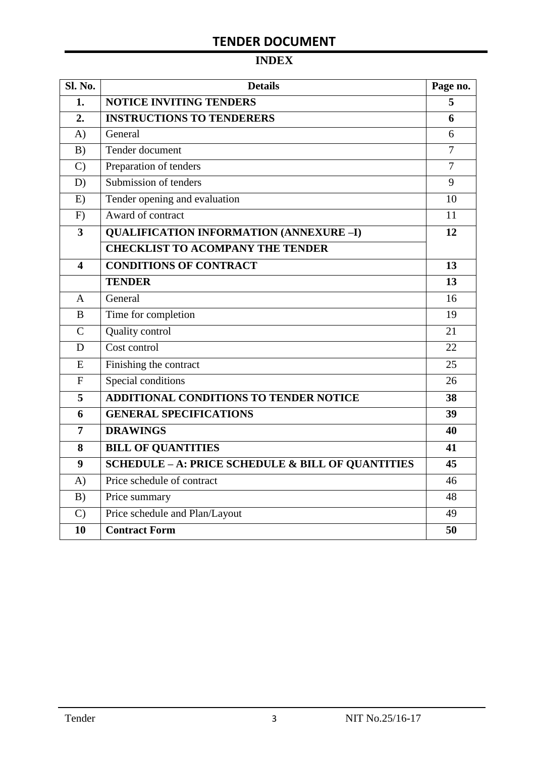# TENDER DOCUMENT

## INDEX

| Sl. No. | Details | Page no. |
|---|---|---|
| **1.** | **NOTICE INVITING TENDERS** | **5** |
| **2.** | **INSTRUCTIONS TO TENDERERS** | **6** |
| A) | General | 6 |
| B) | Tender document | 7 |
| C) | Preparation of tenders | 7 |
| D) | Submission of tenders | 9 |
| E) | Tender opening and evaluation | 10 |
| F) | Award of contract | 11 |
| **3** | **QUALIFICATION INFORMATION (ANNEXURE –I)** | **12** |
| | **CHECKLIST TO ACOMPANY THE TENDER** | |
| **4** | **CONDITIONS OF CONTRACT** | **13** |
| | **TENDER** | **13** |
| A | General | 16 |
| B | Time for completion | 19 |
| C | Quality control | 21 |
| D | Cost control | 22 |
| E | Finishing the contract | 25 |
| F | Special conditions | 26 |
| **5** | **ADDITIONAL CONDITIONS TO TENDER NOTICE** | **38** |
| **6** | **GENERAL SPECIFICATIONS** | **39** |
| **7** | **DRAWINGS** | **40** |
| **8** | **BILL OF QUANTITIES** | **41** |
| **9** | **SCHEDULE – A: PRICE SCHEDULE & BILL OF QUANTITIES** | **45** |
| A) | Price schedule of contract | 46 |
| B) | Price summary | 48 |
| C) | Price schedule and Plan/Layout | 49 |
| **10** | **Contract Form** | **50** |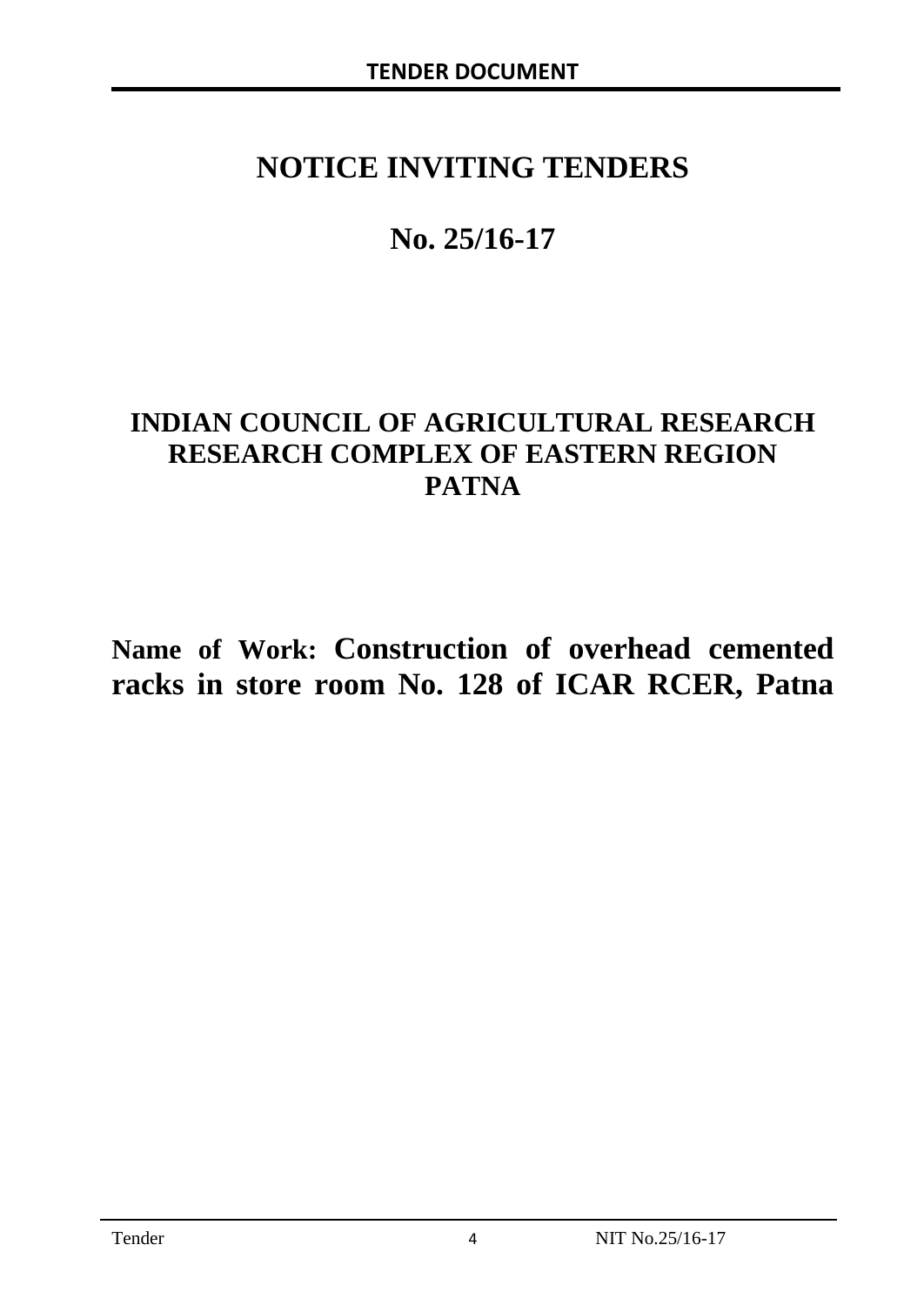# NOTICE INVITING TENDERS

# No. 25/16-17

## INDIAN COUNCIL OF AGRICULTURAL RESEARCH
## RESEARCH COMPLEX OF EASTERN REGION
## PATNA

**Name of Work: Construction of overhead cemented racks in store room No. 128 of ICAR RCER, Patna**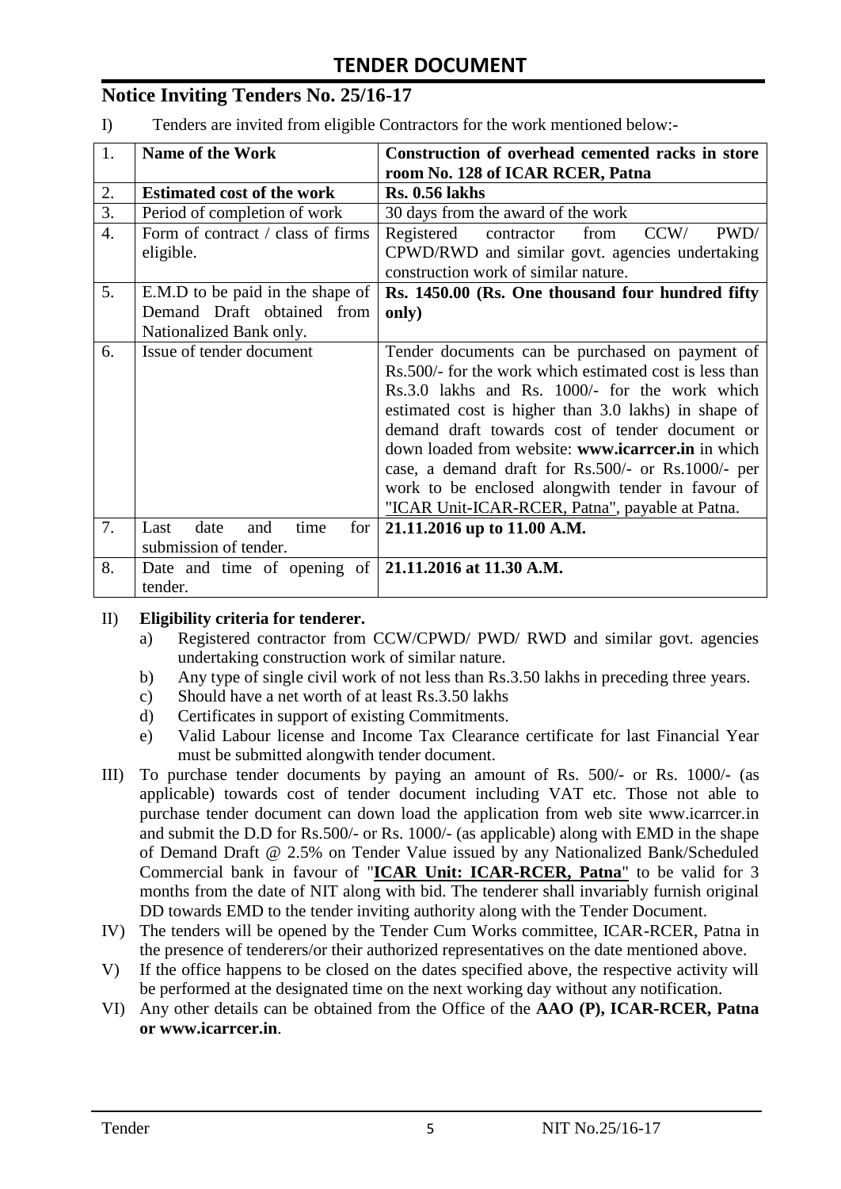# TENDER DOCUMENT

## Notice Inviting Tenders No. 25/16-17

I) Tenders are invited from eligible Contractors for the work mentioned below:-

| 1. | **Name of the Work** | **Construction of overhead cemented racks in store room No. 128 of ICAR RCER, Patna** |
|---|---|---|
| 2. | **Estimated cost of the work** | **Rs. 0.56 lakhs** |
| 3. | Period of completion of work | 30 days from the award of the work |
| 4. | Form of contract / class of firms eligible. | Registered contractor from CCW/ PWD/ CPWD/RWD and similar govt. agencies undertaking construction work of similar nature. |
| 5. | E.M.D to be paid in the shape of Demand Draft obtained from Nationalized Bank only. | **Rs. 1450.00 (Rs. One thousand four hundred fifty only)** |
| 6. | Issue of tender document | Tender documents can be purchased on payment of Rs.500/- for the work which estimated cost is less than Rs.3.0 lakhs and Rs. 1000/- for the work which estimated cost is higher than 3.0 lakhs) in shape of demand draft towards cost of tender document or down loaded from website: **www.icarrcer.in** in which case, a demand draft for Rs.500/- or Rs.1000/- per work to be enclosed alongwith tender in favour of "ICAR Unit-ICAR-RCER, Patna", payable at Patna. |
| 7. | Last date and time for submission of tender. | **21.11.2016 up to 11.00 A.M.** |
| 8. | Date and time of opening of tender. | **21.11.2016 at 11.30 A.M.** |

II) **Eligibility criteria for tenderer.**

a) Registered contractor from CCW/CPWD/ PWD/ RWD and similar govt. agencies undertaking construction work of similar nature.
b) Any type of single civil work of not less than Rs.3.50 lakhs in preceding three years.
c) Should have a net worth of at least Rs.3.50 lakhs
d) Certificates in support of existing Commitments.
e) Valid Labour license and Income Tax Clearance certificate for last Financial Year must be submitted alongwith tender document.

III) To purchase tender documents by paying an amount of Rs. 500/- or Rs. 1000/- (as applicable) towards cost of tender document including VAT etc. Those not able to purchase tender document can down load the application from web site www.icarrcer.in and submit the D.D for Rs.500/- or Rs. 1000/- (as applicable) along with EMD in the shape of Demand Draft @ 2.5% on Tender Value issued by any Nationalized Bank/Scheduled Commercial bank in favour of "**ICAR Unit: ICAR-RCER, Patna**" to be valid for 3 months from the date of NIT along with bid. The tenderer shall invariably furnish original DD towards EMD to the tender inviting authority along with the Tender Document.

IV) The tenders will be opened by the Tender Cum Works committee, ICAR-RCER, Patna in the presence of tenderers/or their authorized representatives on the date mentioned above.

V) If the office happens to be closed on the dates specified above, the respective activity will be performed at the designated time on the next working day without any notification.

VI) Any other details can be obtained from the Office of the **AAO (P), ICAR-RCER, Patna or www.icarrcer.in**.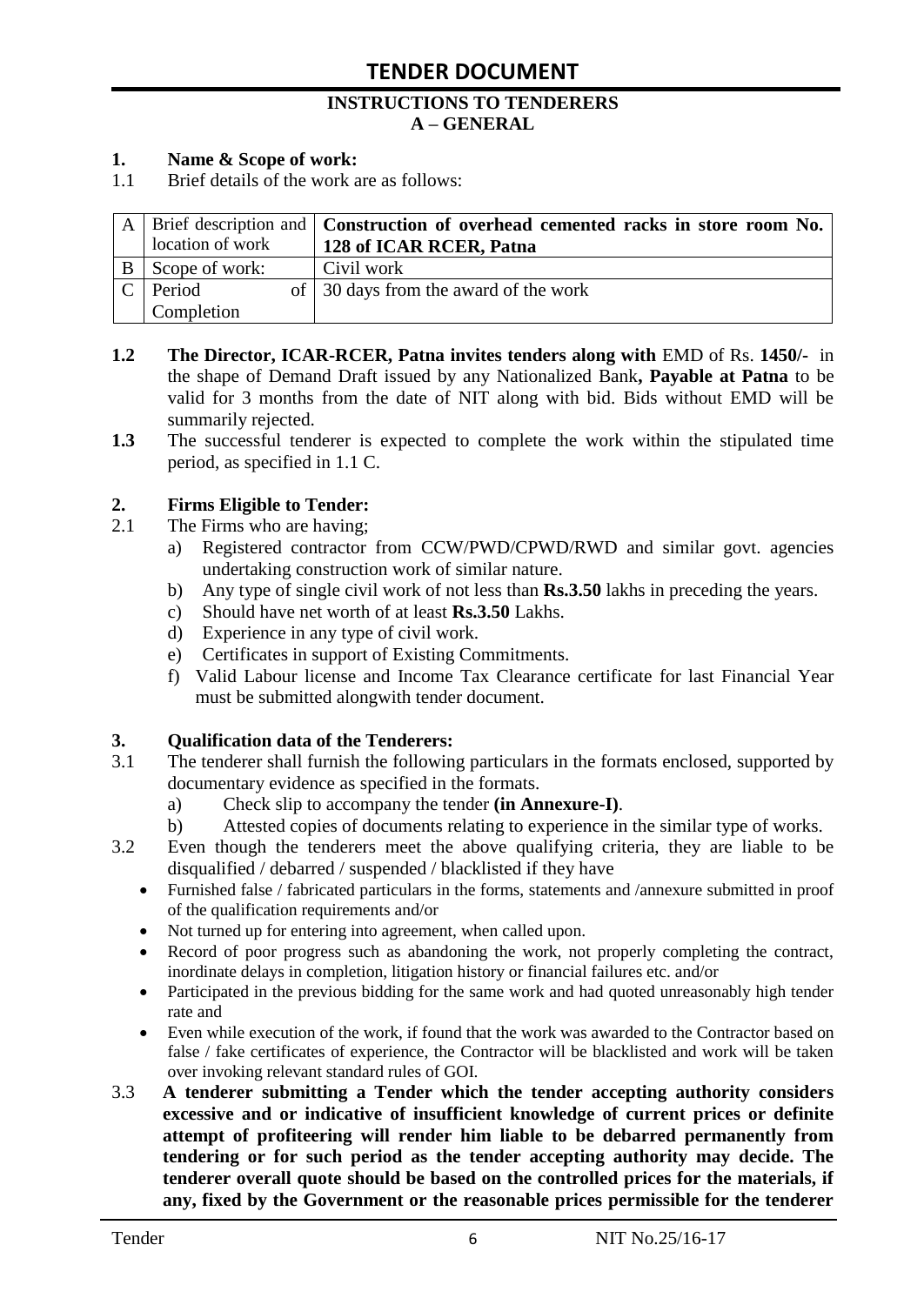# TENDER DOCUMENT

## INSTRUCTIONS TO TENDERERS
## A – GENERAL

**1. Name & Scope of work:**

1.1 Brief details of the work are as follows:

| | | |
|---|---|---|
| A | Brief description and location of work | **Construction of overhead cemented racks in store room No. 128 of ICAR RCER, Patna** |
| B | Scope of work: | Civil work |
| C | Period of Completion | 30 days from the award of the work |

**1.2** **The Director, ICAR-RCER, Patna invites tenders along with** EMD of Rs. **1450/-** in the shape of Demand Draft issued by any Nationalized Bank**, Payable at Patna** to be valid for 3 months from the date of NIT along with bid. Bids without EMD will be summarily rejected.

**1.3** The successful tenderer is expected to complete the work within the stipulated time period, as specified in 1.1 C.

**2. Firms Eligible to Tender:**

2.1 The Firms who are having;

a) Registered contractor from CCW/PWD/CPWD/RWD and similar govt. agencies undertaking construction work of similar nature.
b) Any type of single civil work of not less than **Rs.3.50** lakhs in preceding the years.
c) Should have net worth of at least **Rs.3.50** Lakhs.
d) Experience in any type of civil work.
e) Certificates in support of Existing Commitments.
f) Valid Labour license and Income Tax Clearance certificate for last Financial Year must be submitted alongwith tender document.

**3. Qualification data of the Tenderers:**

3.1 The tenderer shall furnish the following particulars in the formats enclosed, supported by documentary evidence as specified in the formats.

a) Check slip to accompany the tender **(in Annexure-I)**.
b) Attested copies of documents relating to experience in the similar type of works.

3.2 Even though the tenderers meet the above qualifying criteria, they are liable to be disqualified / debarred / suspended / blacklisted if they have

- Furnished false / fabricated particulars in the forms, statements and /annexure submitted in proof of the qualification requirements and/or
- Not turned up for entering into agreement, when called upon.
- Record of poor progress such as abandoning the work, not properly completing the contract, inordinate delays in completion, litigation history or financial failures etc. and/or
- Participated in the previous bidding for the same work and had quoted unreasonably high tender rate and
- Even while execution of the work, if found that the work was awarded to the Contractor based on false / fake certificates of experience, the Contractor will be blacklisted and work will be taken over invoking relevant standard rules of GOI.

3.3 **A tenderer submitting a Tender which the tender accepting authority considers excessive and or indicative of insufficient knowledge of current prices or definite attempt of profiteering will render him liable to be debarred permanently from tendering or for such period as the tender accepting authority may decide. The tenderer overall quote should be based on the controlled prices for the materials, if any, fixed by the Government or the reasonable prices permissible for the tenderer**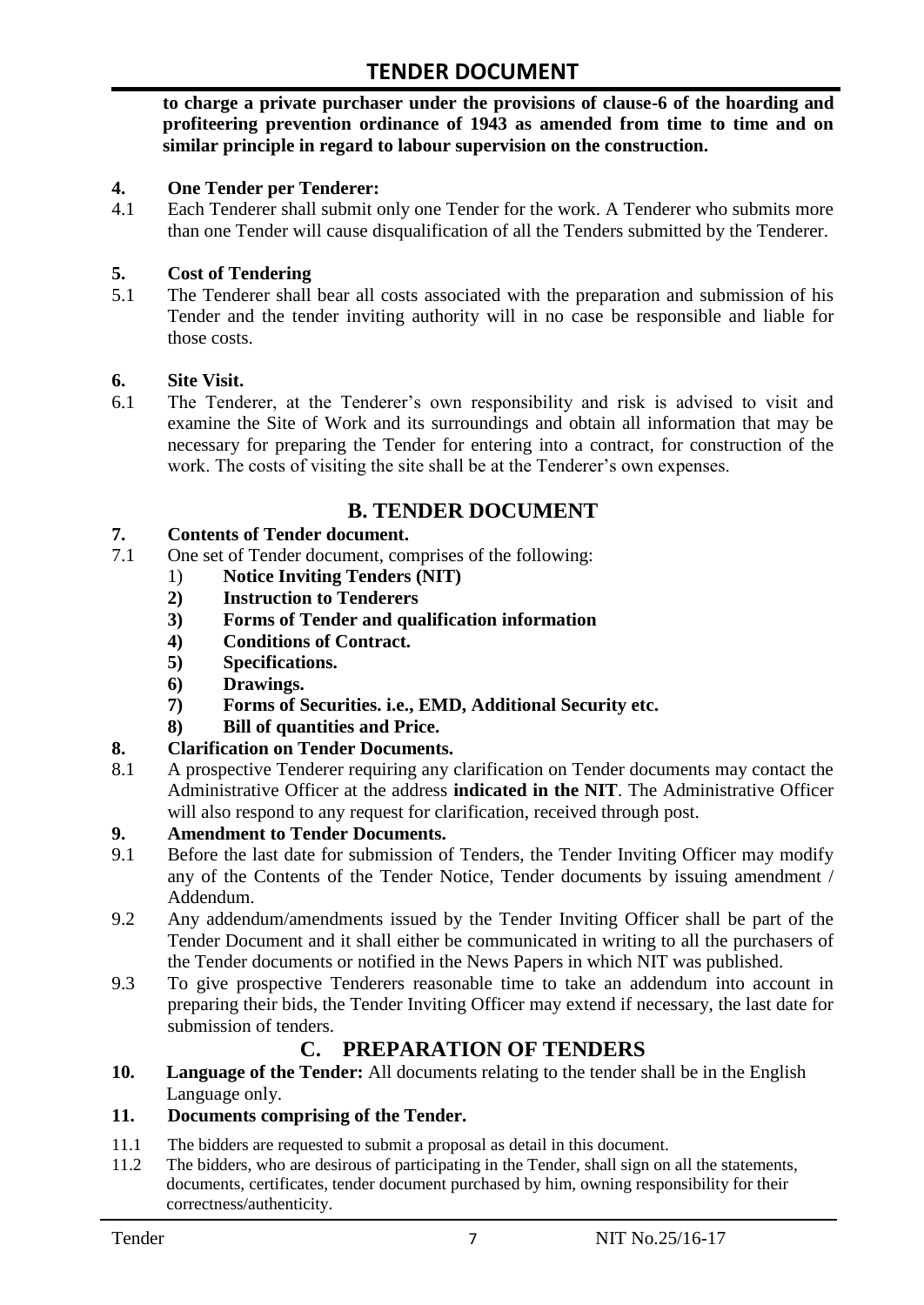**to charge a private purchaser under the provisions of clause-6 of the hoarding and profiteering prevention ordinance of 1943 as amended from time to time and on similar principle in regard to labour supervision on the construction.**

**4. One Tender per Tenderer:**

4.1 Each Tenderer shall submit only one Tender for the work. A Tenderer who submits more than one Tender will cause disqualification of all the Tenders submitted by the Tenderer.

**5. Cost of Tendering**

5.1 The Tenderer shall bear all costs associated with the preparation and submission of his Tender and the tender inviting authority will in no case be responsible and liable for those costs.

**6. Site Visit.**

6.1 The Tenderer, at the Tenderer's own responsibility and risk is advised to visit and examine the Site of Work and its surroundings and obtain all information that may be necessary for preparing the Tender for entering into a contract, for construction of the work. The costs of visiting the site shall be at the Tenderer's own expenses.

## B. TENDER DOCUMENT

**7. Contents of Tender document.**

7.1 One set of Tender document, comprises of the following:

1) **Notice Inviting Tenders (NIT)**
2) **Instruction to Tenderers**
3) **Forms of Tender and qualification information**
4) **Conditions of Contract.**
5) **Specifications.**
6) **Drawings.**
7) **Forms of Securities. i.e., EMD, Additional Security etc.**
8) **Bill of quantities and Price.**

**8. Clarification on Tender Documents.**

8.1 A prospective Tenderer requiring any clarification on Tender documents may contact the Administrative Officer at the address **indicated in the NIT**. The Administrative Officer will also respond to any request for clarification, received through post.

**9. Amendment to Tender Documents.**

9.1 Before the last date for submission of Tenders, the Tender Inviting Officer may modify any of the Contents of the Tender Notice, Tender documents by issuing amendment / Addendum.

9.2 Any addendum/amendments issued by the Tender Inviting Officer shall be part of the Tender Document and it shall either be communicated in writing to all the purchasers of the Tender documents or notified in the News Papers in which NIT was published.

9.3 To give prospective Tenderers reasonable time to take an addendum into account in preparing their bids, the Tender Inviting Officer may extend if necessary, the last date for submission of tenders.

## C. PREPARATION OF TENDERS

**10. Language of the Tender:** All documents relating to the tender shall be in the English Language only.

**11. Documents comprising of the Tender.**

11.1 The bidders are requested to submit a proposal as detail in this document.

11.2 The bidders, who are desirous of participating in the Tender, shall sign on all the statements, documents, certificates, tender document purchased by him, owning responsibility for their correctness/authenticity.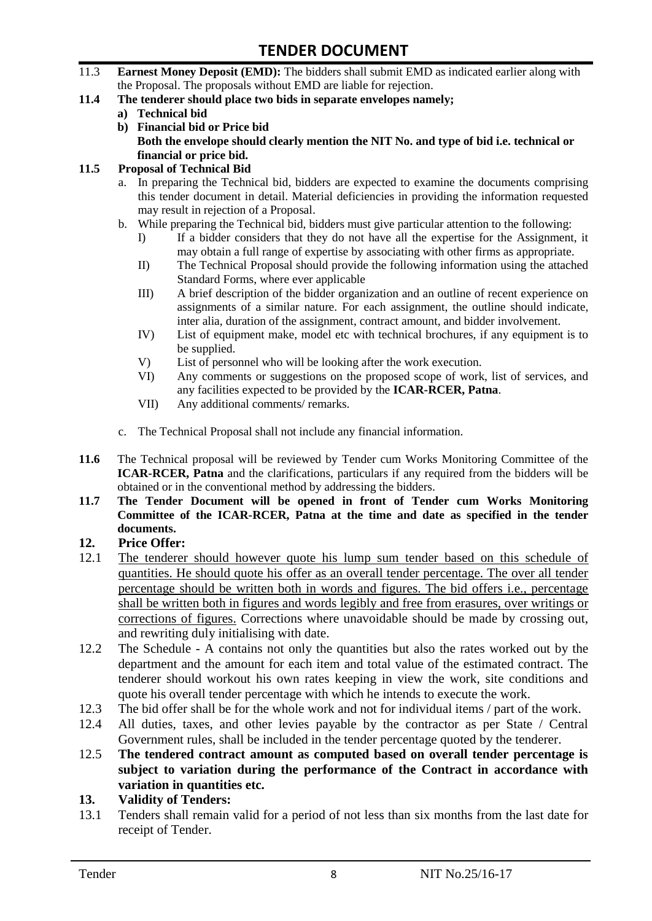11.3 **Earnest Money Deposit (EMD):** The bidders shall submit EMD as indicated earlier along with the Proposal. The proposals without EMD are liable for rejection.

**11.4 The tenderer should place two bids in separate envelopes namely;**

- **a) Technical bid**
- **b) Financial bid or Price bid**

  **Both the envelope should clearly mention the NIT No. and type of bid i.e. technical or financial or price bid.**

**11.5 Proposal of Technical Bid**

a. In preparing the Technical bid, bidders are expected to examine the documents comprising this tender document in detail. Material deficiencies in providing the information requested may result in rejection of a Proposal.

b. While preparing the Technical bid, bidders must give particular attention to the following:

- I) If a bidder considers that they do not have all the expertise for the Assignment, it may obtain a full range of expertise by associating with other firms as appropriate.
- II) The Technical Proposal should provide the following information using the attached Standard Forms, where ever applicable
- III) A brief description of the bidder organization and an outline of recent experience on assignments of a similar nature. For each assignment, the outline should indicate, inter alia, duration of the assignment, contract amount, and bidder involvement.
- IV) List of equipment make, model etc with technical brochures, if any equipment is to be supplied.
- V) List of personnel who will be looking after the work execution.
- VI) Any comments or suggestions on the proposed scope of work, list of services, and any facilities expected to be provided by the **ICAR-RCER, Patna**.
- VII) Any additional comments/ remarks.

c. The Technical Proposal shall not include any financial information.

**11.6** The Technical proposal will be reviewed by Tender cum Works Monitoring Committee of the **ICAR-RCER, Patna** and the clarifications, particulars if any required from the bidders will be obtained or in the conventional method by addressing the bidders.

**11.7 The Tender Document will be opened in front of Tender cum Works Monitoring Committee of the ICAR-RCER, Patna at the time and date as specified in the tender documents.**

## 12. Price Offer:

12.1 <u>The tenderer should however quote his lump sum tender based on this schedule of quantities. He should quote his offer as an overall tender percentage. The over all tender percentage should be written both in words and figures. The bid offers i.e., percentage shall be written both in figures and words legibly and free from erasures, over writings or corrections of figures.</u> Corrections where unavoidable should be made by crossing out, and rewriting duly initialising with date.

12.2 The Schedule - A contains not only the quantities but also the rates worked out by the department and the amount for each item and total value of the estimated contract. The tenderer should workout his own rates keeping in view the work, site conditions and quote his overall tender percentage with which he intends to execute the work.

12.3 The bid offer shall be for the whole work and not for individual items / part of the work.

12.4 All duties, taxes, and other levies payable by the contractor as per State / Central Government rules, shall be included in the tender percentage quoted by the tenderer.

12.5 **The tendered contract amount as computed based on overall tender percentage is subject to variation during the performance of the Contract in accordance with variation in quantities etc.**

## 13. Validity of Tenders:

13.1 Tenders shall remain valid for a period of not less than six months from the last date for receipt of Tender.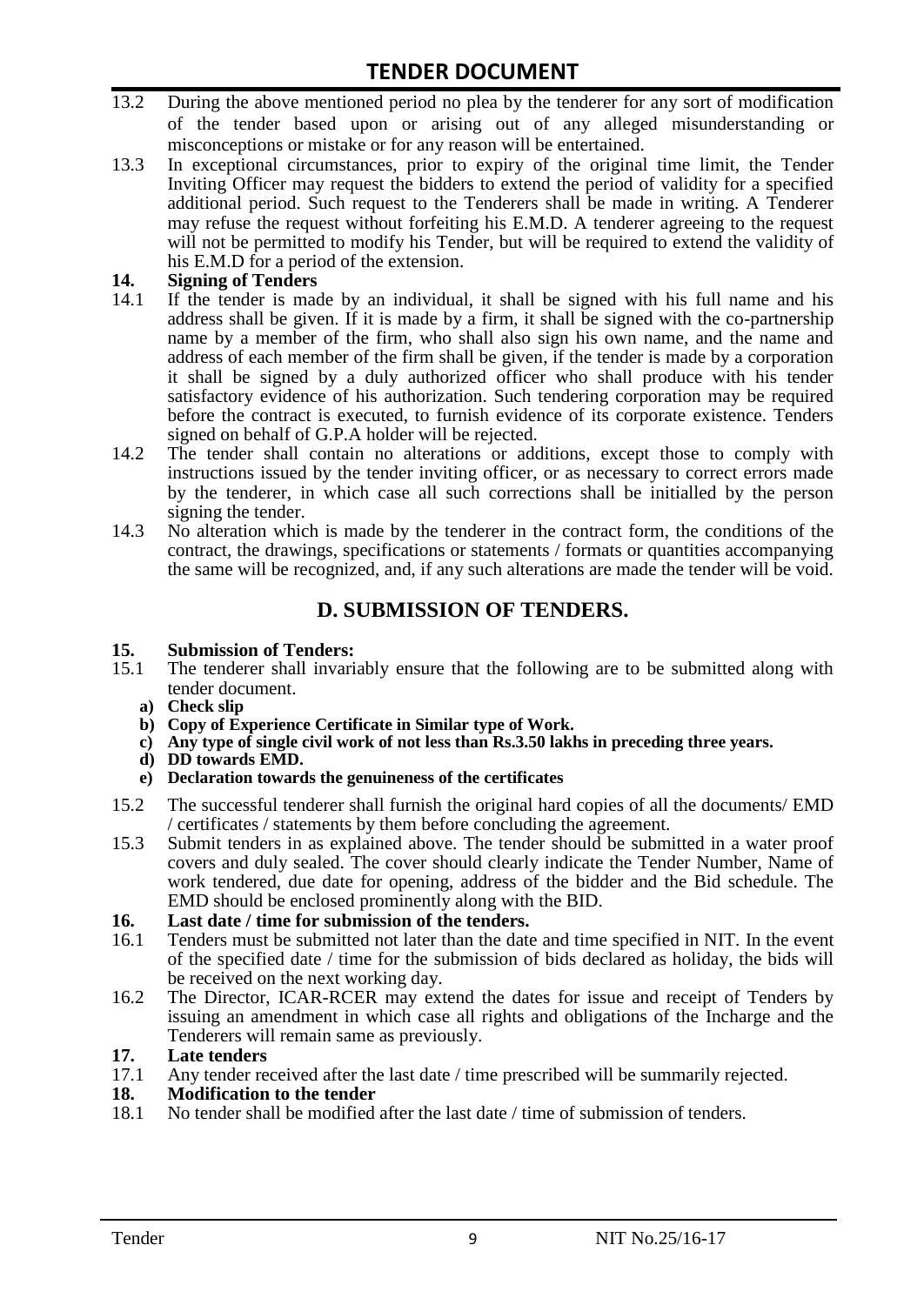13.2 During the above mentioned period no plea by the tenderer for any sort of modification of the tender based upon or arising out of any alleged misunderstanding or misconceptions or mistake or for any reason will be entertained.

13.3 In exceptional circumstances, prior to expiry of the original time limit, the Tender Inviting Officer may request the bidders to extend the period of validity for a specified additional period. Such request to the Tenderers shall be made in writing. A Tenderer may refuse the request without forfeiting his E.M.D. A tenderer agreeing to the request will not be permitted to modify his Tender, but will be required to extend the validity of his E.M.D for a period of the extension.

**14. Signing of Tenders**

14.1 If the tender is made by an individual, it shall be signed with his full name and his address shall be given. If it is made by a firm, it shall be signed with the co-partnership name by a member of the firm, who shall also sign his own name, and the name and address of each member of the firm shall be given, if the tender is made by a corporation it shall be signed by a duly authorized officer who shall produce with his tender satisfactory evidence of his authorization. Such tendering corporation may be required before the contract is executed, to furnish evidence of its corporate existence. Tenders signed on behalf of G.P.A holder will be rejected.

14.2 The tender shall contain no alterations or additions, except those to comply with instructions issued by the tender inviting officer, or as necessary to correct errors made by the tenderer, in which case all such corrections shall be initialled by the person signing the tender.

14.3 No alteration which is made by the tenderer in the contract form, the conditions of the contract, the drawings, specifications or statements / formats or quantities accompanying the same will be recognized, and, if any such alterations are made the tender will be void.

## D. SUBMISSION OF TENDERS.

**15. Submission of Tenders:**

15.1 The tenderer shall invariably ensure that the following are to be submitted along with tender document.

   **a) Check slip**
   **b) Copy of Experience Certificate in Similar type of Work.**
   **c) Any type of single civil work of not less than Rs.3.50 lakhs in preceding three years.**
   **d) DD towards EMD.**
   **e) Declaration towards the genuineness of the certificates**

15.2 The successful tenderer shall furnish the original hard copies of all the documents/ EMD / certificates / statements by them before concluding the agreement.

15.3 Submit tenders in as explained above. The tender should be submitted in a water proof covers and duly sealed. The cover should clearly indicate the Tender Number, Name of work tendered, due date for opening, address of the bidder and the Bid schedule. The EMD should be enclosed prominently along with the BID.

**16. Last date / time for submission of the tenders.**

16.1 Tenders must be submitted not later than the date and time specified in NIT. In the event of the specified date / time for the submission of bids declared as holiday, the bids will be received on the next working day.

16.2 The Director, ICAR-RCER may extend the dates for issue and receipt of Tenders by issuing an amendment in which case all rights and obligations of the Incharge and the Tenderers will remain same as previously.

**17. Late tenders**

17.1 Any tender received after the last date / time prescribed will be summarily rejected.

**18. Modification to the tender**

18.1 No tender shall be modified after the last date / time of submission of tenders.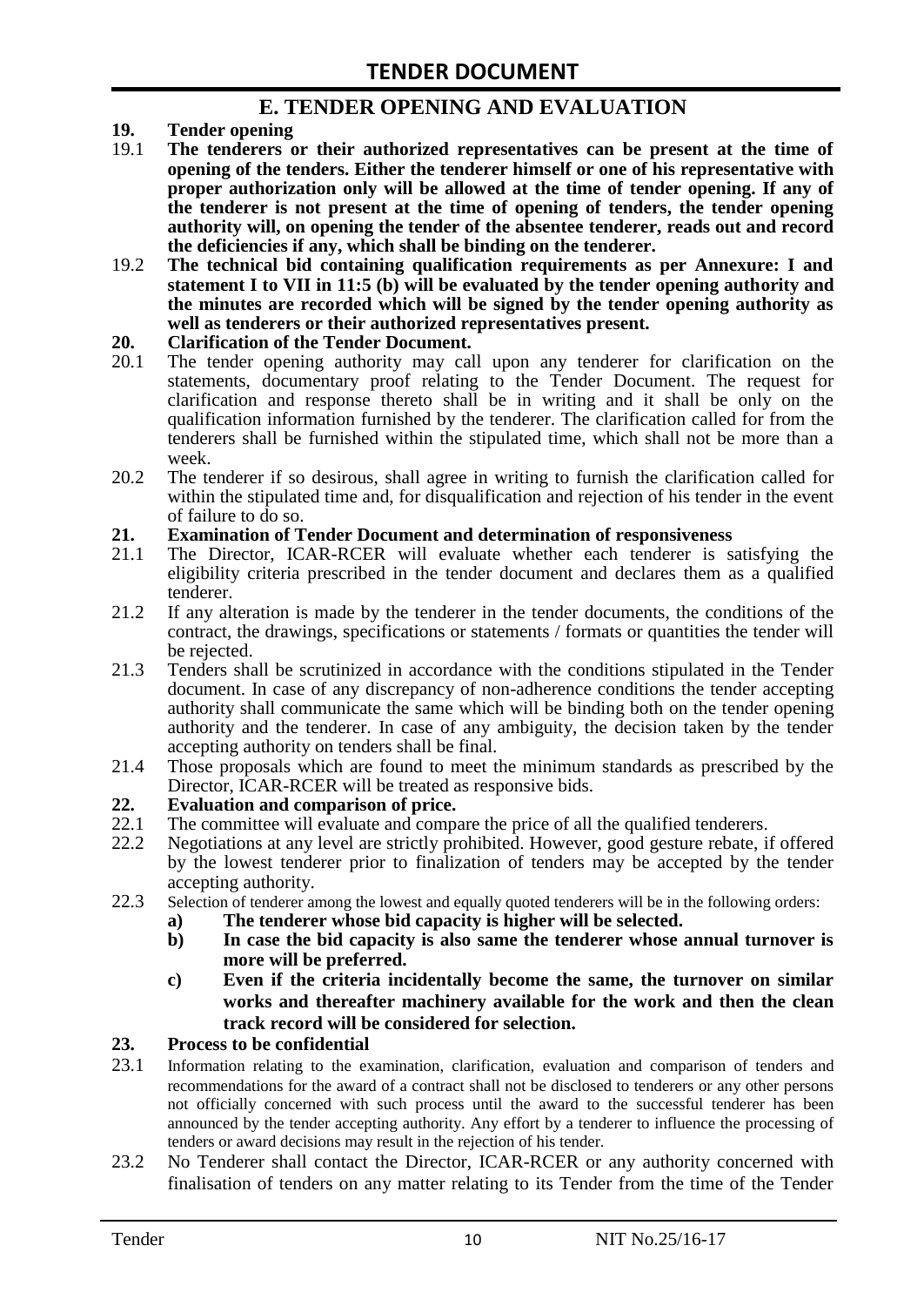## E. TENDER OPENING AND EVALUATION

**19. Tender opening**

19.1 **The tenderers or their authorized representatives can be present at the time of opening of the tenders. Either the tenderer himself or one of his representative with proper authorization only will be allowed at the time of tender opening. If any of the tenderer is not present at the time of opening of tenders, the tender opening authority will, on opening the tender of the absentee tenderer, reads out and record the deficiencies if any, which shall be binding on the tenderer.**

19.2 **The technical bid containing qualification requirements as per Annexure: I and statement I to VII in 11:5 (b) will be evaluated by the tender opening authority and the minutes are recorded which will be signed by the tender opening authority as well as tenderers or their authorized representatives present.**

**20. Clarification of the Tender Document.**

20.1 The tender opening authority may call upon any tenderer for clarification on the statements, documentary proof relating to the Tender Document. The request for clarification and response thereto shall be in writing and it shall be only on the qualification information furnished by the tenderer. The clarification called for from the tenderers shall be furnished within the stipulated time, which shall not be more than a week.

20.2 The tenderer if so desirous, shall agree in writing to furnish the clarification called for within the stipulated time and, for disqualification and rejection of his tender in the event of failure to do so.

**21. Examination of Tender Document and determination of responsiveness**

21.1 The Director, ICAR-RCER will evaluate whether each tenderer is satisfying the eligibility criteria prescribed in the tender document and declares them as a qualified tenderer.

21.2 If any alteration is made by the tenderer in the tender documents, the conditions of the contract, the drawings, specifications or statements / formats or quantities the tender will be rejected.

21.3 Tenders shall be scrutinized in accordance with the conditions stipulated in the Tender document. In case of any discrepancy of non-adherence conditions the tender accepting authority shall communicate the same which will be binding both on the tender opening authority and the tenderer. In case of any ambiguity, the decision taken by the tender accepting authority on tenders shall be final.

21.4 Those proposals which are found to meet the minimum standards as prescribed by the Director, ICAR-RCER will be treated as responsive bids.

**22. Evaluation and comparison of price.**

22.1 The committee will evaluate and compare the price of all the qualified tenderers.

22.2 Negotiations at any level are strictly prohibited. However, good gesture rebate, if offered by the lowest tenderer prior to finalization of tenders may be accepted by the tender accepting authority.

22.3 Selection of tenderer among the lowest and equally quoted tenderers will be in the following orders:

**a) The tenderer whose bid capacity is higher will be selected.**

**b) In case the bid capacity is also same the tenderer whose annual turnover is more will be preferred.**

**c) Even if the criteria incidentally become the same, the turnover on similar works and thereafter machinery available for the work and then the clean track record will be considered for selection.**

**23. Process to be confidential**

23.1 Information relating to the examination, clarification, evaluation and comparison of tenders and recommendations for the award of a contract shall not be disclosed to tenderers or any other persons not officially concerned with such process until the award to the successful tenderer has been announced by the tender accepting authority. Any effort by a tenderer to influence the processing of tenders or award decisions may result in the rejection of his tender.

23.2 No Tenderer shall contact the Director, ICAR-RCER or any authority concerned with finalisation of tenders on any matter relating to its Tender from the time of the Tender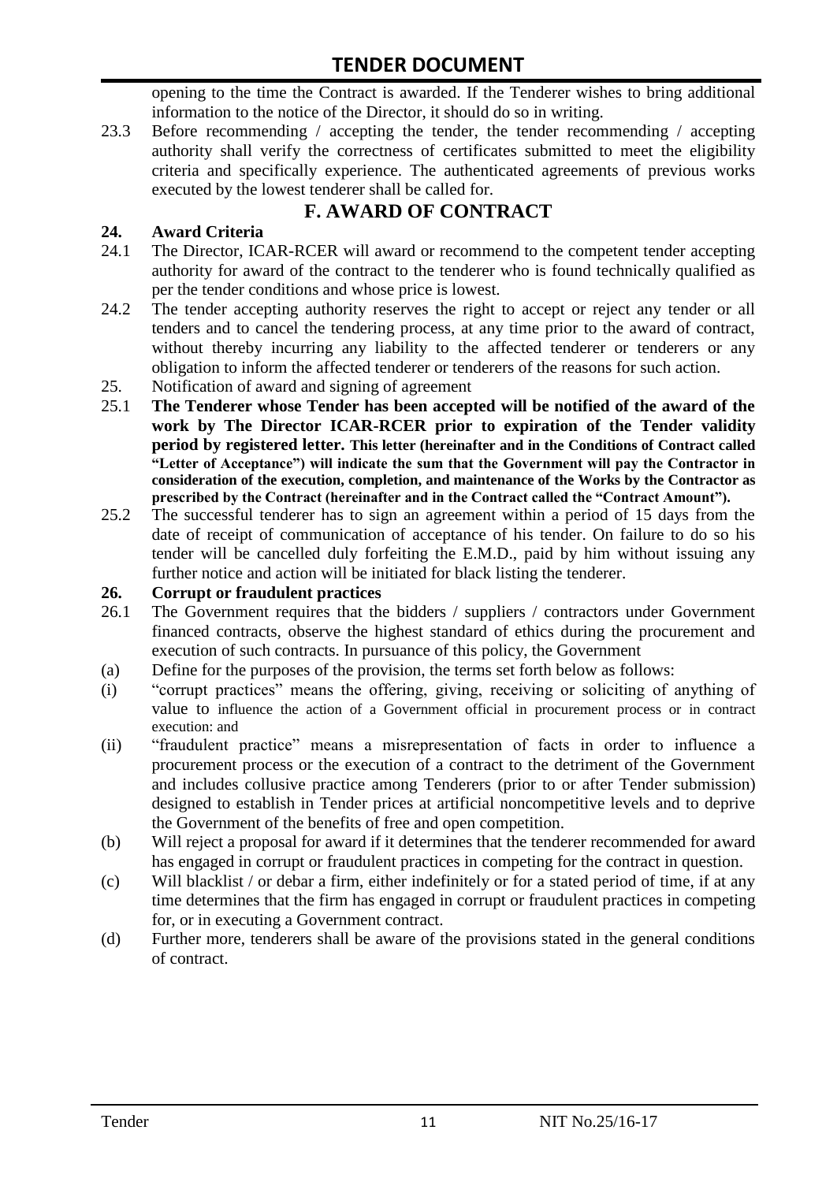opening to the time the Contract is awarded. If the Tenderer wishes to bring additional information to the notice of the Director, it should do so in writing.

23.3 Before recommending / accepting the tender, the tender recommending / accepting authority shall verify the correctness of certificates submitted to meet the eligibility criteria and specifically experience. The authenticated agreements of previous works executed by the lowest tenderer shall be called for.

## F. AWARD OF CONTRACT

### 24. Award Criteria

24.1 The Director, ICAR-RCER will award or recommend to the competent tender accepting authority for award of the contract to the tenderer who is found technically qualified as per the tender conditions and whose price is lowest.

24.2 The tender accepting authority reserves the right to accept or reject any tender or all tenders and to cancel the tendering process, at any time prior to the award of contract, without thereby incurring any liability to the affected tenderer or tenderers or any obligation to inform the affected tenderer or tenderers of the reasons for such action.

25. Notification of award and signing of agreement

25.1 **The Tenderer whose Tender has been accepted will be notified of the award of the work by The Director ICAR-RCER prior to expiration of the Tender validity period by registered letter. This letter (hereinafter and in the Conditions of Contract called "Letter of Acceptance") will indicate the sum that the Government will pay the Contractor in consideration of the execution, completion, and maintenance of the Works by the Contractor as prescribed by the Contract (hereinafter and in the Contract called the "Contract Amount").**

25.2 The successful tenderer has to sign an agreement within a period of 15 days from the date of receipt of communication of acceptance of his tender. On failure to do so his tender will be cancelled duly forfeiting the E.M.D., paid by him without issuing any further notice and action will be initiated for black listing the tenderer.

### 26. Corrupt or fraudulent practices

26.1 The Government requires that the bidders / suppliers / contractors under Government financed contracts, observe the highest standard of ethics during the procurement and execution of such contracts. In pursuance of this policy, the Government

(a) Define for the purposes of the provision, the terms set forth below as follows:

(i) "corrupt practices" means the offering, giving, receiving or soliciting of anything of value to influence the action of a Government official in procurement process or in contract execution: and

(ii) "fraudulent practice" means a misrepresentation of facts in order to influence a procurement process or the execution of a contract to the detriment of the Government and includes collusive practice among Tenderers (prior to or after Tender submission) designed to establish in Tender prices at artificial noncompetitive levels and to deprive the Government of the benefits of free and open competition.

(b) Will reject a proposal for award if it determines that the tenderer recommended for award has engaged in corrupt or fraudulent practices in competing for the contract in question.

(c) Will blacklist / or debar a firm, either indefinitely or for a stated period of time, if at any time determines that the firm has engaged in corrupt or fraudulent practices in competing for, or in executing a Government contract.

(d) Further more, tenderers shall be aware of the provisions stated in the general conditions of contract.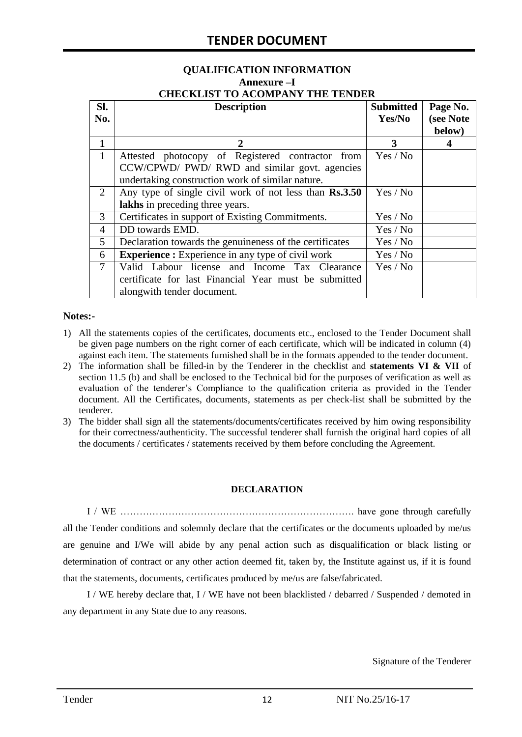## QUALIFICATION INFORMATION

### Annexure –I

### CHECKLIST TO ACOMPANY THE TENDER

| Sl. No. | Description | Submitted Yes/No | Page No. (see Note below) |
|---|---|---|---|
| **1** | **2** | **3** | **4** |
| 1 | Attested photocopy of Registered contractor from CCW/CPWD/ PWD/ RWD and similar govt. agencies undertaking construction work of similar nature. | Yes / No | |
| 2 | Any type of single civil work of not less than **Rs.3.50 lakhs** in preceding three years. | Yes / No | |
| 3 | Certificates in support of Existing Commitments. | Yes / No | |
| 4 | DD towards EMD. | Yes / No | |
| 5 | Declaration towards the genuineness of the certificates | Yes / No | |
| 6 | **Experience :** Experience in any type of civil work | Yes / No | |
| 7 | Valid Labour license and Income Tax Clearance certificate for last Financial Year must be submitted alongwith tender document. | Yes / No | |

**Notes:-**

1) All the statements copies of the certificates, documents etc., enclosed to the Tender Document shall be given page numbers on the right corner of each certificate, which will be indicated in column (4) against each item. The statements furnished shall be in the formats appended to the tender document.
2) The information shall be filled-in by the Tenderer in the checklist and **statements VI & VII** of section 11.5 (b) and shall be enclosed to the Technical bid for the purposes of verification as well as evaluation of the tenderer's Compliance to the qualification criteria as provided in the Tender document. All the Certificates, documents, statements as per check-list shall be submitted by the tenderer.
3) The bidder shall sign all the statements/documents/certificates received by him owing responsibility for their correctness/authenticity. The successful tenderer shall furnish the original hard copies of all the documents / certificates / statements received by them before concluding the Agreement.

**DECLARATION**

I / WE ………………………………………………………………. have gone through carefully all the Tender conditions and solemnly declare that the certificates or the documents uploaded by me/us are genuine and I/We will abide by any penal action such as disqualification or black listing or determination of contract or any other action deemed fit, taken by, the Institute against us, if it is found that the statements, documents, certificates produced by me/us are false/fabricated.

I / WE hereby declare that, I / WE have not been blacklisted / debarred / Suspended / demoted in any department in any State due to any reasons.

Signature of the Tenderer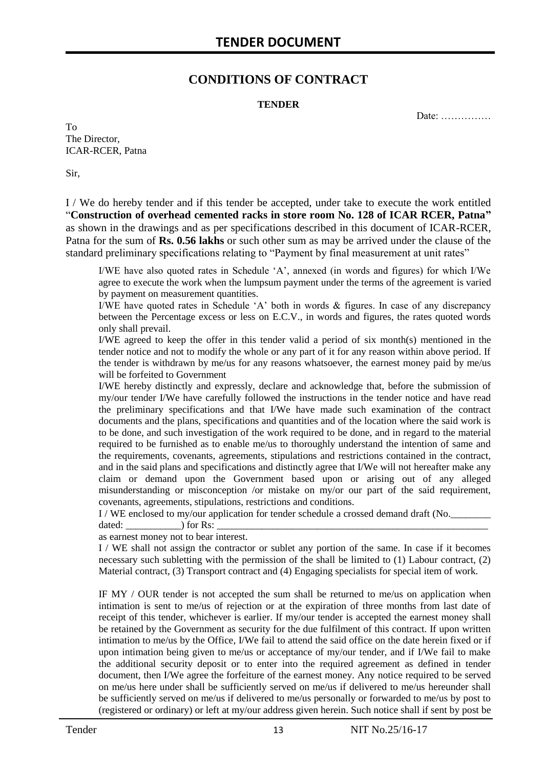# CONDITIONS OF CONTRACT

**TENDER**

Date: ……………

To
The Director,
ICAR-RCER, Patna

Sir,

I / We do hereby tender and if this tender be accepted, under take to execute the work entitled "**Construction of overhead cemented racks in store room No. 128 of ICAR RCER, Patna"** as shown in the drawings and as per specifications described in this document of ICAR-RCER, Patna for the sum of **Rs. 0.56 lakhs** or such other sum as may be arrived under the clause of the standard preliminary specifications relating to "Payment by final measurement at unit rates"

I/WE have also quoted rates in Schedule 'A', annexed (in words and figures) for which I/We agree to execute the work when the lumpsum payment under the terms of the agreement is varied by payment on measurement quantities.

I/WE have quoted rates in Schedule 'A' both in words & figures. In case of any discrepancy between the Percentage excess or less on E.C.V., in words and figures, the rates quoted words only shall prevail.

I/WE agreed to keep the offer in this tender valid a period of six month(s) mentioned in the tender notice and not to modify the whole or any part of it for any reason within above period. If the tender is withdrawn by me/us for any reasons whatsoever, the earnest money paid by me/us will be forfeited to Government

I/WE hereby distinctly and expressly, declare and acknowledge that, before the submission of my/our tender I/We have carefully followed the instructions in the tender notice and have read the preliminary specifications and that I/We have made such examination of the contract documents and the plans, specifications and quantities and of the location where the said work is to be done, and such investigation of the work required to be done, and in regard to the material required to be furnished as to enable me/us to thoroughly understand the intention of same and the requirements, covenants, agreements, stipulations and restrictions contained in the contract, and in the said plans and specifications and distinctly agree that I/We will not hereafter make any claim or demand upon the Government based upon or arising out of any alleged misunderstanding or misconception /or mistake on my/or our part of the said requirement, covenants, agreements, stipulations, restrictions and conditions.

I / WE enclosed to my/our application for tender schedule a crossed demand draft (No.________ dated: ___________) for Rs: ___________________________________________________________ as earnest money not to bear interest.

I / WE shall not assign the contractor or sublet any portion of the same. In case if it becomes necessary such subletting with the permission of the shall be limited to (1) Labour contract, (2) Material contract, (3) Transport contract and (4) Engaging specialists for special item of work.

IF MY / OUR tender is not accepted the sum shall be returned to me/us on application when intimation is sent to me/us of rejection or at the expiration of three months from last date of receipt of this tender, whichever is earlier. If my/our tender is accepted the earnest money shall be retained by the Government as security for the due fulfilment of this contract. If upon written intimation to me/us by the Office, I/We fail to attend the said office on the date herein fixed or if upon intimation being given to me/us or acceptance of my/our tender, and if I/We fail to make the additional security deposit or to enter into the required agreement as defined in tender document, then I/We agree the forfeiture of the earnest money. Any notice required to be served on me/us here under shall be sufficiently served on me/us if delivered to me/us hereunder shall be sufficiently served on me/us if delivered to me/us personally or forwarded to me/us by post to (registered or ordinary) or left at my/our address given herein. Such notice shall if sent by post be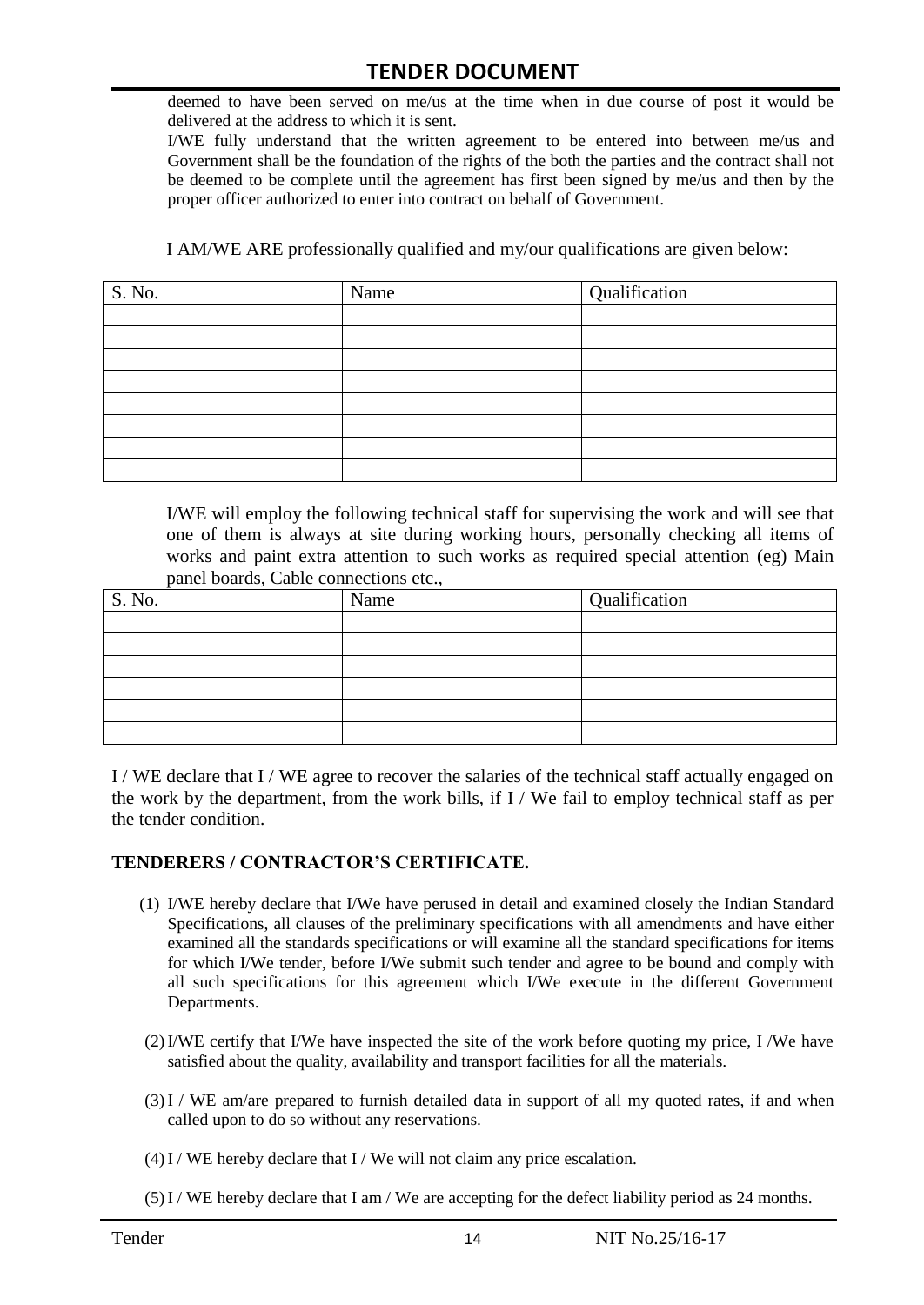deemed to have been served on me/us at the time when in due course of post it would be delivered at the address to which it is sent.

I/WE fully understand that the written agreement to be entered into between me/us and Government shall be the foundation of the rights of the both the parties and the contract shall not be deemed to be complete until the agreement has first been signed by me/us and then by the proper officer authorized to enter into contract on behalf of Government.

I AM/WE ARE professionally qualified and my/our qualifications are given below:

| S. No. | Name | Qualification |
|---|---|---|
| | | |
| | | |
| | | |
| | | |
| | | |
| | | |
| | | |
| | | |

I/WE will employ the following technical staff for supervising the work and will see that one of them is always at site during working hours, personally checking all items of works and paint extra attention to such works as required special attention (eg) Main panel boards, Cable connections etc.,

| S. No. | Name | Qualification |
|---|---|---|
| | | |
| | | |
| | | |
| | | |
| | | |
| | | |

I / WE declare that I / WE agree to recover the salaries of the technical staff actually engaged on the work by the department, from the work bills, if I / We fail to employ technical staff as per the tender condition.

### TENDERERS / CONTRACTOR'S CERTIFICATE.

(1) I/WE hereby declare that I/We have perused in detail and examined closely the Indian Standard Specifications, all clauses of the preliminary specifications with all amendments and have either examined all the standards specifications or will examine all the standard specifications for items for which I/We tender, before I/We submit such tender and agree to be bound and comply with all such specifications for this agreement which I/We execute in the different Government Departments.

(2) I/WE certify that I/We have inspected the site of the work before quoting my price, I /We have satisfied about the quality, availability and transport facilities for all the materials.

(3) I / WE am/are prepared to furnish detailed data in support of all my quoted rates, if and when called upon to do so without any reservations.

(4) I / WE hereby declare that I / We will not claim any price escalation.

(5) I / WE hereby declare that I am / We are accepting for the defect liability period as 24 months.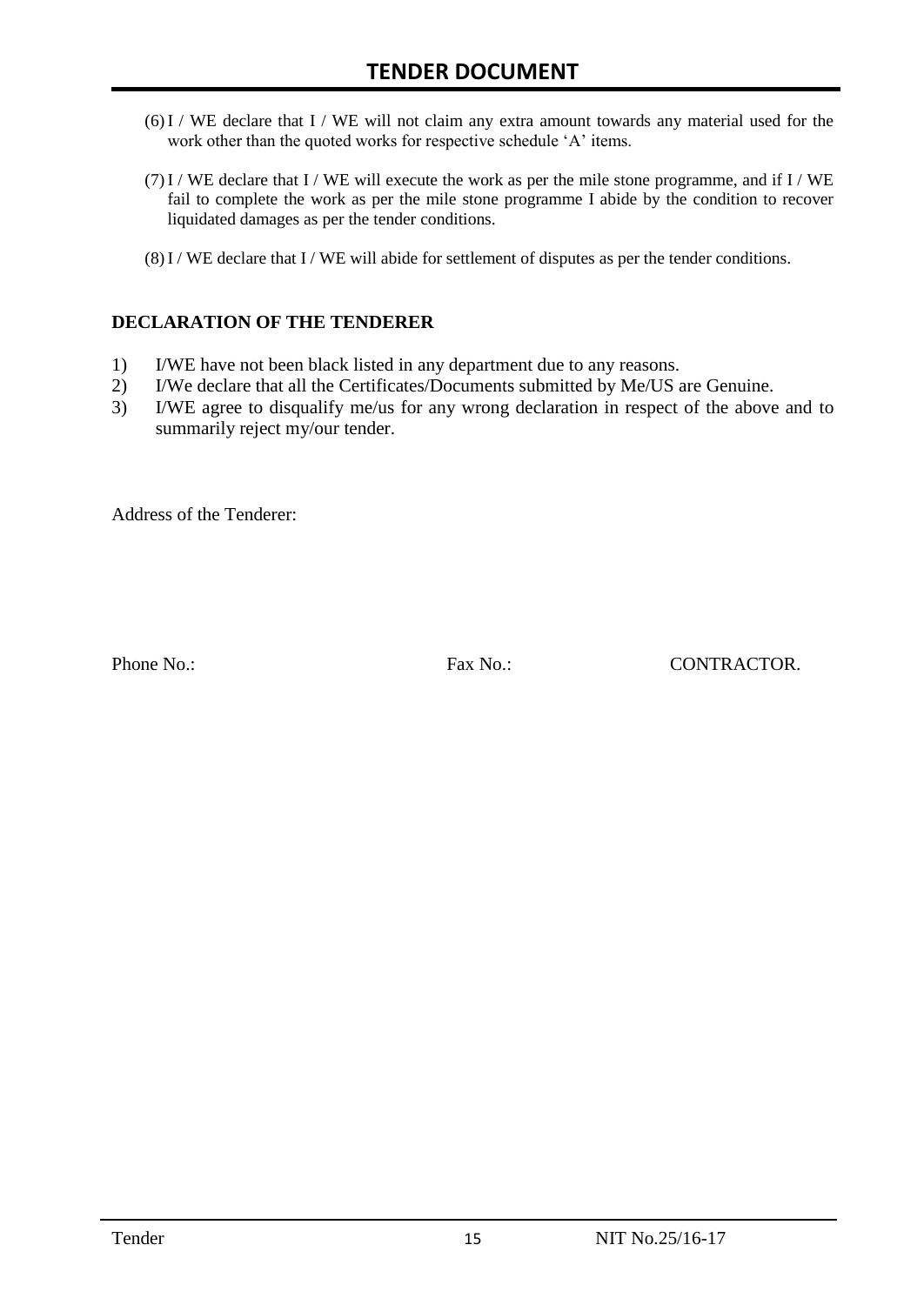(6) I / WE declare that I / WE will not claim any extra amount towards any material used for the work other than the quoted works for respective schedule 'A' items.

(7) I / WE declare that I / WE will execute the work as per the mile stone programme, and if I / WE fail to complete the work as per the mile stone programme I abide by the condition to recover liquidated damages as per the tender conditions.

(8) I / WE declare that I / WE will abide for settlement of disputes as per the tender conditions.

**DECLARATION OF THE TENDERER**

1) I/WE have not been black listed in any department due to any reasons.
2) I/We declare that all the Certificates/Documents submitted by Me/US are Genuine.
3) I/WE agree to disqualify me/us for any wrong declaration in respect of the above and to summarily reject my/our tender.

Address of the Tenderer:

Phone No.: Fax No.: CONTRACTOR.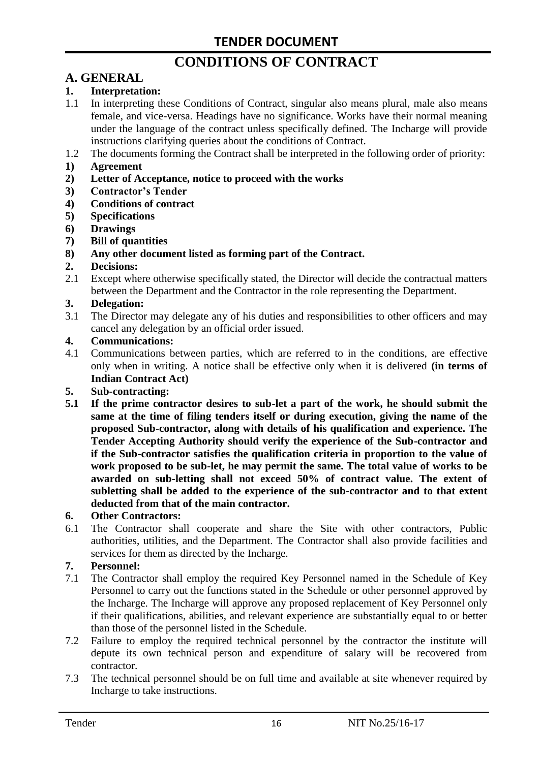# TENDER DOCUMENT

# CONDITIONS OF CONTRACT

## A. GENERAL

**1. Interpretation:**

1.1 In interpreting these Conditions of Contract, singular also means plural, male also means female, and vice-versa. Headings have no significance. Works have their normal meaning under the language of the contract unless specifically defined. The Incharge will provide instructions clarifying queries about the conditions of Contract.

1.2 The documents forming the Contract shall be interpreted in the following order of priority:

**1) Agreement**

**2) Letter of Acceptance, notice to proceed with the works**

**3) Contractor's Tender**

**4) Conditions of contract**

**5) Specifications**

**6) Drawings**

**7) Bill of quantities**

**8) Any other document listed as forming part of the Contract.**

**2. Decisions:**

2.1 Except where otherwise specifically stated, the Director will decide the contractual matters between the Department and the Contractor in the role representing the Department.

**3. Delegation:**

3.1 The Director may delegate any of his duties and responsibilities to other officers and may cancel any delegation by an official order issued.

**4. Communications:**

4.1 Communications between parties, which are referred to in the conditions, are effective only when in writing. A notice shall be effective only when it is delivered **(in terms of Indian Contract Act)**

**5. Sub-contracting:**

**5.1 If the prime contractor desires to sub-let a part of the work, he should submit the same at the time of filing tenders itself or during execution, giving the name of the proposed Sub-contractor, along with details of his qualification and experience. The Tender Accepting Authority should verify the experience of the Sub-contractor and if the Sub-contractor satisfies the qualification criteria in proportion to the value of work proposed to be sub-let, he may permit the same. The total value of works to be awarded on sub-letting shall not exceed 50% of contract value. The extent of subletting shall be added to the experience of the sub-contractor and to that extent deducted from that of the main contractor.**

**6. Other Contractors:**

6.1 The Contractor shall cooperate and share the Site with other contractors, Public authorities, utilities, and the Department. The Contractor shall also provide facilities and services for them as directed by the Incharge.

**7. Personnel:**

7.1 The Contractor shall employ the required Key Personnel named in the Schedule of Key Personnel to carry out the functions stated in the Schedule or other personnel approved by the Incharge. The Incharge will approve any proposed replacement of Key Personnel only if their qualifications, abilities, and relevant experience are substantially equal to or better than those of the personnel listed in the Schedule.

7.2 Failure to employ the required technical personnel by the contractor the institute will depute its own technical person and expenditure of salary will be recovered from contractor.

7.3 The technical personnel should be on full time and available at site whenever required by Incharge to take instructions.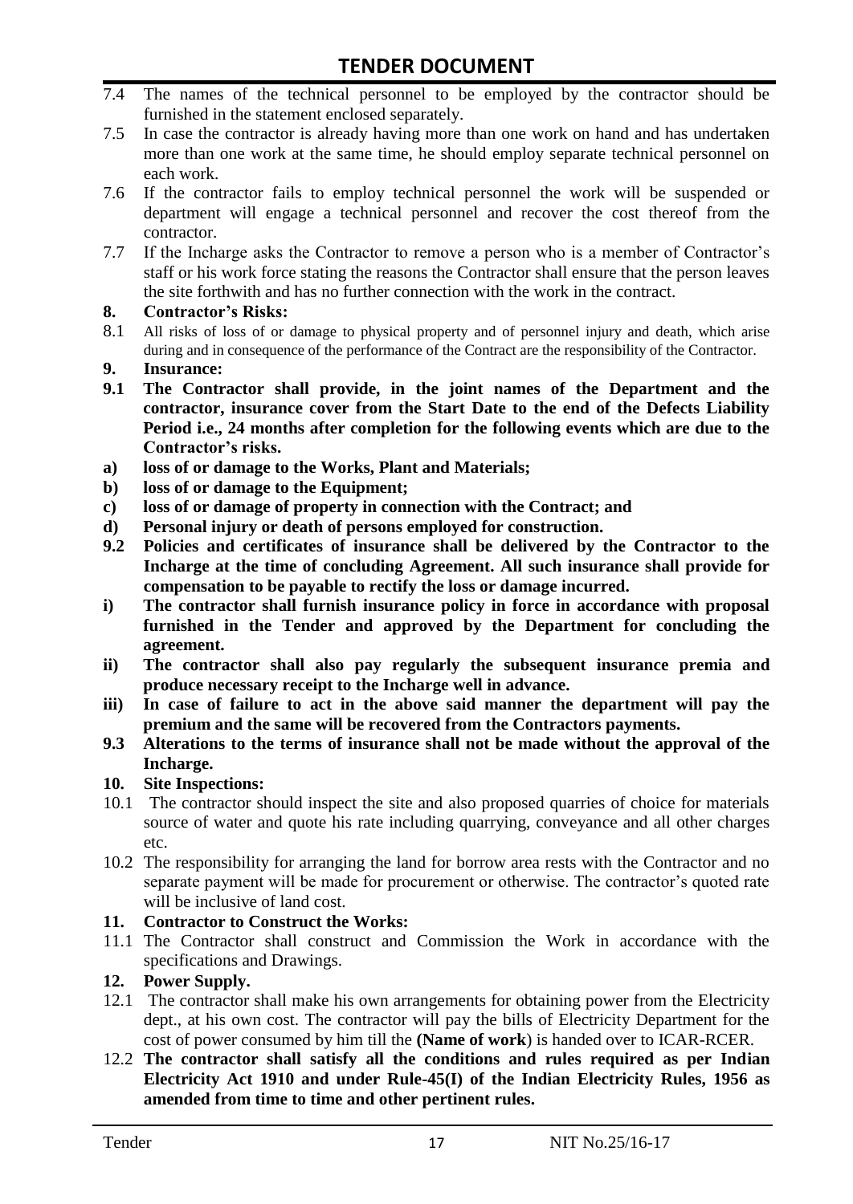7.4 The names of the technical personnel to be employed by the contractor should be furnished in the statement enclosed separately.

7.5 In case the contractor is already having more than one work on hand and has undertaken more than one work at the same time, he should employ separate technical personnel on each work.

7.6 If the contractor fails to employ technical personnel the work will be suspended or department will engage a technical personnel and recover the cost thereof from the contractor.

7.7 If the Incharge asks the Contractor to remove a person who is a member of Contractor's staff or his work force stating the reasons the Contractor shall ensure that the person leaves the site forthwith and has no further connection with the work in the contract.

**8. Contractor's Risks:**

8.1 All risks of loss of or damage to physical property and of personnel injury and death, which arise during and in consequence of the performance of the Contract are the responsibility of the Contractor.

**9. Insurance:**

**9.1 The Contractor shall provide, in the joint names of the Department and the contractor, insurance cover from the Start Date to the end of the Defects Liability Period i.e., 24 months after completion for the following events which are due to the Contractor's risks.**

**a) loss of or damage to the Works, Plant and Materials;**

**b) loss of or damage to the Equipment;**

**c) loss of or damage of property in connection with the Contract; and**

**d) Personal injury or death of persons employed for construction.**

**9.2 Policies and certificates of insurance shall be delivered by the Contractor to the Incharge at the time of concluding Agreement. All such insurance shall provide for compensation to be payable to rectify the loss or damage incurred.**

**i) The contractor shall furnish insurance policy in force in accordance with proposal furnished in the Tender and approved by the Department for concluding the agreement.**

**ii) The contractor shall also pay regularly the subsequent insurance premia and produce necessary receipt to the Incharge well in advance.**

**iii) In case of failure to act in the above said manner the department will pay the premium and the same will be recovered from the Contractors payments.**

**9.3 Alterations to the terms of insurance shall not be made without the approval of the Incharge.**

**10. Site Inspections:**

10.1 The contractor should inspect the site and also proposed quarries of choice for materials source of water and quote his rate including quarrying, conveyance and all other charges etc.

10.2 The responsibility for arranging the land for borrow area rests with the Contractor and no separate payment will be made for procurement or otherwise. The contractor's quoted rate will be inclusive of land cost.

**11. Contractor to Construct the Works:**

11.1 The Contractor shall construct and Commission the Work in accordance with the specifications and Drawings.

**12. Power Supply.**

12.1 The contractor shall make his own arrangements for obtaining power from the Electricity dept., at his own cost. The contractor will pay the bills of Electricity Department for the cost of power consumed by him till the **(Name of work**) is handed over to ICAR-RCER.

12.2 **The contractor shall satisfy all the conditions and rules required as per Indian Electricity Act 1910 and under Rule-45(I) of the Indian Electricity Rules, 1956 as amended from time to time and other pertinent rules.**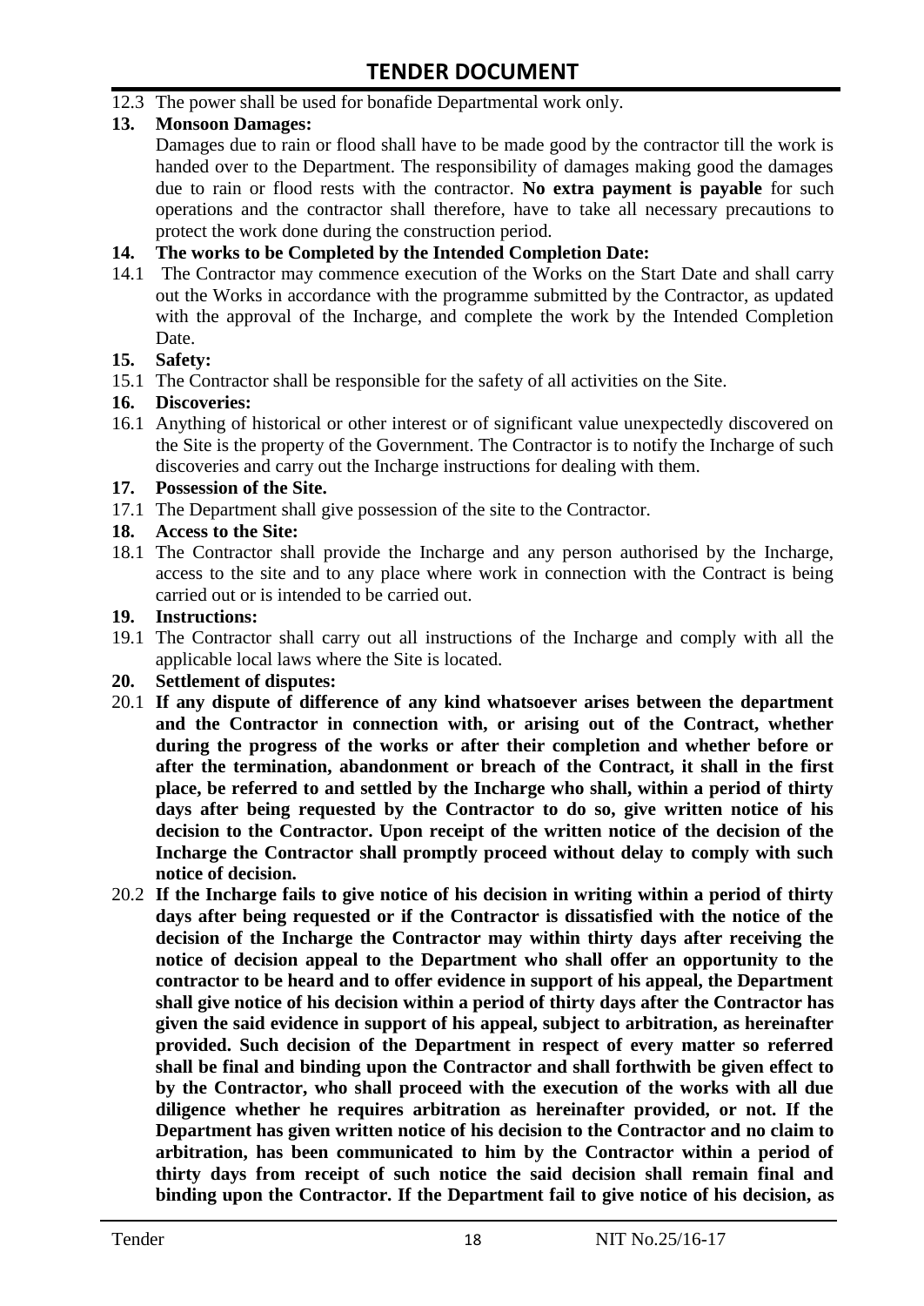12.3 The power shall be used for bonafide Departmental work only.

**13. Monsoon Damages:**

Damages due to rain or flood shall have to be made good by the contractor till the work is handed over to the Department. The responsibility of damages making good the damages due to rain or flood rests with the contractor. **No extra payment is payable** for such operations and the contractor shall therefore, have to take all necessary precautions to protect the work done during the construction period.

**14. The works to be Completed by the Intended Completion Date:**

14.1 The Contractor may commence execution of the Works on the Start Date and shall carry out the Works in accordance with the programme submitted by the Contractor, as updated with the approval of the Incharge, and complete the work by the Intended Completion Date.

**15. Safety:**

15.1 The Contractor shall be responsible for the safety of all activities on the Site.

**16. Discoveries:**

16.1 Anything of historical or other interest or of significant value unexpectedly discovered on the Site is the property of the Government. The Contractor is to notify the Incharge of such discoveries and carry out the Incharge instructions for dealing with them.

**17. Possession of the Site.**

17.1 The Department shall give possession of the site to the Contractor.

**18. Access to the Site:**

18.1 The Contractor shall provide the Incharge and any person authorised by the Incharge, access to the site and to any place where work in connection with the Contract is being carried out or is intended to be carried out.

**19. Instructions:**

19.1 The Contractor shall carry out all instructions of the Incharge and comply with all the applicable local laws where the Site is located.

**20. Settlement of disputes:**

20.1 **If any dispute of difference of any kind whatsoever arises between the department and the Contractor in connection with, or arising out of the Contract, whether during the progress of the works or after their completion and whether before or after the termination, abandonment or breach of the Contract, it shall in the first place, be referred to and settled by the Incharge who shall, within a period of thirty days after being requested by the Contractor to do so, give written notice of his decision to the Contractor. Upon receipt of the written notice of the decision of the Incharge the Contractor shall promptly proceed without delay to comply with such notice of decision.**

20.2 **If the Incharge fails to give notice of his decision in writing within a period of thirty days after being requested or if the Contractor is dissatisfied with the notice of the decision of the Incharge the Contractor may within thirty days after receiving the notice of decision appeal to the Department who shall offer an opportunity to the contractor to be heard and to offer evidence in support of his appeal, the Department shall give notice of his decision within a period of thirty days after the Contractor has given the said evidence in support of his appeal, subject to arbitration, as hereinafter provided. Such decision of the Department in respect of every matter so referred shall be final and binding upon the Contractor and shall forthwith be given effect to by the Contractor, who shall proceed with the execution of the works with all due diligence whether he requires arbitration as hereinafter provided, or not. If the Department has given written notice of his decision to the Contractor and no claim to arbitration, has been communicated to him by the Contractor within a period of thirty days from receipt of such notice the said decision shall remain final and binding upon the Contractor. If the Department fail to give notice of his decision, as**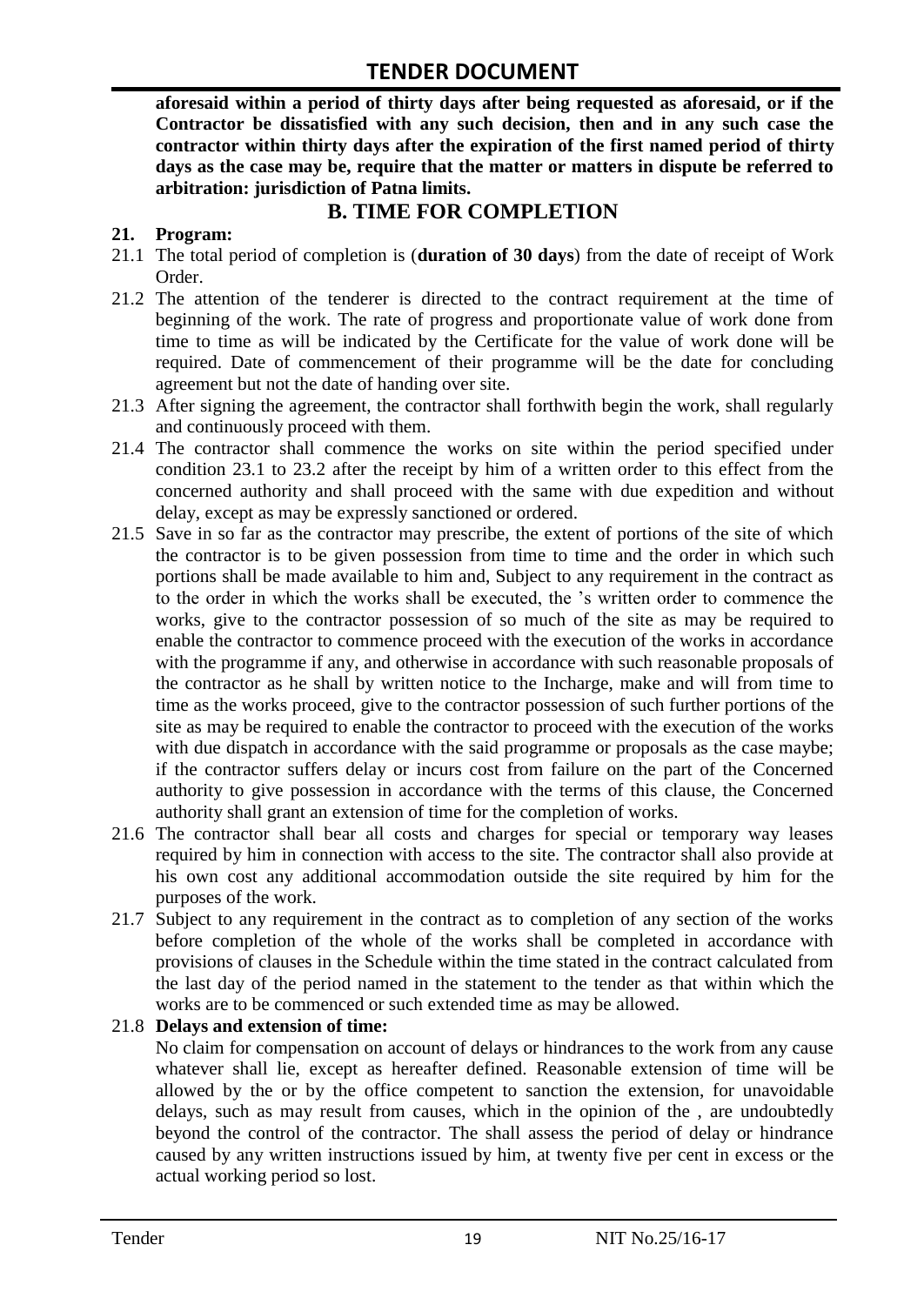**aforesaid within a period of thirty days after being requested as aforesaid, or if the Contractor be dissatisfied with any such decision, then and in any such case the contractor within thirty days after the expiration of the first named period of thirty days as the case may be, require that the matter or matters in dispute be referred to arbitration: jurisdiction of Patna limits.**

## B. TIME FOR COMPLETION

**21. Program:**

21.1 The total period of completion is (**duration of 30 days**) from the date of receipt of Work Order.

21.2 The attention of the tenderer is directed to the contract requirement at the time of beginning of the work. The rate of progress and proportionate value of work done from time to time as will be indicated by the Certificate for the value of work done will be required. Date of commencement of their programme will be the date for concluding agreement but not the date of handing over site.

21.3 After signing the agreement, the contractor shall forthwith begin the work, shall regularly and continuously proceed with them.

21.4 The contractor shall commence the works on site within the period specified under condition 23.1 to 23.2 after the receipt by him of a written order to this effect from the concerned authority and shall proceed with the same with due expedition and without delay, except as may be expressly sanctioned or ordered.

21.5 Save in so far as the contractor may prescribe, the extent of portions of the site of which the contractor is to be given possession from time to time and the order in which such portions shall be made available to him and, Subject to any requirement in the contract as to the order in which the works shall be executed, the 's written order to commence the works, give to the contractor possession of so much of the site as may be required to enable the contractor to commence proceed with the execution of the works in accordance with the programme if any, and otherwise in accordance with such reasonable proposals of the contractor as he shall by written notice to the Incharge, make and will from time to time as the works proceed, give to the contractor possession of such further portions of the site as may be required to enable the contractor to proceed with the execution of the works with due dispatch in accordance with the said programme or proposals as the case maybe; if the contractor suffers delay or incurs cost from failure on the part of the Concerned authority to give possession in accordance with the terms of this clause, the Concerned authority shall grant an extension of time for the completion of works.

21.6 The contractor shall bear all costs and charges for special or temporary way leases required by him in connection with access to the site. The contractor shall also provide at his own cost any additional accommodation outside the site required by him for the purposes of the work.

21.7 Subject to any requirement in the contract as to completion of any section of the works before completion of the whole of the works shall be completed in accordance with provisions of clauses in the Schedule within the time stated in the contract calculated from the last day of the period named in the statement to the tender as that within which the works are to be commenced or such extended time as may be allowed.

21.8 **Delays and extension of time:**

No claim for compensation on account of delays or hindrances to the work from any cause whatever shall lie, except as hereafter defined. Reasonable extension of time will be allowed by the or by the office competent to sanction the extension, for unavoidable delays, such as may result from causes, which in the opinion of the , are undoubtedly beyond the control of the contractor. The shall assess the period of delay or hindrance caused by any written instructions issued by him, at twenty five per cent in excess or the actual working period so lost.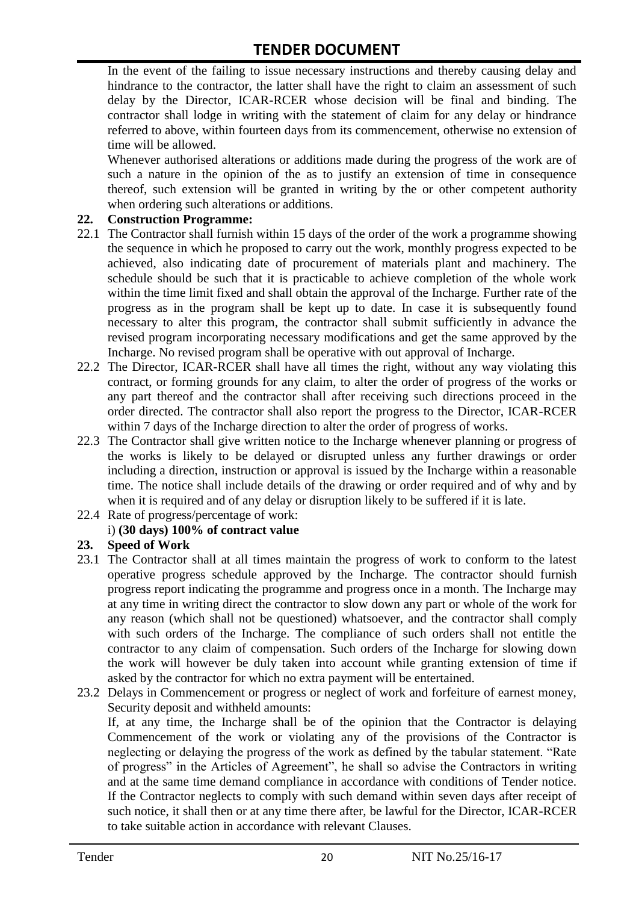In the event of the failing to issue necessary instructions and thereby causing delay and hindrance to the contractor, the latter shall have the right to claim an assessment of such delay by the Director, ICAR-RCER whose decision will be final and binding. The contractor shall lodge in writing with the statement of claim for any delay or hindrance referred to above, within fourteen days from its commencement, otherwise no extension of time will be allowed.

Whenever authorised alterations or additions made during the progress of the work are of such a nature in the opinion of the as to justify an extension of time in consequence thereof, such extension will be granted in writing by the or other competent authority when ordering such alterations or additions.

**22. Construction Programme:**

22.1 The Contractor shall furnish within 15 days of the order of the work a programme showing the sequence in which he proposed to carry out the work, monthly progress expected to be achieved, also indicating date of procurement of materials plant and machinery. The schedule should be such that it is practicable to achieve completion of the whole work within the time limit fixed and shall obtain the approval of the Incharge. Further rate of the progress as in the program shall be kept up to date. In case it is subsequently found necessary to alter this program, the contractor shall submit sufficiently in advance the revised program incorporating necessary modifications and get the same approved by the Incharge. No revised program shall be operative with out approval of Incharge.

22.2 The Director, ICAR-RCER shall have all times the right, without any way violating this contract, or forming grounds for any claim, to alter the order of progress of the works or any part thereof and the contractor shall after receiving such directions proceed in the order directed. The contractor shall also report the progress to the Director, ICAR-RCER within 7 days of the Incharge direction to alter the order of progress of works.

22.3 The Contractor shall give written notice to the Incharge whenever planning or progress of the works is likely to be delayed or disrupted unless any further drawings or order including a direction, instruction or approval is issued by the Incharge within a reasonable time. The notice shall include details of the drawing or order required and of why and by when it is required and of any delay or disruption likely to be suffered if it is late.

22.4 Rate of progress/percentage of work:

i) **(30 days) 100% of contract value**

**23. Speed of Work**

23.1 The Contractor shall at all times maintain the progress of work to conform to the latest operative progress schedule approved by the Incharge. The contractor should furnish progress report indicating the programme and progress once in a month. The Incharge may at any time in writing direct the contractor to slow down any part or whole of the work for any reason (which shall not be questioned) whatsoever, and the contractor shall comply with such orders of the Incharge. The compliance of such orders shall not entitle the contractor to any claim of compensation. Such orders of the Incharge for slowing down the work will however be duly taken into account while granting extension of time if asked by the contractor for which no extra payment will be entertained.

23.2 Delays in Commencement or progress or neglect of work and forfeiture of earnest money, Security deposit and withheld amounts:

If, at any time, the Incharge shall be of the opinion that the Contractor is delaying Commencement of the work or violating any of the provisions of the Contractor is neglecting or delaying the progress of the work as defined by the tabular statement. "Rate of progress" in the Articles of Agreement", he shall so advise the Contractors in writing and at the same time demand compliance in accordance with conditions of Tender notice. If the Contractor neglects to comply with such demand within seven days after receipt of such notice, it shall then or at any time there after, be lawful for the Director, ICAR-RCER to take suitable action in accordance with relevant Clauses.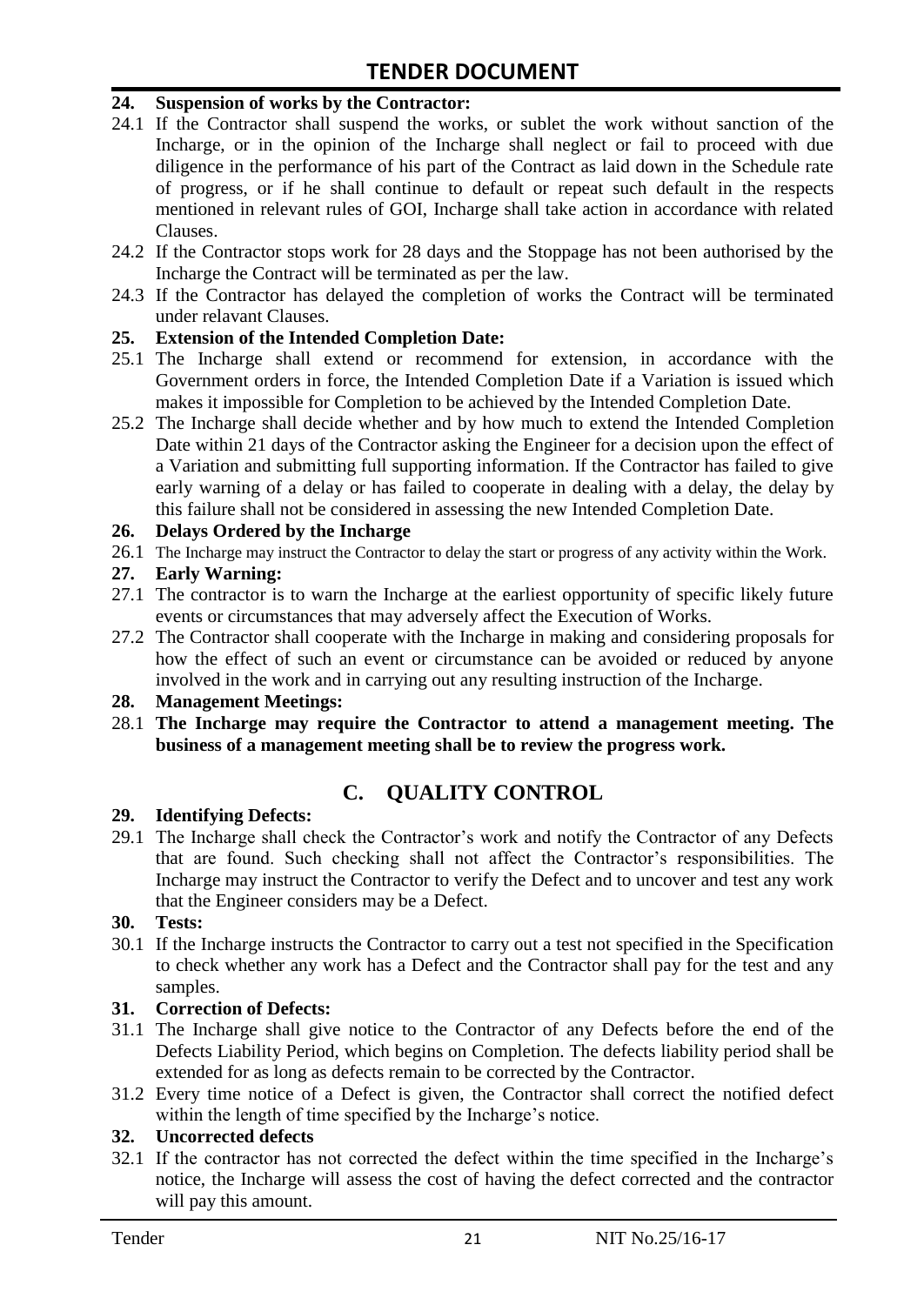**24. Suspension of works by the Contractor:**

24.1 If the Contractor shall suspend the works, or sublet the work without sanction of the Incharge, or in the opinion of the Incharge shall neglect or fail to proceed with due diligence in the performance of his part of the Contract as laid down in the Schedule rate of progress, or if he shall continue to default or repeat such default in the respects mentioned in relevant rules of GOI, Incharge shall take action in accordance with related Clauses.

24.2 If the Contractor stops work for 28 days and the Stoppage has not been authorised by the Incharge the Contract will be terminated as per the law.

24.3 If the Contractor has delayed the completion of works the Contract will be terminated under relavant Clauses.

**25. Extension of the Intended Completion Date:**

25.1 The Incharge shall extend or recommend for extension, in accordance with the Government orders in force, the Intended Completion Date if a Variation is issued which makes it impossible for Completion to be achieved by the Intended Completion Date.

25.2 The Incharge shall decide whether and by how much to extend the Intended Completion Date within 21 days of the Contractor asking the Engineer for a decision upon the effect of a Variation and submitting full supporting information. If the Contractor has failed to give early warning of a delay or has failed to cooperate in dealing with a delay, the delay by this failure shall not be considered in assessing the new Intended Completion Date.

**26. Delays Ordered by the Incharge**

26.1 The Incharge may instruct the Contractor to delay the start or progress of any activity within the Work.

**27. Early Warning:**

27.1 The contractor is to warn the Incharge at the earliest opportunity of specific likely future events or circumstances that may adversely affect the Execution of Works.

27.2 The Contractor shall cooperate with the Incharge in making and considering proposals for how the effect of such an event or circumstance can be avoided or reduced by anyone involved in the work and in carrying out any resulting instruction of the Incharge.

**28. Management Meetings:**

28.1 **The Incharge may require the Contractor to attend a management meeting. The business of a management meeting shall be to review the progress work.**

## C. QUALITY CONTROL

**29. Identifying Defects:**

29.1 The Incharge shall check the Contractor's work and notify the Contractor of any Defects that are found. Such checking shall not affect the Contractor's responsibilities. The Incharge may instruct the Contractor to verify the Defect and to uncover and test any work that the Engineer considers may be a Defect.

**30. Tests:**

30.1 If the Incharge instructs the Contractor to carry out a test not specified in the Specification to check whether any work has a Defect and the Contractor shall pay for the test and any samples.

**31. Correction of Defects:**

31.1 The Incharge shall give notice to the Contractor of any Defects before the end of the Defects Liability Period, which begins on Completion. The defects liability period shall be extended for as long as defects remain to be corrected by the Contractor.

31.2 Every time notice of a Defect is given, the Contractor shall correct the notified defect within the length of time specified by the Incharge's notice.

**32. Uncorrected defects**

32.1 If the contractor has not corrected the defect within the time specified in the Incharge's notice, the Incharge will assess the cost of having the defect corrected and the contractor will pay this amount.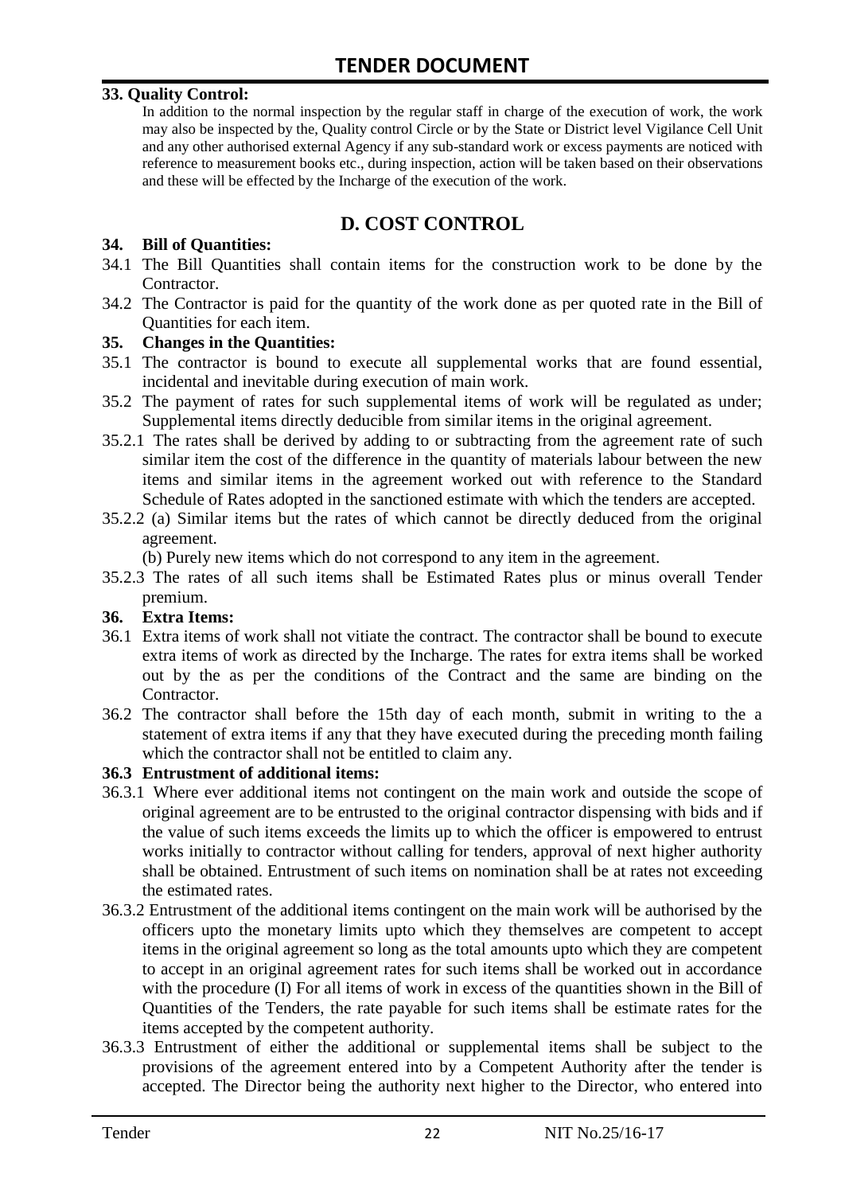**33. Quality Control:**

In addition to the normal inspection by the regular staff in charge of the execution of work, the work may also be inspected by the, Quality control Circle or by the State or District level Vigilance Cell Unit and any other authorised external Agency if any sub-standard work or excess payments are noticed with reference to measurement books etc., during inspection, action will be taken based on their observations and these will be effected by the Incharge of the execution of the work.

## D. COST CONTROL

**34. Bill of Quantities:**

34.1 The Bill Quantities shall contain items for the construction work to be done by the Contractor.

34.2 The Contractor is paid for the quantity of the work done as per quoted rate in the Bill of Quantities for each item.

**35. Changes in the Quantities:**

35.1 The contractor is bound to execute all supplemental works that are found essential, incidental and inevitable during execution of main work.

35.2 The payment of rates for such supplemental items of work will be regulated as under; Supplemental items directly deducible from similar items in the original agreement.

35.2.1 The rates shall be derived by adding to or subtracting from the agreement rate of such similar item the cost of the difference in the quantity of materials labour between the new items and similar items in the agreement worked out with reference to the Standard Schedule of Rates adopted in the sanctioned estimate with which the tenders are accepted.

35.2.2 (a) Similar items but the rates of which cannot be directly deduced from the original agreement.

(b) Purely new items which do not correspond to any item in the agreement.

35.2.3 The rates of all such items shall be Estimated Rates plus or minus overall Tender premium.

**36. Extra Items:**

36.1 Extra items of work shall not vitiate the contract. The contractor shall be bound to execute extra items of work as directed by the Incharge. The rates for extra items shall be worked out by the as per the conditions of the Contract and the same are binding on the Contractor.

36.2 The contractor shall before the 15th day of each month, submit in writing to the a statement of extra items if any that they have executed during the preceding month failing which the contractor shall not be entitled to claim any.

**36.3 Entrustment of additional items:**

36.3.1 Where ever additional items not contingent on the main work and outside the scope of original agreement are to be entrusted to the original contractor dispensing with bids and if the value of such items exceeds the limits up to which the officer is empowered to entrust works initially to contractor without calling for tenders, approval of next higher authority shall be obtained. Entrustment of such items on nomination shall be at rates not exceeding the estimated rates.

36.3.2 Entrustment of the additional items contingent on the main work will be authorised by the officers upto the monetary limits upto which they themselves are competent to accept items in the original agreement so long as the total amounts upto which they are competent to accept in an original agreement rates for such items shall be worked out in accordance with the procedure (I) For all items of work in excess of the quantities shown in the Bill of Quantities of the Tenders, the rate payable for such items shall be estimate rates for the items accepted by the competent authority.

36.3.3 Entrustment of either the additional or supplemental items shall be subject to the provisions of the agreement entered into by a Competent Authority after the tender is accepted. The Director being the authority next higher to the Director, who entered into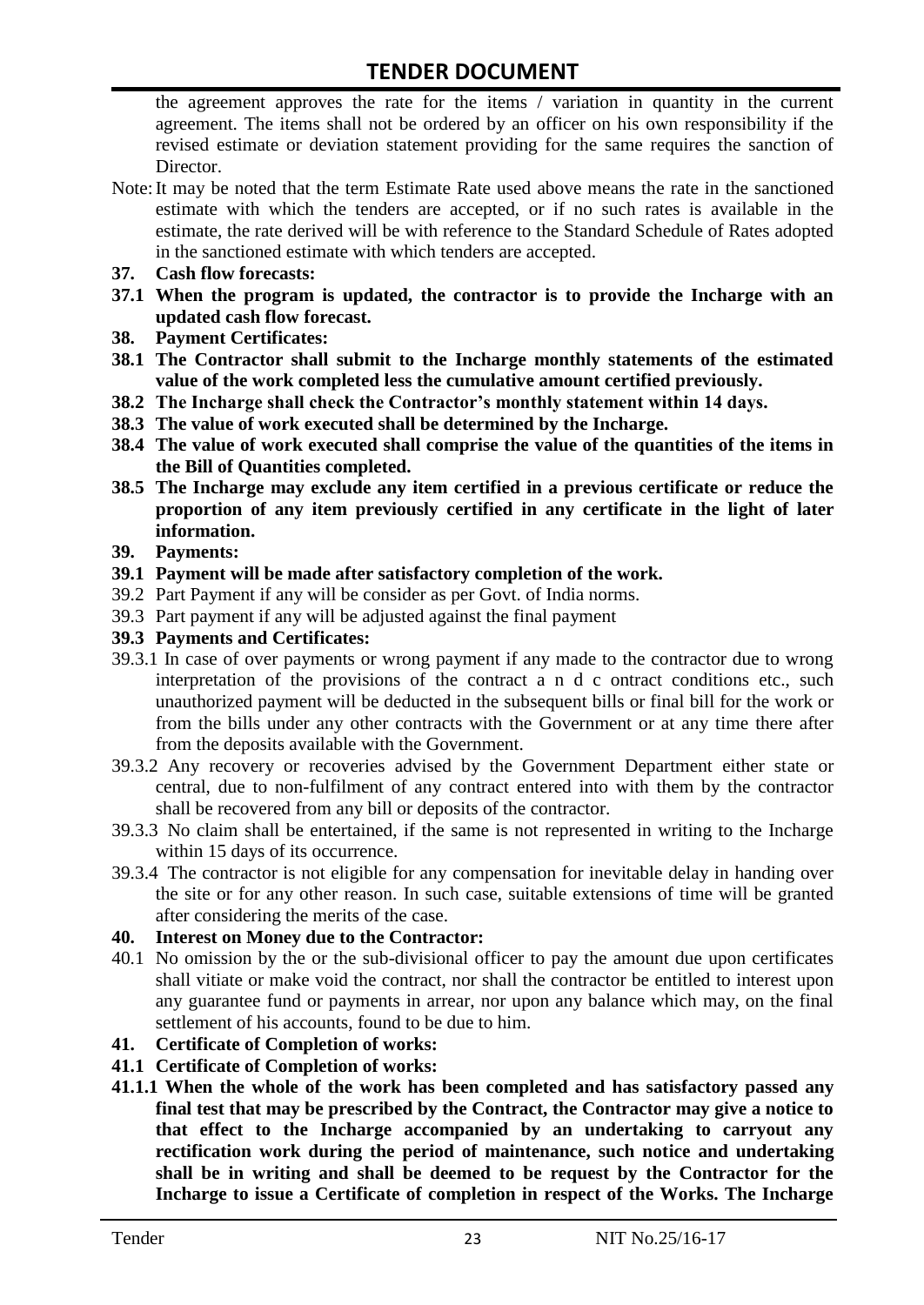the agreement approves the rate for the items / variation in quantity in the current agreement. The items shall not be ordered by an officer on his own responsibility if the revised estimate or deviation statement providing for the same requires the sanction of Director.

Note: It may be noted that the term Estimate Rate used above means the rate in the sanctioned estimate with which the tenders are accepted, or if no such rates is available in the estimate, the rate derived will be with reference to the Standard Schedule of Rates adopted in the sanctioned estimate with which tenders are accepted.

**37. Cash flow forecasts:**

**37.1 When the program is updated, the contractor is to provide the Incharge with an updated cash flow forecast.**

**38. Payment Certificates:**

**38.1 The Contractor shall submit to the Incharge monthly statements of the estimated value of the work completed less the cumulative amount certified previously.**

**38.2 The Incharge shall check the Contractor's monthly statement within 14 days.**

**38.3 The value of work executed shall be determined by the Incharge.**

**38.4 The value of work executed shall comprise the value of the quantities of the items in the Bill of Quantities completed.**

**38.5 The Incharge may exclude any item certified in a previous certificate or reduce the proportion of any item previously certified in any certificate in the light of later information.**

**39. Payments:**

**39.1 Payment will be made after satisfactory completion of the work.**

39.2 Part Payment if any will be consider as per Govt. of India norms.

39.3 Part payment if any will be adjusted against the final payment

**39.3 Payments and Certificates:**

39.3.1 In case of over payments or wrong payment if any made to the contractor due to wrong interpretation of the provisions of the contract a n d c ontract conditions etc., such unauthorized payment will be deducted in the subsequent bills or final bill for the work or from the bills under any other contracts with the Government or at any time there after from the deposits available with the Government.

39.3.2 Any recovery or recoveries advised by the Government Department either state or central, due to non-fulfilment of any contract entered into with them by the contractor shall be recovered from any bill or deposits of the contractor.

39.3.3 No claim shall be entertained, if the same is not represented in writing to the Incharge within 15 days of its occurrence.

39.3.4 The contractor is not eligible for any compensation for inevitable delay in handing over the site or for any other reason. In such case, suitable extensions of time will be granted after considering the merits of the case.

**40. Interest on Money due to the Contractor:**

40.1 No omission by the or the sub-divisional officer to pay the amount due upon certificates shall vitiate or make void the contract, nor shall the contractor be entitled to interest upon any guarantee fund or payments in arrear, nor upon any balance which may, on the final settlement of his accounts, found to be due to him.

**41. Certificate of Completion of works:**

**41.1 Certificate of Completion of works:**

**41.1.1 When the whole of the work has been completed and has satisfactory passed any final test that may be prescribed by the Contract, the Contractor may give a notice to that effect to the Incharge accompanied by an undertaking to carryout any rectification work during the period of maintenance, such notice and undertaking shall be in writing and shall be deemed to be request by the Contractor for the Incharge to issue a Certificate of completion in respect of the Works. The Incharge**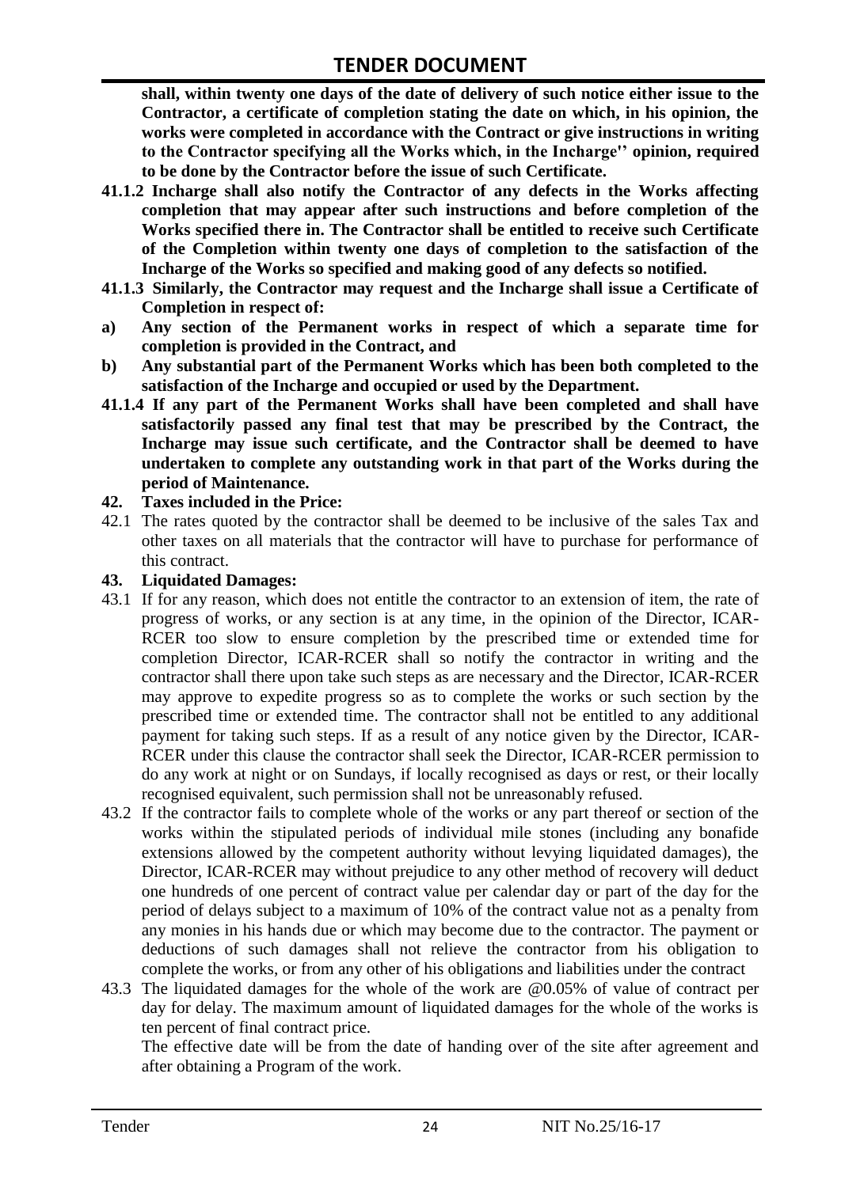**shall, within twenty one days of the date of delivery of such notice either issue to the Contractor, a certificate of completion stating the date on which, in his opinion, the works were completed in accordance with the Contract or give instructions in writing to the Contractor specifying all the Works which, in the Incharge'' opinion, required to be done by the Contractor before the issue of such Certificate.**

**41.1.2 Incharge shall also notify the Contractor of any defects in the Works affecting completion that may appear after such instructions and before completion of the Works specified there in. The Contractor shall be entitled to receive such Certificate of the Completion within twenty one days of completion to the satisfaction of the Incharge of the Works so specified and making good of any defects so notified.**

**41.1.3 Similarly, the Contractor may request and the Incharge shall issue a Certificate of Completion in respect of:**

**a) Any section of the Permanent works in respect of which a separate time for completion is provided in the Contract, and**

**b) Any substantial part of the Permanent Works which has been both completed to the satisfaction of the Incharge and occupied or used by the Department.**

**41.1.4 If any part of the Permanent Works shall have been completed and shall have satisfactorily passed any final test that may be prescribed by the Contract, the Incharge may issue such certificate, and the Contractor shall be deemed to have undertaken to complete any outstanding work in that part of the Works during the period of Maintenance.**

**42. Taxes included in the Price:**

42.1 The rates quoted by the contractor shall be deemed to be inclusive of the sales Tax and other taxes on all materials that the contractor will have to purchase for performance of this contract.

**43. Liquidated Damages:**

43.1 If for any reason, which does not entitle the contractor to an extension of item, the rate of progress of works, or any section is at any time, in the opinion of the Director, ICAR-RCER too slow to ensure completion by the prescribed time or extended time for completion Director, ICAR-RCER shall so notify the contractor in writing and the contractor shall there upon take such steps as are necessary and the Director, ICAR-RCER may approve to expedite progress so as to complete the works or such section by the prescribed time or extended time. The contractor shall not be entitled to any additional payment for taking such steps. If as a result of any notice given by the Director, ICAR-RCER under this clause the contractor shall seek the Director, ICAR-RCER permission to do any work at night or on Sundays, if locally recognised as days or rest, or their locally recognised equivalent, such permission shall not be unreasonably refused.

43.2 If the contractor fails to complete whole of the works or any part thereof or section of the works within the stipulated periods of individual mile stones (including any bonafide extensions allowed by the competent authority without levying liquidated damages), the Director, ICAR-RCER may without prejudice to any other method of recovery will deduct one hundreds of one percent of contract value per calendar day or part of the day for the period of delays subject to a maximum of 10% of the contract value not as a penalty from any monies in his hands due or which may become due to the contractor. The payment or deductions of such damages shall not relieve the contractor from his obligation to complete the works, or from any other of his obligations and liabilities under the contract

43.3 The liquidated damages for the whole of the work are @0.05% of value of contract per day for delay. The maximum amount of liquidated damages for the whole of the works is ten percent of final contract price.

The effective date will be from the date of handing over of the site after agreement and after obtaining a Program of the work.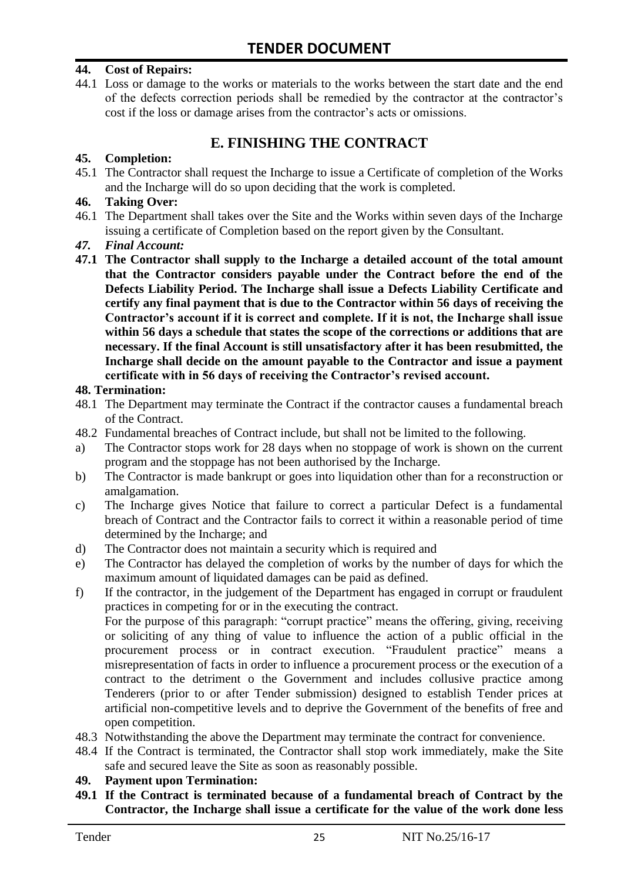**44. Cost of Repairs:**

44.1 Loss or damage to the works or materials to the works between the start date and the end of the defects correction periods shall be remedied by the contractor at the contractor's cost if the loss or damage arises from the contractor's acts or omissions.

## E. FINISHING THE CONTRACT

**45. Completion:**

45.1 The Contractor shall request the Incharge to issue a Certificate of completion of the Works and the Incharge will do so upon deciding that the work is completed.

**46. Taking Over:**

46.1 The Department shall takes over the Site and the Works within seven days of the Incharge issuing a certificate of Completion based on the report given by the Consultant.

***47. Final Account:***

**47.1 The Contractor shall supply to the Incharge a detailed account of the total amount that the Contractor considers payable under the Contract before the end of the Defects Liability Period. The Incharge shall issue a Defects Liability Certificate and certify any final payment that is due to the Contractor within 56 days of receiving the Contractor's account if it is correct and complete. If it is not, the Incharge shall issue within 56 days a schedule that states the scope of the corrections or additions that are necessary. If the final Account is still unsatisfactory after it has been resubmitted, the Incharge shall decide on the amount payable to the Contractor and issue a payment certificate with in 56 days of receiving the Contractor's revised account.**

**48. Termination:**

48.1 The Department may terminate the Contract if the contractor causes a fundamental breach of the Contract.

48.2 Fundamental breaches of Contract include, but shall not be limited to the following.

a) The Contractor stops work for 28 days when no stoppage of work is shown on the current program and the stoppage has not been authorised by the Incharge.

b) The Contractor is made bankrupt or goes into liquidation other than for a reconstruction or amalgamation.

c) The Incharge gives Notice that failure to correct a particular Defect is a fundamental breach of Contract and the Contractor fails to correct it within a reasonable period of time determined by the Incharge; and

d) The Contractor does not maintain a security which is required and

e) The Contractor has delayed the completion of works by the number of days for which the maximum amount of liquidated damages can be paid as defined.

f) If the contractor, in the judgement of the Department has engaged in corrupt or fraudulent practices in competing for or in the executing the contract.
For the purpose of this paragraph: "corrupt practice" means the offering, giving, receiving or soliciting of any thing of value to influence the action of a public official in the procurement process or in contract execution. "Fraudulent practice" means a misrepresentation of facts in order to influence a procurement process or the execution of a contract to the detriment o the Government and includes collusive practice among Tenderers (prior to or after Tender submission) designed to establish Tender prices at artificial non-competitive levels and to deprive the Government of the benefits of free and open competition.

48.3 Notwithstanding the above the Department may terminate the contract for convenience.

48.4 If the Contract is terminated, the Contractor shall stop work immediately, make the Site safe and secured leave the Site as soon as reasonably possible.

**49. Payment upon Termination:**

**49.1 If the Contract is terminated because of a fundamental breach of Contract by the Contractor, the Incharge shall issue a certificate for the value of the work done less**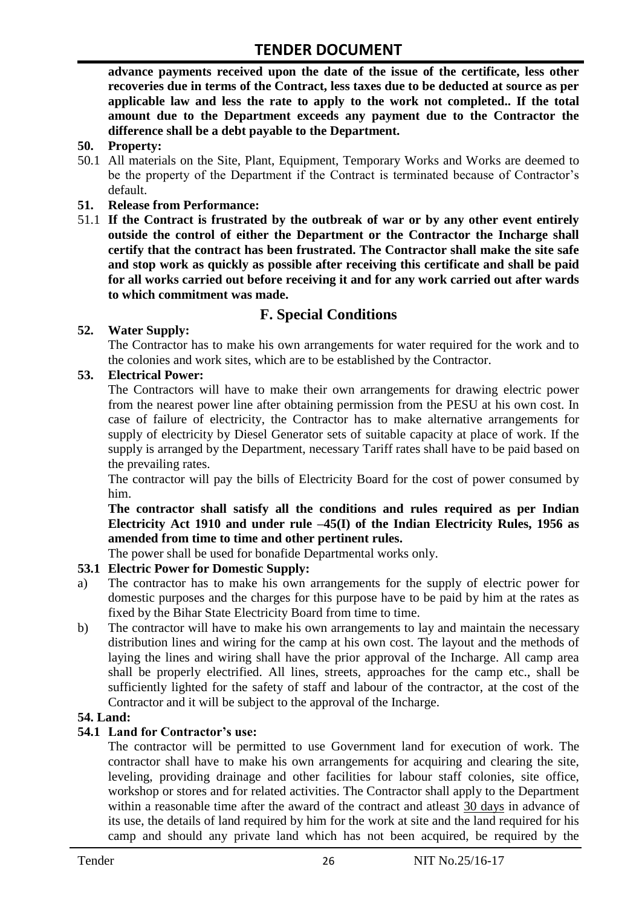**advance payments received upon the date of the issue of the certificate, less other recoveries due in terms of the Contract, less taxes due to be deducted at source as per applicable law and less the rate to apply to the work not completed.. If the total amount due to the Department exceeds any payment due to the Contractor the difference shall be a debt payable to the Department.**

**50. Property:**

50.1 All materials on the Site, Plant, Equipment, Temporary Works and Works are deemed to be the property of the Department if the Contract is terminated because of Contractor's default.

**51. Release from Performance:**

51.1 **If the Contract is frustrated by the outbreak of war or by any other event entirely outside the control of either the Department or the Contractor the Incharge shall certify that the contract has been frustrated. The Contractor shall make the site safe and stop work as quickly as possible after receiving this certificate and shall be paid for all works carried out before receiving it and for any work carried out after wards to which commitment was made.**

## F. Special Conditions

**52. Water Supply:**

The Contractor has to make his own arrangements for water required for the work and to the colonies and work sites, which are to be established by the Contractor.

**53. Electrical Power:**

The Contractors will have to make their own arrangements for drawing electric power from the nearest power line after obtaining permission from the PESU at his own cost. In case of failure of electricity, the Contractor has to make alternative arrangements for supply of electricity by Diesel Generator sets of suitable capacity at place of work. If the supply is arranged by the Department, necessary Tariff rates shall have to be paid based on the prevailing rates.

The contractor will pay the bills of Electricity Board for the cost of power consumed by him.

**The contractor shall satisfy all the conditions and rules required as per Indian Electricity Act 1910 and under rule –45(I) of the Indian Electricity Rules, 1956 as amended from time to time and other pertinent rules.**

The power shall be used for bonafide Departmental works only.

**53.1 Electric Power for Domestic Supply:**

a) The contractor has to make his own arrangements for the supply of electric power for domestic purposes and the charges for this purpose have to be paid by him at the rates as fixed by the Bihar State Electricity Board from time to time.

b) The contractor will have to make his own arrangements to lay and maintain the necessary distribution lines and wiring for the camp at his own cost. The layout and the methods of laying the lines and wiring shall have the prior approval of the Incharge. All camp area shall be properly electrified. All lines, streets, approaches for the camp etc., shall be sufficiently lighted for the safety of staff and labour of the contractor, at the cost of the Contractor and it will be subject to the approval of the Incharge.

**54. Land:**

**54.1 Land for Contractor's use:**

The contractor will be permitted to use Government land for execution of work. The contractor shall have to make his own arrangements for acquiring and clearing the site, leveling, providing drainage and other facilities for labour staff colonies, site office, workshop or stores and for related activities. The Contractor shall apply to the Department within a reasonable time after the award of the contract and atleast 30 days in advance of its use, the details of land required by him for the work at site and the land required for his camp and should any private land which has not been acquired, be required by the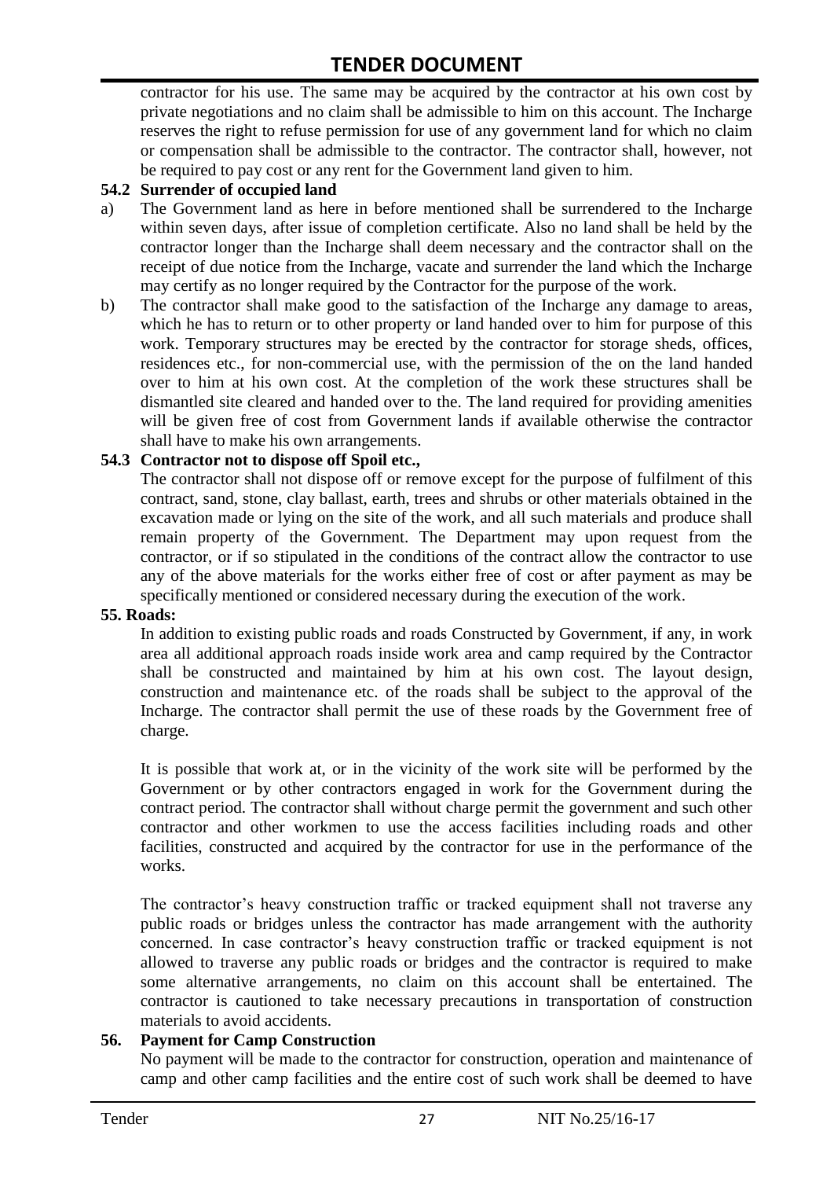contractor for his use. The same may be acquired by the contractor at his own cost by private negotiations and no claim shall be admissible to him on this account. The Incharge reserves the right to refuse permission for use of any government land for which no claim or compensation shall be admissible to the contractor. The contractor shall, however, not be required to pay cost or any rent for the Government land given to him.

**54.2 Surrender of occupied land**

a) The Government land as here in before mentioned shall be surrendered to the Incharge within seven days, after issue of completion certificate. Also no land shall be held by the contractor longer than the Incharge shall deem necessary and the contractor shall on the receipt of due notice from the Incharge, vacate and surrender the land which the Incharge may certify as no longer required by the Contractor for the purpose of the work.

b) The contractor shall make good to the satisfaction of the Incharge any damage to areas, which he has to return or to other property or land handed over to him for purpose of this work. Temporary structures may be erected by the contractor for storage sheds, offices, residences etc., for non-commercial use, with the permission of the on the land handed over to him at his own cost. At the completion of the work these structures shall be dismantled site cleared and handed over to the. The land required for providing amenities will be given free of cost from Government lands if available otherwise the contractor shall have to make his own arrangements.

**54.3 Contractor not to dispose off Spoil etc.,**

The contractor shall not dispose off or remove except for the purpose of fulfilment of this contract, sand, stone, clay ballast, earth, trees and shrubs or other materials obtained in the excavation made or lying on the site of the work, and all such materials and produce shall remain property of the Government. The Department may upon request from the contractor, or if so stipulated in the conditions of the contract allow the contractor to use any of the above materials for the works either free of cost or after payment as may be specifically mentioned or considered necessary during the execution of the work.

**55. Roads:**

In addition to existing public roads and roads Constructed by Government, if any, in work area all additional approach roads inside work area and camp required by the Contractor shall be constructed and maintained by him at his own cost. The layout design, construction and maintenance etc. of the roads shall be subject to the approval of the Incharge. The contractor shall permit the use of these roads by the Government free of charge.

It is possible that work at, or in the vicinity of the work site will be performed by the Government or by other contractors engaged in work for the Government during the contract period. The contractor shall without charge permit the government and such other contractor and other workmen to use the access facilities including roads and other facilities, constructed and acquired by the contractor for use in the performance of the works.

The contractor's heavy construction traffic or tracked equipment shall not traverse any public roads or bridges unless the contractor has made arrangement with the authority concerned. In case contractor's heavy construction traffic or tracked equipment is not allowed to traverse any public roads or bridges and the contractor is required to make some alternative arrangements, no claim on this account shall be entertained. The contractor is cautioned to take necessary precautions in transportation of construction materials to avoid accidents.

**56. Payment for Camp Construction**

No payment will be made to the contractor for construction, operation and maintenance of camp and other camp facilities and the entire cost of such work shall be deemed to have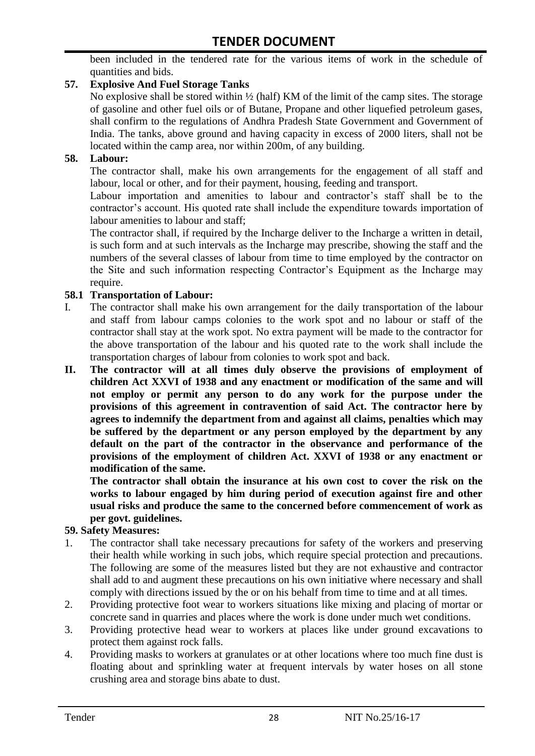been included in the tendered rate for the various items of work in the schedule of quantities and bids.

**57. Explosive And Fuel Storage Tanks**

No explosive shall be stored within ½ (half) KM of the limit of the camp sites. The storage of gasoline and other fuel oils or of Butane, Propane and other liquefied petroleum gases, shall confirm to the regulations of Andhra Pradesh State Government and Government of India. The tanks, above ground and having capacity in excess of 2000 liters, shall not be located within the camp area, nor within 200m, of any building.

**58. Labour:**

The contractor shall, make his own arrangements for the engagement of all staff and labour, local or other, and for their payment, housing, feeding and transport.

Labour importation and amenities to labour and contractor's staff shall be to the contractor's account. His quoted rate shall include the expenditure towards importation of labour amenities to labour and staff;

The contractor shall, if required by the Incharge deliver to the Incharge a written in detail, is such form and at such intervals as the Incharge may prescribe, showing the staff and the numbers of the several classes of labour from time to time employed by the contractor on the Site and such information respecting Contractor's Equipment as the Incharge may require.

**58.1 Transportation of Labour:**

I. The contractor shall make his own arrangement for the daily transportation of the labour and staff from labour camps colonies to the work spot and no labour or staff of the contractor shall stay at the work spot. No extra payment will be made to the contractor for the above transportation of the labour and his quoted rate to the work shall include the transportation charges of labour from colonies to work spot and back.

**II. The contractor will at all times duly observe the provisions of employment of children Act XXVI of 1938 and any enactment or modification of the same and will not employ or permit any person to do any work for the purpose under the provisions of this agreement in contravention of said Act. The contractor here by agrees to indemnify the department from and against all claims, penalties which may be suffered by the department or any person employed by the department by any default on the part of the contractor in the observance and performance of the provisions of the employment of children Act. XXVI of 1938 or any enactment or modification of the same.**

**The contractor shall obtain the insurance at his own cost to cover the risk on the works to labour engaged by him during period of execution against fire and other usual risks and produce the same to the concerned before commencement of work as per govt. guidelines.**

**59. Safety Measures:**

1. The contractor shall take necessary precautions for safety of the workers and preserving their health while working in such jobs, which require special protection and precautions. The following are some of the measures listed but they are not exhaustive and contractor shall add to and augment these precautions on his own initiative where necessary and shall comply with directions issued by the or on his behalf from time to time and at all times.
2. Providing protective foot wear to workers situations like mixing and placing of mortar or concrete sand in quarries and places where the work is done under much wet conditions.
3. Providing protective head wear to workers at places like under ground excavations to protect them against rock falls.
4. Providing masks to workers at granulates or at other locations where too much fine dust is floating about and sprinkling water at frequent intervals by water hoses on all stone crushing area and storage bins abate to dust.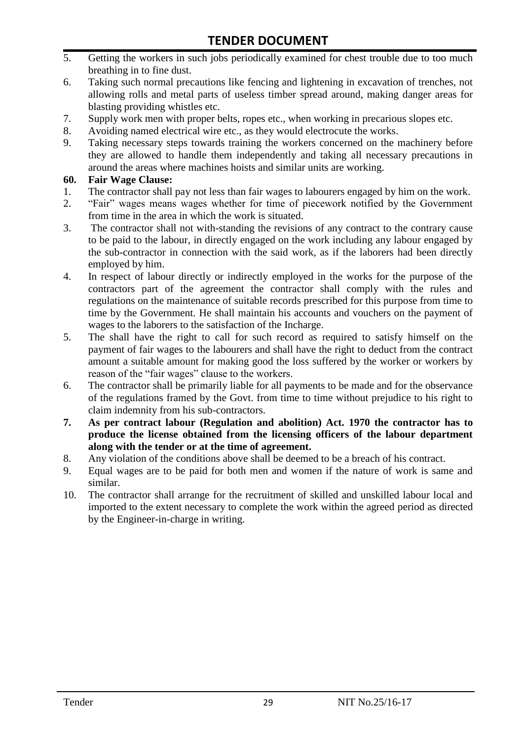5. Getting the workers in such jobs periodically examined for chest trouble due to too much breathing in to fine dust.
6. Taking such normal precautions like fencing and lightening in excavation of trenches, not allowing rolls and metal parts of useless timber spread around, making danger areas for blasting providing whistles etc.
7. Supply work men with proper belts, ropes etc., when working in precarious slopes etc.
8. Avoiding named electrical wire etc., as they would electrocute the works.
9. Taking necessary steps towards training the workers concerned on the machinery before they are allowed to handle them independently and taking all necessary precautions in around the areas where machines hoists and similar units are working.

**60. Fair Wage Clause:**

1. The contractor shall pay not less than fair wages to labourers engaged by him on the work.
2. "Fair" wages means wages whether for time of piecework notified by the Government from time in the area in which the work is situated.
3. The contractor shall not with-standing the revisions of any contract to the contrary cause to be paid to the labour, in directly engaged on the work including any labour engaged by the sub-contractor in connection with the said work, as if the laborers had been directly employed by him.
4. In respect of labour directly or indirectly employed in the works for the purpose of the contractors part of the agreement the contractor shall comply with the rules and regulations on the maintenance of suitable records prescribed for this purpose from time to time by the Government. He shall maintain his accounts and vouchers on the payment of wages to the laborers to the satisfaction of the Incharge.
5. The shall have the right to call for such record as required to satisfy himself on the payment of fair wages to the labourers and shall have the right to deduct from the contract amount a suitable amount for making good the loss suffered by the worker or workers by reason of the "fair wages" clause to the workers.
6. The contractor shall be primarily liable for all payments to be made and for the observance of the regulations framed by the Govt. from time to time without prejudice to his right to claim indemnity from his sub-contractors.
7. **As per contract labour (Regulation and abolition) Act. 1970 the contractor has to produce the license obtained from the licensing officers of the labour department along with the tender or at the time of agreement.**
8. Any violation of the conditions above shall be deemed to be a breach of his contract.
9. Equal wages are to be paid for both men and women if the nature of work is same and similar.
10. The contractor shall arrange for the recruitment of skilled and unskilled labour local and imported to the extent necessary to complete the work within the agreed period as directed by the Engineer-in-charge in writing.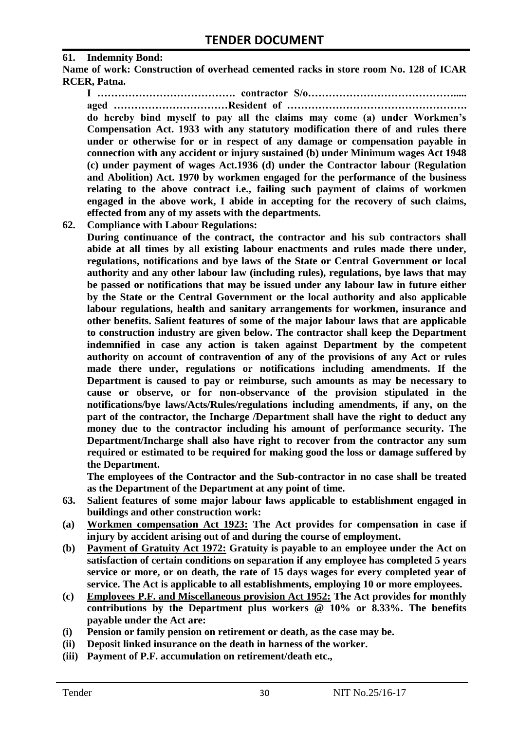**61. Indemnity Bond:**

**Name of work: Construction of overhead cemented racks in store room No. 128 of ICAR RCER, Patna.**

**I …………………………………. contractor S/o…………………………………….….. aged ……………………………Resident of ……………………………………………. do hereby bind myself to pay all the claims may come (a) under Workmen's Compensation Act. 1933 with any statutory modification there of and rules there under or otherwise for or in respect of any damage or compensation payable in connection with any accident or injury sustained (b) under Minimum wages Act 1948 (c) under payment of wages Act.1936 (d) under the Contractor labour (Regulation and Abolition) Act. 1970 by workmen engaged for the performance of the business relating to the above contract i.e., failing such payment of claims of workmen engaged in the above work, I abide in accepting for the recovery of such claims, effected from any of my assets with the departments.**

**62. Compliance with Labour Regulations:**

**During continuance of the contract, the contractor and his sub contractors shall abide at all times by all existing labour enactments and rules made there under, regulations, notifications and bye laws of the State or Central Government or local authority and any other labour law (including rules), regulations, bye laws that may be passed or notifications that may be issued under any labour law in future either by the State or the Central Government or the local authority and also applicable labour regulations, health and sanitary arrangements for workmen, insurance and other benefits. Salient features of some of the major labour laws that are applicable to construction industry are given below. The contractor shall keep the Department indemnified in case any action is taken against Department by the competent authority on account of contravention of any of the provisions of any Act or rules made there under, regulations or notifications including amendments. If the Department is caused to pay or reimburse, such amounts as may be necessary to cause or observe, or for non-observance of the provision stipulated in the notifications/bye laws/Acts/Rules/regulations including amendments, if any, on the part of the contractor, the Incharge /Department shall have the right to deduct any money due to the contractor including his amount of performance security. The Department/Incharge shall also have right to recover from the contractor any sum required or estimated to be required for making good the loss or damage suffered by the Department.**

**The employees of the Contractor and the Sub-contractor in no case shall be treated as the Department of the Department at any point of time.**

**63. Salient features of some major labour laws applicable to establishment engaged in buildings and other construction work:**

**(a) <u>Workmen compensation Act 1923:</u> The Act provides for compensation in case if injury by accident arising out of and during the course of employment.**

**(b) <u>Payment of Gratuity Act 1972:</u> Gratuity is payable to an employee under the Act on satisfaction of certain conditions on separation if any employee has completed 5 years service or more, or on death, the rate of 15 days wages for every completed year of service. The Act is applicable to all establishments, employing 10 or more employees.**

**(c) <u>Employees P.F. and Miscellaneous provision Act 1952:</u> The Act provides for monthly contributions by the Department plus workers @ 10% or 8.33%. The benefits payable under the Act are:**

**(i) Pension or family pension on retirement or death, as the case may be.**

**(ii) Deposit linked insurance on the death in harness of the worker.**

**(iii) Payment of P.F. accumulation on retirement/death etc.,**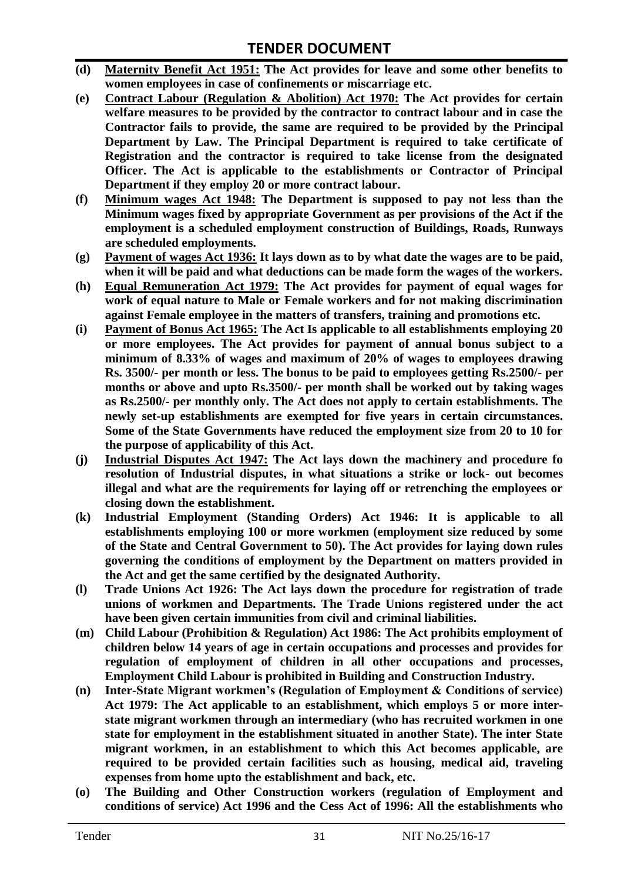- **(d)** **Maternity Benefit Act 1951: The Act provides for leave and some other benefits to women employees in case of confinements or miscarriage etc.**
- **(e)** **Contract Labour (Regulation & Abolition) Act 1970: The Act provides for certain welfare measures to be provided by the contractor to contract labour and in case the Contractor fails to provide, the same are required to be provided by the Principal Department by Law. The Principal Department is required to take certificate of Registration and the contractor is required to take license from the designated Officer. The Act is applicable to the establishments or Contractor of Principal Department if they employ 20 or more contract labour.**
- **(f)** **Minimum wages Act 1948: The Department is supposed to pay not less than the Minimum wages fixed by appropriate Government as per provisions of the Act if the employment is a scheduled employment construction of Buildings, Roads, Runways are scheduled employments.**
- **(g)** **Payment of wages Act 1936: It lays down as to by what date the wages are to be paid, when it will be paid and what deductions can be made form the wages of the workers.**
- **(h)** **Equal Remuneration Act 1979: The Act provides for payment of equal wages for work of equal nature to Male or Female workers and for not making discrimination against Female employee in the matters of transfers, training and promotions etc.**
- **(i)** **Payment of Bonus Act 1965: The Act Is applicable to all establishments employing 20 or more employees. The Act provides for payment of annual bonus subject to a minimum of 8.33% of wages and maximum of 20% of wages to employees drawing Rs. 3500/- per month or less. The bonus to be paid to employees getting Rs.2500/- per months or above and upto Rs.3500/- per month shall be worked out by taking wages as Rs.2500/- per monthly only. The Act does not apply to certain establishments. The newly set-up establishments are exempted for five years in certain circumstances. Some of the State Governments have reduced the employment size from 20 to 10 for the purpose of applicability of this Act.**
- **(j)** **Industrial Disputes Act 1947: The Act lays down the machinery and procedure fo resolution of Industrial disputes, in what situations a strike or lock- out becomes illegal and what are the requirements for laying off or retrenching the employees or closing down the establishment.**
- **(k)** **Industrial Employment (Standing Orders) Act 1946: It is applicable to all establishments employing 100 or more workmen (employment size reduced by some of the State and Central Government to 50). The Act provides for laying down rules governing the conditions of employment by the Department on matters provided in the Act and get the same certified by the designated Authority.**
- **(l)** **Trade Unions Act 1926: The Act lays down the procedure for registration of trade unions of workmen and Departments. The Trade Unions registered under the act have been given certain immunities from civil and criminal liabilities.**
- **(m)** **Child Labour (Prohibition & Regulation) Act 1986: The Act prohibits employment of children below 14 years of age in certain occupations and processes and provides for regulation of employment of children in all other occupations and processes, Employment Child Labour is prohibited in Building and Construction Industry.**
- **(n)** **Inter-State Migrant workmen's (Regulation of Employment & Conditions of service) Act 1979: The Act applicable to an establishment, which employs 5 or more inter-state migrant workmen through an intermediary (who has recruited workmen in one state for employment in the establishment situated in another State). The inter State migrant workmen, in an establishment to which this Act becomes applicable, are required to be provided certain facilities such as housing, medical aid, traveling expenses from home upto the establishment and back, etc.**
- **(o)** **The Building and Other Construction workers (regulation of Employment and conditions of service) Act 1996 and the Cess Act of 1996: All the establishments who**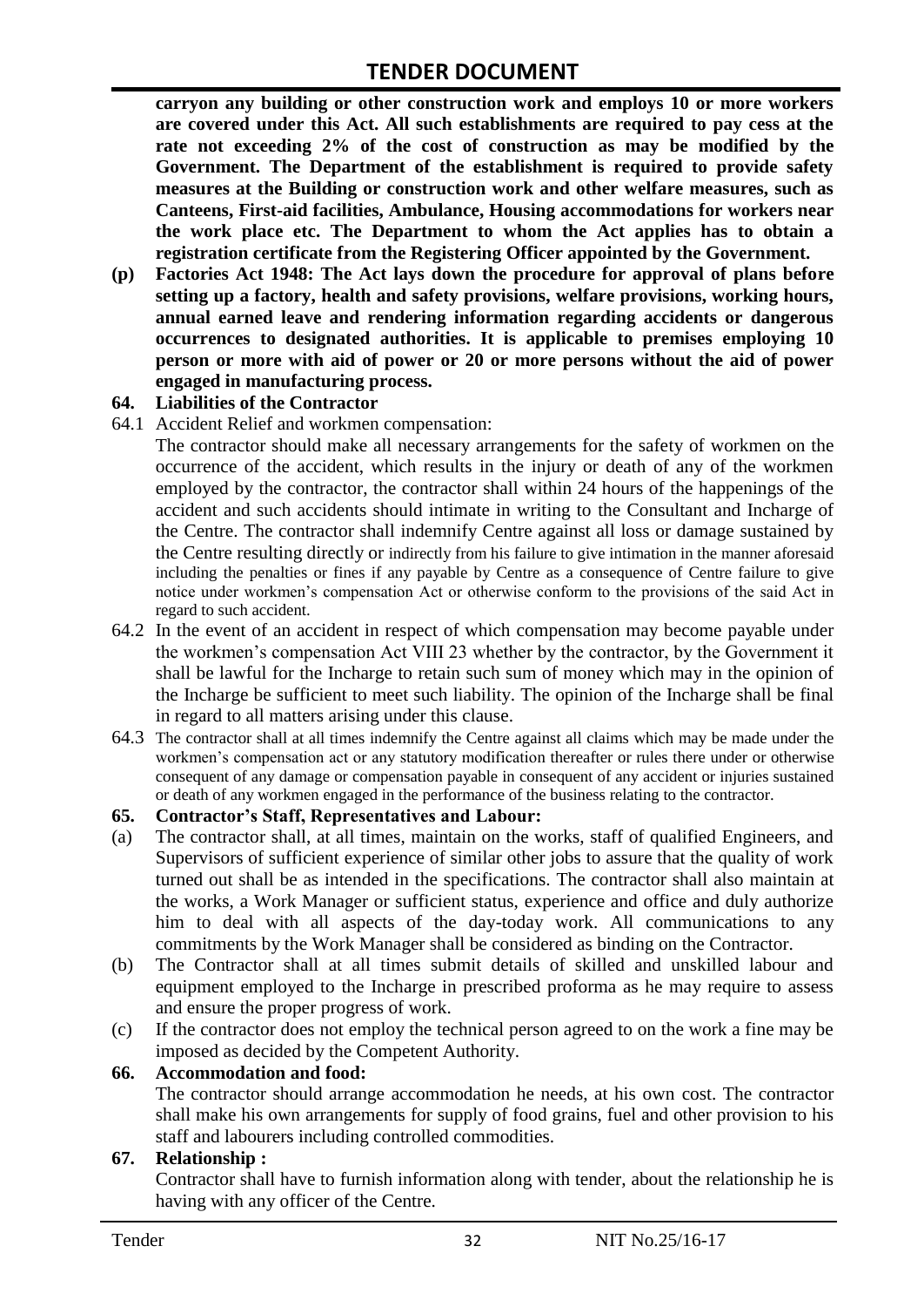**carryon any building or other construction work and employs 10 or more workers are covered under this Act. All such establishments are required to pay cess at the rate not exceeding 2% of the cost of construction as may be modified by the Government. The Department of the establishment is required to provide safety measures at the Building or construction work and other welfare measures, such as Canteens, First-aid facilities, Ambulance, Housing accommodations for workers near the work place etc. The Department to whom the Act applies has to obtain a registration certificate from the Registering Officer appointed by the Government.**

**(p) Factories Act 1948: The Act lays down the procedure for approval of plans before setting up a factory, health and safety provisions, welfare provisions, working hours, annual earned leave and rendering information regarding accidents or dangerous occurrences to designated authorities. It is applicable to premises employing 10 person or more with aid of power or 20 or more persons without the aid of power engaged in manufacturing process.**

**64. Liabilities of the Contractor**

64.1 Accident Relief and workmen compensation:

The contractor should make all necessary arrangements for the safety of workmen on the occurrence of the accident, which results in the injury or death of any of the workmen employed by the contractor, the contractor shall within 24 hours of the happenings of the accident and such accidents should intimate in writing to the Consultant and Incharge of the Centre. The contractor shall indemnify Centre against all loss or damage sustained by the Centre resulting directly or indirectly from his failure to give intimation in the manner aforesaid including the penalties or fines if any payable by Centre as a consequence of Centre failure to give notice under workmen's compensation Act or otherwise conform to the provisions of the said Act in regard to such accident.

64.2 In the event of an accident in respect of which compensation may become payable under the workmen's compensation Act VIII 23 whether by the contractor, by the Government it shall be lawful for the Incharge to retain such sum of money which may in the opinion of the Incharge be sufficient to meet such liability. The opinion of the Incharge shall be final in regard to all matters arising under this clause.

64.3 The contractor shall at all times indemnify the Centre against all claims which may be made under the workmen's compensation act or any statutory modification thereafter or rules there under or otherwise consequent of any damage or compensation payable in consequent of any accident or injuries sustained or death of any workmen engaged in the performance of the business relating to the contractor.

**65. Contractor's Staff, Representatives and Labour:**

(a) The contractor shall, at all times, maintain on the works, staff of qualified Engineers, and Supervisors of sufficient experience of similar other jobs to assure that the quality of work turned out shall be as intended in the specifications. The contractor shall also maintain at the works, a Work Manager or sufficient status, experience and office and duly authorize him to deal with all aspects of the day-today work. All communications to any commitments by the Work Manager shall be considered as binding on the Contractor.

(b) The Contractor shall at all times submit details of skilled and unskilled labour and equipment employed to the Incharge in prescribed proforma as he may require to assess and ensure the proper progress of work.

(c) If the contractor does not employ the technical person agreed to on the work a fine may be imposed as decided by the Competent Authority.

**66. Accommodation and food:**

The contractor should arrange accommodation he needs, at his own cost. The contractor shall make his own arrangements for supply of food grains, fuel and other provision to his staff and labourers including controlled commodities.

**67. Relationship :**

Contractor shall have to furnish information along with tender, about the relationship he is having with any officer of the Centre.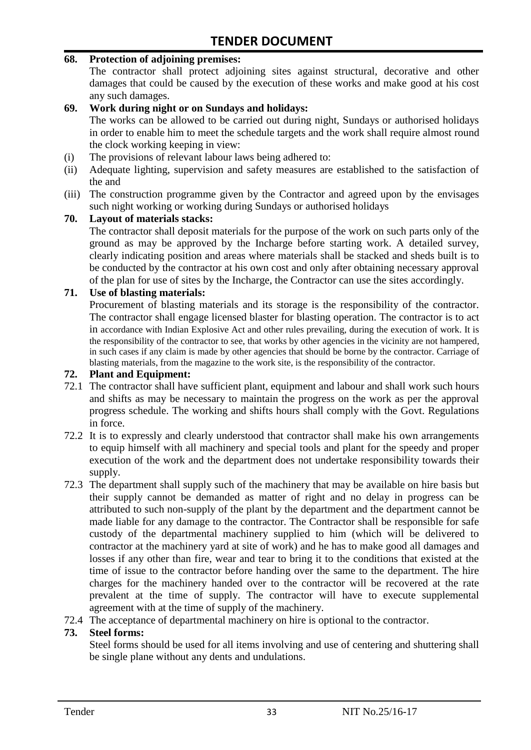**68. Protection of adjoining premises:**

The contractor shall protect adjoining sites against structural, decorative and other damages that could be caused by the execution of these works and make good at his cost any such damages.

**69. Work during night or on Sundays and holidays:**

The works can be allowed to be carried out during night, Sundays or authorised holidays in order to enable him to meet the schedule targets and the work shall require almost round the clock working keeping in view:

(i) The provisions of relevant labour laws being adhered to:

(ii) Adequate lighting, supervision and safety measures are established to the satisfaction of the and

(iii) The construction programme given by the Contractor and agreed upon by the envisages such night working or working during Sundays or authorised holidays

**70. Layout of materials stacks:**

The contractor shall deposit materials for the purpose of the work on such parts only of the ground as may be approved by the Incharge before starting work. A detailed survey, clearly indicating position and areas where materials shall be stacked and sheds built is to be conducted by the contractor at his own cost and only after obtaining necessary approval of the plan for use of sites by the Incharge, the Contractor can use the sites accordingly.

**71. Use of blasting materials:**

Procurement of blasting materials and its storage is the responsibility of the contractor. The contractor shall engage licensed blaster for blasting operation. The contractor is to act in accordance with Indian Explosive Act and other rules prevailing, during the execution of work. It is the responsibility of the contractor to see, that works by other agencies in the vicinity are not hampered, in such cases if any claim is made by other agencies that should be borne by the contractor. Carriage of blasting materials, from the magazine to the work site, is the responsibility of the contractor.

**72. Plant and Equipment:**

72.1 The contractor shall have sufficient plant, equipment and labour and shall work such hours and shifts as may be necessary to maintain the progress on the work as per the approval progress schedule. The working and shifts hours shall comply with the Govt. Regulations in force.

72.2 It is to expressly and clearly understood that contractor shall make his own arrangements to equip himself with all machinery and special tools and plant for the speedy and proper execution of the work and the department does not undertake responsibility towards their supply.

72.3 The department shall supply such of the machinery that may be available on hire basis but their supply cannot be demanded as matter of right and no delay in progress can be attributed to such non-supply of the plant by the department and the department cannot be made liable for any damage to the contractor. The Contractor shall be responsible for safe custody of the departmental machinery supplied to him (which will be delivered to contractor at the machinery yard at site of work) and he has to make good all damages and losses if any other than fire, wear and tear to bring it to the conditions that existed at the time of issue to the contractor before handing over the same to the department. The hire charges for the machinery handed over to the contractor will be recovered at the rate prevalent at the time of supply. The contractor will have to execute supplemental agreement with at the time of supply of the machinery.

72.4 The acceptance of departmental machinery on hire is optional to the contractor.

**73. Steel forms:**

Steel forms should be used for all items involving and use of centering and shuttering shall be single plane without any dents and undulations.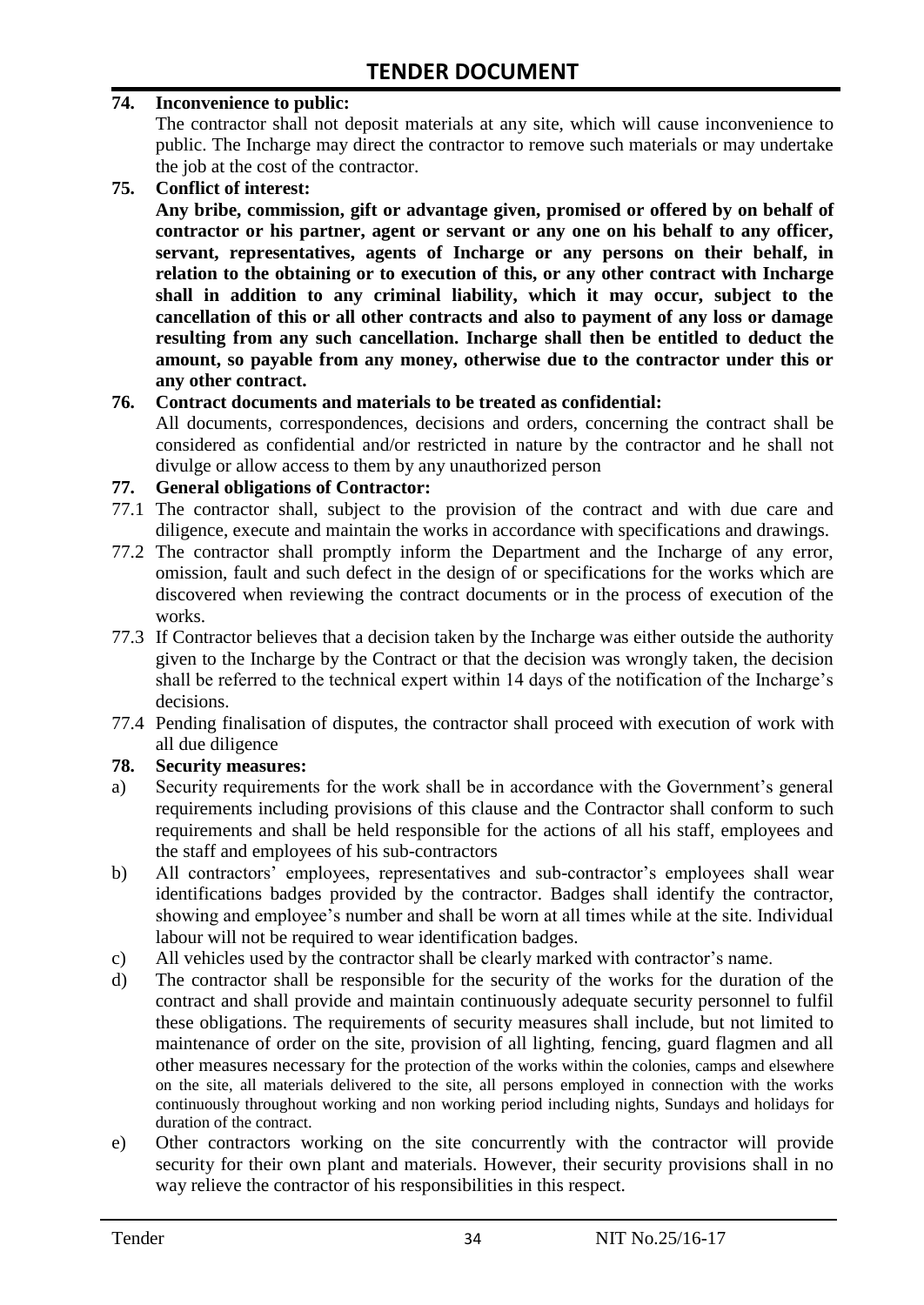**74. Inconvenience to public:**

The contractor shall not deposit materials at any site, which will cause inconvenience to public. The Incharge may direct the contractor to remove such materials or may undertake the job at the cost of the contractor.

**75. Conflict of interest:**

**Any bribe, commission, gift or advantage given, promised or offered by on behalf of contractor or his partner, agent or servant or any one on his behalf to any officer, servant, representatives, agents of Incharge or any persons on their behalf, in relation to the obtaining or to execution of this, or any other contract with Incharge shall in addition to any criminal liability, which it may occur, subject to the cancellation of this or all other contracts and also to payment of any loss or damage resulting from any such cancellation. Incharge shall then be entitled to deduct the amount, so payable from any money, otherwise due to the contractor under this or any other contract.**

**76. Contract documents and materials to be treated as confidential:**

All documents, correspondences, decisions and orders, concerning the contract shall be considered as confidential and/or restricted in nature by the contractor and he shall not divulge or allow access to them by any unauthorized person

**77. General obligations of Contractor:**

77.1 The contractor shall, subject to the provision of the contract and with due care and diligence, execute and maintain the works in accordance with specifications and drawings.

77.2 The contractor shall promptly inform the Department and the Incharge of any error, omission, fault and such defect in the design of or specifications for the works which are discovered when reviewing the contract documents or in the process of execution of the works.

77.3 If Contractor believes that a decision taken by the Incharge was either outside the authority given to the Incharge by the Contract or that the decision was wrongly taken, the decision shall be referred to the technical expert within 14 days of the notification of the Incharge's decisions.

77.4 Pending finalisation of disputes, the contractor shall proceed with execution of work with all due diligence

**78. Security measures:**

a) Security requirements for the work shall be in accordance with the Government's general requirements including provisions of this clause and the Contractor shall conform to such requirements and shall be held responsible for the actions of all his staff, employees and the staff and employees of his sub-contractors

b) All contractors' employees, representatives and sub-contractor's employees shall wear identifications badges provided by the contractor. Badges shall identify the contractor, showing and employee's number and shall be worn at all times while at the site. Individual labour will not be required to wear identification badges.

c) All vehicles used by the contractor shall be clearly marked with contractor's name.

d) The contractor shall be responsible for the security of the works for the duration of the contract and shall provide and maintain continuously adequate security personnel to fulfil these obligations. The requirements of security measures shall include, but not limited to maintenance of order on the site, provision of all lighting, fencing, guard flagmen and all other measures necessary for the protection of the works within the colonies, camps and elsewhere on the site, all materials delivered to the site, all persons employed in connection with the works continuously throughout working and non working period including nights, Sundays and holidays for duration of the contract.

e) Other contractors working on the site concurrently with the contractor will provide security for their own plant and materials. However, their security provisions shall in no way relieve the contractor of his responsibilities in this respect.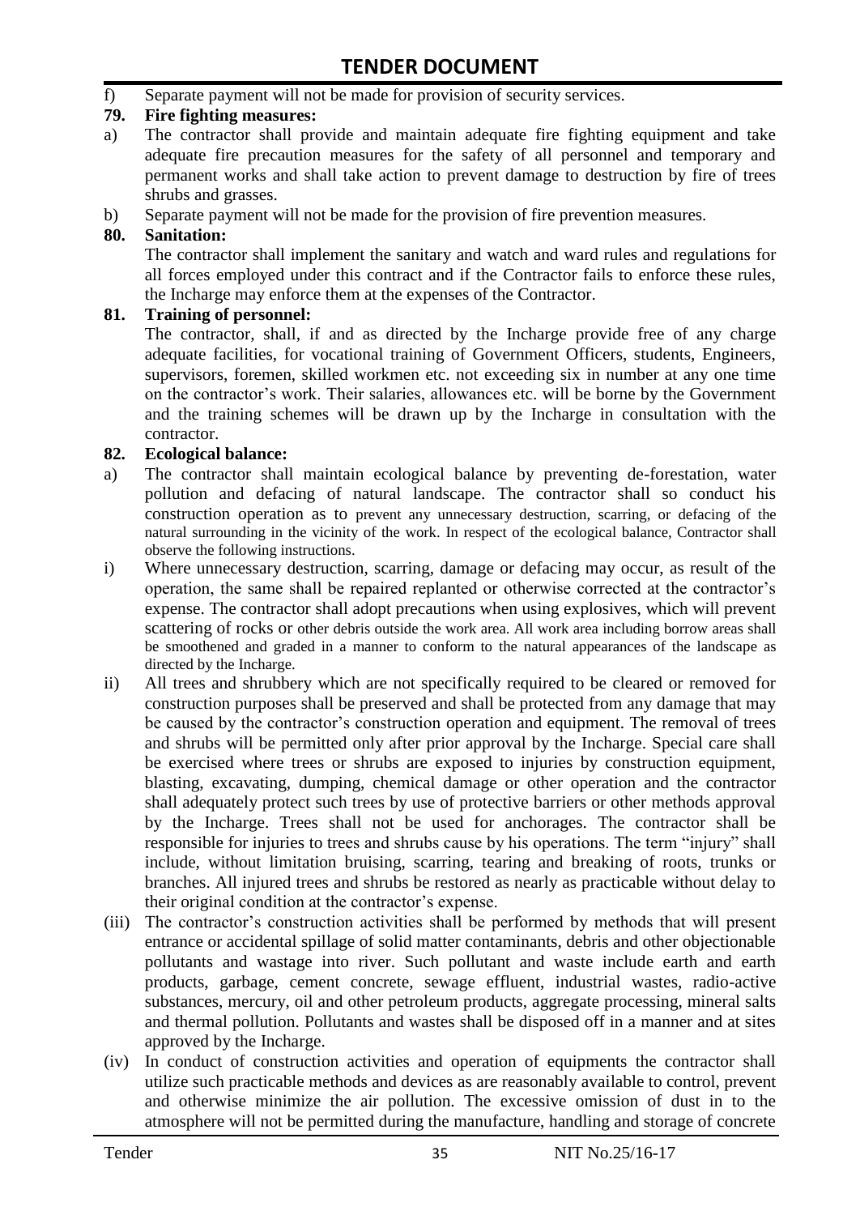f) Separate payment will not be made for provision of security services.

**79. Fire fighting measures:**

a) The contractor shall provide and maintain adequate fire fighting equipment and take adequate fire precaution measures for the safety of all personnel and temporary and permanent works and shall take action to prevent damage to destruction by fire of trees shrubs and grasses.

b) Separate payment will not be made for the provision of fire prevention measures.

**80. Sanitation:**

The contractor shall implement the sanitary and watch and ward rules and regulations for all forces employed under this contract and if the Contractor fails to enforce these rules, the Incharge may enforce them at the expenses of the Contractor.

**81. Training of personnel:**

The contractor, shall, if and as directed by the Incharge provide free of any charge adequate facilities, for vocational training of Government Officers, students, Engineers, supervisors, foremen, skilled workmen etc. not exceeding six in number at any one time on the contractor's work. Their salaries, allowances etc. will be borne by the Government and the training schemes will be drawn up by the Incharge in consultation with the contractor.

**82. Ecological balance:**

a) The contractor shall maintain ecological balance by preventing de-forestation, water pollution and defacing of natural landscape. The contractor shall so conduct his construction operation as to prevent any unnecessary destruction, scarring, or defacing of the natural surrounding in the vicinity of the work. In respect of the ecological balance, Contractor shall observe the following instructions.

i) Where unnecessary destruction, scarring, damage or defacing may occur, as result of the operation, the same shall be repaired replanted or otherwise corrected at the contractor's expense. The contractor shall adopt precautions when using explosives, which will prevent scattering of rocks or other debris outside the work area. All work area including borrow areas shall be smoothened and graded in a manner to conform to the natural appearances of the landscape as directed by the Incharge.

ii) All trees and shrubbery which are not specifically required to be cleared or removed for construction purposes shall be preserved and shall be protected from any damage that may be caused by the contractor's construction operation and equipment. The removal of trees and shrubs will be permitted only after prior approval by the Incharge. Special care shall be exercised where trees or shrubs are exposed to injuries by construction equipment, blasting, excavating, dumping, chemical damage or other operation and the contractor shall adequately protect such trees by use of protective barriers or other methods approval by the Incharge. Trees shall not be used for anchorages. The contractor shall be responsible for injuries to trees and shrubs cause by his operations. The term "injury" shall include, without limitation bruising, scarring, tearing and breaking of roots, trunks or branches. All injured trees and shrubs be restored as nearly as practicable without delay to their original condition at the contractor's expense.

(iii) The contractor's construction activities shall be performed by methods that will present entrance or accidental spillage of solid matter contaminants, debris and other objectionable pollutants and wastage into river. Such pollutant and waste include earth and earth products, garbage, cement concrete, sewage effluent, industrial wastes, radio-active substances, mercury, oil and other petroleum products, aggregate processing, mineral salts and thermal pollution. Pollutants and wastes shall be disposed off in a manner and at sites approved by the Incharge.

(iv) In conduct of construction activities and operation of equipments the contractor shall utilize such practicable methods and devices as are reasonably available to control, prevent and otherwise minimize the air pollution. The excessive omission of dust in to the atmosphere will not be permitted during the manufacture, handling and storage of concrete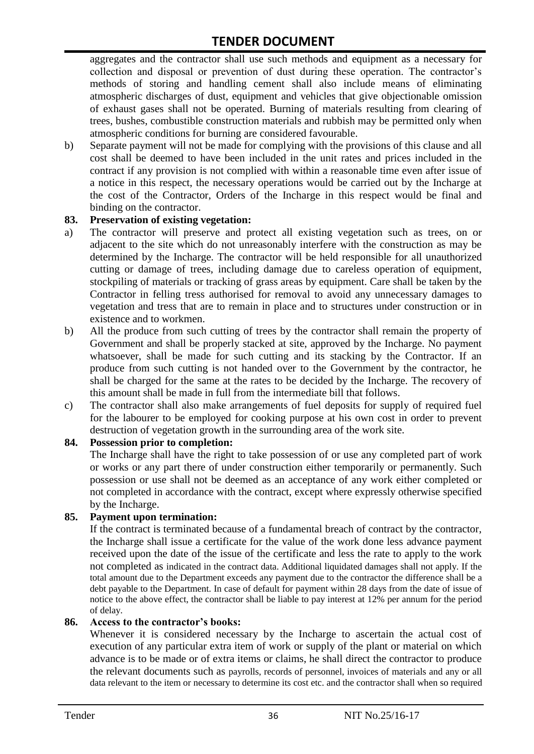aggregates and the contractor shall use such methods and equipment as a necessary for collection and disposal or prevention of dust during these operation. The contractor's methods of storing and handling cement shall also include means of eliminating atmospheric discharges of dust, equipment and vehicles that give objectionable omission of exhaust gases shall not be operated. Burning of materials resulting from clearing of trees, bushes, combustible construction materials and rubbish may be permitted only when atmospheric conditions for burning are considered favourable.

b) Separate payment will not be made for complying with the provisions of this clause and all cost shall be deemed to have been included in the unit rates and prices included in the contract if any provision is not complied with within a reasonable time even after issue of a notice in this respect, the necessary operations would be carried out by the Incharge at the cost of the Contractor, Orders of the Incharge in this respect would be final and binding on the contractor.

**83. Preservation of existing vegetation:**

a) The contractor will preserve and protect all existing vegetation such as trees, on or adjacent to the site which do not unreasonably interfere with the construction as may be determined by the Incharge. The contractor will be held responsible for all unauthorized cutting or damage of trees, including damage due to careless operation of equipment, stockpiling of materials or tracking of grass areas by equipment. Care shall be taken by the Contractor in felling tress authorised for removal to avoid any unnecessary damages to vegetation and tress that are to remain in place and to structures under construction or in existence and to workmen.

b) All the produce from such cutting of trees by the contractor shall remain the property of Government and shall be properly stacked at site, approved by the Incharge. No payment whatsoever, shall be made for such cutting and its stacking by the Contractor. If an produce from such cutting is not handed over to the Government by the contractor, he shall be charged for the same at the rates to be decided by the Incharge. The recovery of this amount shall be made in full from the intermediate bill that follows.

c) The contractor shall also make arrangements of fuel deposits for supply of required fuel for the labourer to be employed for cooking purpose at his own cost in order to prevent destruction of vegetation growth in the surrounding area of the work site.

**84. Possession prior to completion:**

The Incharge shall have the right to take possession of or use any completed part of work or works or any part there of under construction either temporarily or permanently. Such possession or use shall not be deemed as an acceptance of any work either completed or not completed in accordance with the contract, except where expressly otherwise specified by the Incharge.

**85. Payment upon termination:**

If the contract is terminated because of a fundamental breach of contract by the contractor, the Incharge shall issue a certificate for the value of the work done less advance payment received upon the date of the issue of the certificate and less the rate to apply to the work not completed as indicated in the contract data. Additional liquidated damages shall not apply. If the total amount due to the Department exceeds any payment due to the contractor the difference shall be a debt payable to the Department. In case of default for payment within 28 days from the date of issue of notice to the above effect, the contractor shall be liable to pay interest at 12% per annum for the period of delay.

**86. Access to the contractor's books:**

Whenever it is considered necessary by the Incharge to ascertain the actual cost of execution of any particular extra item of work or supply of the plant or material on which advance is to be made or of extra items or claims, he shall direct the contractor to produce the relevant documents such as payrolls, records of personnel, invoices of materials and any or all data relevant to the item or necessary to determine its cost etc. and the contractor shall when so required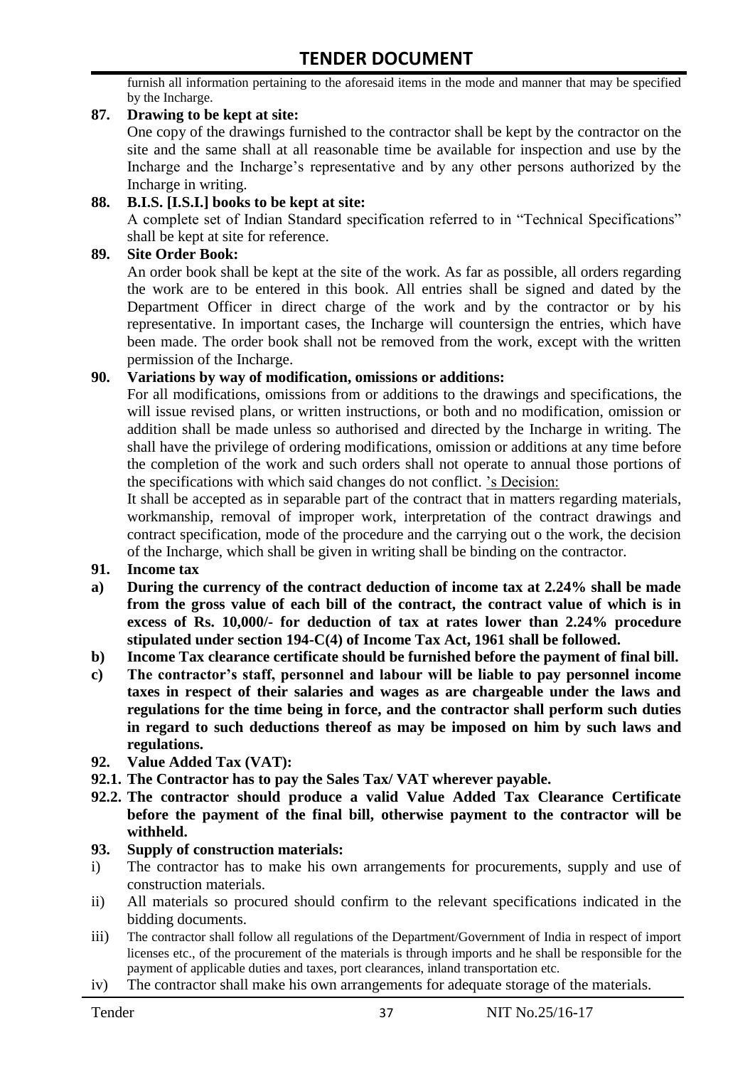furnish all information pertaining to the aforesaid items in the mode and manner that may be specified by the Incharge.

**87. Drawing to be kept at site:**

One copy of the drawings furnished to the contractor shall be kept by the contractor on the site and the same shall at all reasonable time be available for inspection and use by the Incharge and the Incharge's representative and by any other persons authorized by the Incharge in writing.

**88. B.I.S. [I.S.I.] books to be kept at site:**

A complete set of Indian Standard specification referred to in "Technical Specifications" shall be kept at site for reference.

**89. Site Order Book:**

An order book shall be kept at the site of the work. As far as possible, all orders regarding the work are to be entered in this book. All entries shall be signed and dated by the Department Officer in direct charge of the work and by the contractor or by his representative. In important cases, the Incharge will countersign the entries, which have been made. The order book shall not be removed from the work, except with the written permission of the Incharge.

**90. Variations by way of modification, omissions or additions:**

For all modifications, omissions from or additions to the drawings and specifications, the will issue revised plans, or written instructions, or both and no modification, omission or addition shall be made unless so authorised and directed by the Incharge in writing. The shall have the privilege of ordering modifications, omission or additions at any time before the completion of the work and such orders shall not operate to annual those portions of the specifications with which said changes do not conflict. 's Decision:

It shall be accepted as in separable part of the contract that in matters regarding materials, workmanship, removal of improper work, interpretation of the contract drawings and contract specification, mode of the procedure and the carrying out o the work, the decision of the Incharge, which shall be given in writing shall be binding on the contractor.

**91. Income tax**

**a) During the currency of the contract deduction of income tax at 2.24% shall be made from the gross value of each bill of the contract, the contract value of which is in excess of Rs. 10,000/- for deduction of tax at rates lower than 2.24% procedure stipulated under section 194-C(4) of Income Tax Act, 1961 shall be followed.**

**b) Income Tax clearance certificate should be furnished before the payment of final bill.**

**c) The contractor's staff, personnel and labour will be liable to pay personnel income taxes in respect of their salaries and wages as are chargeable under the laws and regulations for the time being in force, and the contractor shall perform such duties in regard to such deductions thereof as may be imposed on him by such laws and regulations.**

**92. Value Added Tax (VAT):**

**92.1. The Contractor has to pay the Sales Tax/ VAT wherever payable.**

**92.2. The contractor should produce a valid Value Added Tax Clearance Certificate before the payment of the final bill, otherwise payment to the contractor will be withheld.**

**93. Supply of construction materials:**

i) The contractor has to make his own arrangements for procurements, supply and use of construction materials.

ii) All materials so procured should confirm to the relevant specifications indicated in the bidding documents.

iii) The contractor shall follow all regulations of the Department/Government of India in respect of import licenses etc., of the procurement of the materials is through imports and he shall be responsible for the payment of applicable duties and taxes, port clearances, inland transportation etc.

iv) The contractor shall make his own arrangements for adequate storage of the materials.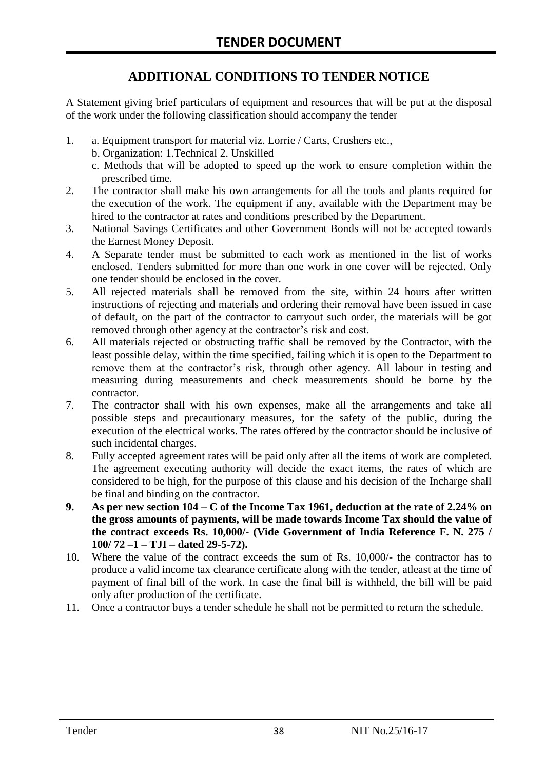## ADDITIONAL CONDITIONS TO TENDER NOTICE

A Statement giving brief particulars of equipment and resources that will be put at the disposal of the work under the following classification should accompany the tender

1. a. Equipment transport for material viz. Lorrie / Carts, Crushers etc.,
   b. Organization: 1.Technical 2. Unskilled
   c. Methods that will be adopted to speed up the work to ensure completion within the prescribed time.
2. The contractor shall make his own arrangements for all the tools and plants required for the execution of the work. The equipment if any, available with the Department may be hired to the contractor at rates and conditions prescribed by the Department.
3. National Savings Certificates and other Government Bonds will not be accepted towards the Earnest Money Deposit.
4. A Separate tender must be submitted to each work as mentioned in the list of works enclosed. Tenders submitted for more than one work in one cover will be rejected. Only one tender should be enclosed in the cover.
5. All rejected materials shall be removed from the site, within 24 hours after written instructions of rejecting and materials and ordering their removal have been issued in case of default, on the part of the contractor to carryout such order, the materials will be got removed through other agency at the contractor's risk and cost.
6. All materials rejected or obstructing traffic shall be removed by the Contractor, with the least possible delay, within the time specified, failing which it is open to the Department to remove them at the contractor's risk, through other agency. All labour in testing and measuring during measurements and check measurements should be borne by the contractor.
7. The contractor shall with his own expenses, make all the arrangements and take all possible steps and precautionary measures, for the safety of the public, during the execution of the electrical works. The rates offered by the contractor should be inclusive of such incidental charges.
8. Fully accepted agreement rates will be paid only after all the items of work are completed. The agreement executing authority will decide the exact items, the rates of which are considered to be high, for the purpose of this clause and his decision of the Incharge shall be final and binding on the contractor.
9. **As per new section 104 – C of the Income Tax 1961, deduction at the rate of 2.24% on the gross amounts of payments, will be made towards Income Tax should the value of the contract exceeds Rs. 10,000/- (Vide Government of India Reference F. N. 275 / 100/ 72 –1 – TJI – dated 29-5-72).**
10. Where the value of the contract exceeds the sum of Rs. 10,000/- the contractor has to produce a valid income tax clearance certificate along with the tender, atleast at the time of payment of final bill of the work. In case the final bill is withheld, the bill will be paid only after production of the certificate.
11. Once a contractor buys a tender schedule he shall not be permitted to return the schedule.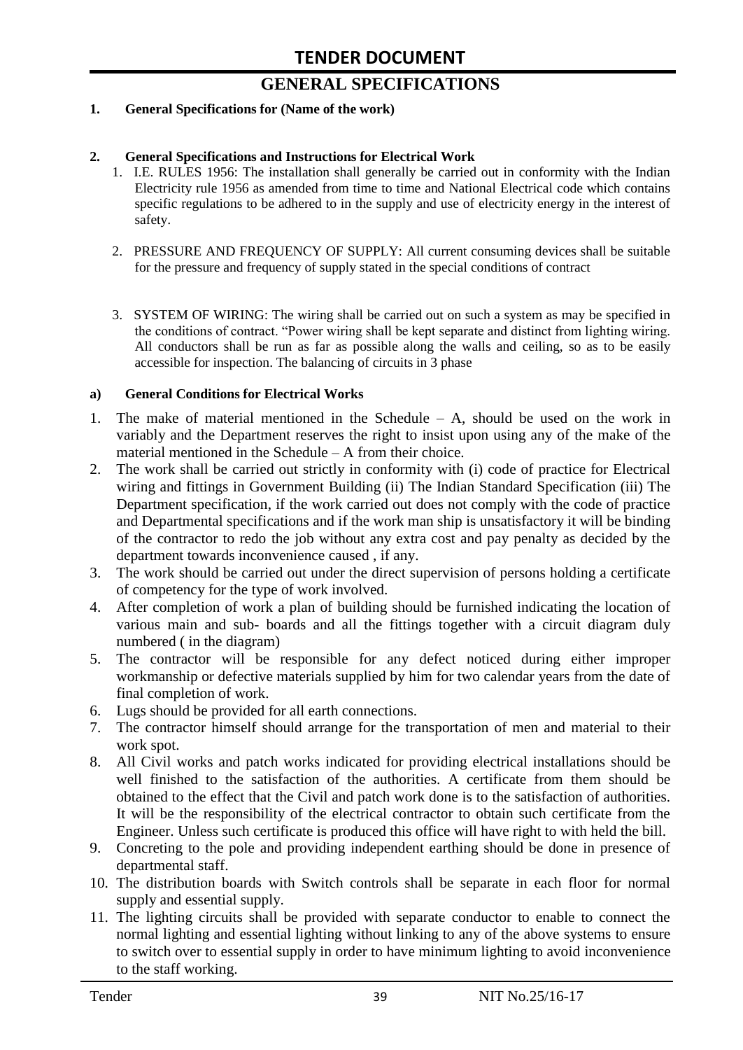# GENERAL SPECIFICATIONS

**1. General Specifications for (Name of the work)**

**2. General Specifications and Instructions for Electrical Work**

1. I.E. RULES 1956: The installation shall generally be carried out in conformity with the Indian Electricity rule 1956 as amended from time to time and National Electrical code which contains specific regulations to be adhered to in the supply and use of electricity energy in the interest of safety.

2. PRESSURE AND FREQUENCY OF SUPPLY: All current consuming devices shall be suitable for the pressure and frequency of supply stated in the special conditions of contract

3. SYSTEM OF WIRING: The wiring shall be carried out on such a system as may be specified in the conditions of contract. "Power wiring shall be kept separate and distinct from lighting wiring. All conductors shall be run as far as possible along the walls and ceiling, so as to be easily accessible for inspection. The balancing of circuits in 3 phase

**a) General Conditions for Electrical Works**

1. The make of material mentioned in the Schedule – A, should be used on the work in variably and the Department reserves the right to insist upon using any of the make of the material mentioned in the Schedule – A from their choice.
2. The work shall be carried out strictly in conformity with (i) code of practice for Electrical wiring and fittings in Government Building (ii) The Indian Standard Specification (iii) The Department specification, if the work carried out does not comply with the code of practice and Departmental specifications and if the work man ship is unsatisfactory it will be binding of the contractor to redo the job without any extra cost and pay penalty as decided by the department towards inconvenience caused , if any.
3. The work should be carried out under the direct supervision of persons holding a certificate of competency for the type of work involved.
4. After completion of work a plan of building should be furnished indicating the location of various main and sub- boards and all the fittings together with a circuit diagram duly numbered ( in the diagram)
5. The contractor will be responsible for any defect noticed during either improper workmanship or defective materials supplied by him for two calendar years from the date of final completion of work.
6. Lugs should be provided for all earth connections.
7. The contractor himself should arrange for the transportation of men and material to their work spot.
8. All Civil works and patch works indicated for providing electrical installations should be well finished to the satisfaction of the authorities. A certificate from them should be obtained to the effect that the Civil and patch work done is to the satisfaction of authorities. It will be the responsibility of the electrical contractor to obtain such certificate from the Engineer. Unless such certificate is produced this office will have right to with held the bill.
9. Concreting to the pole and providing independent earthing should be done in presence of departmental staff.
10. The distribution boards with Switch controls shall be separate in each floor for normal supply and essential supply.
11. The lighting circuits shall be provided with separate conductor to enable to connect the normal lighting and essential lighting without linking to any of the above systems to ensure to switch over to essential supply in order to have minimum lighting to avoid inconvenience to the staff working.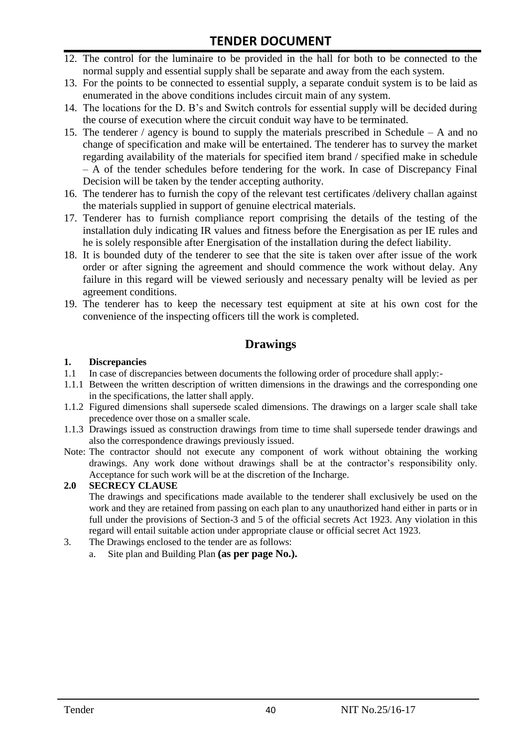12. The control for the luminaire to be provided in the hall for both to be connected to the normal supply and essential supply shall be separate and away from the each system.
13. For the points to be connected to essential supply, a separate conduit system is to be laid as enumerated in the above conditions includes circuit main of any system.
14. The locations for the D. B's and Switch controls for essential supply will be decided during the course of execution where the circuit conduit way have to be terminated.
15. The tenderer / agency is bound to supply the materials prescribed in Schedule – A and no change of specification and make will be entertained. The tenderer has to survey the market regarding availability of the materials for specified item brand / specified make in schedule – A of the tender schedules before tendering for the work. In case of Discrepancy Final Decision will be taken by the tender accepting authority.
16. The tenderer has to furnish the copy of the relevant test certificates /delivery challan against the materials supplied in support of genuine electrical materials.
17. Tenderer has to furnish compliance report comprising the details of the testing of the installation duly indicating IR values and fitness before the Energisation as per IE rules and he is solely responsible after Energisation of the installation during the defect liability.
18. It is bounded duty of the tenderer to see that the site is taken over after issue of the work order or after signing the agreement and should commence the work without delay. Any failure in this regard will be viewed seriously and necessary penalty will be levied as per agreement conditions.
19. The tenderer has to keep the necessary test equipment at site at his own cost for the convenience of the inspecting officers till the work is completed.

## Drawings

**1. Discrepancies**

1.1 In case of discrepancies between documents the following order of procedure shall apply:-

1.1.1 Between the written description of written dimensions in the drawings and the corresponding one in the specifications, the latter shall apply.

1.1.2 Figured dimensions shall supersede scaled dimensions. The drawings on a larger scale shall take precedence over those on a smaller scale.

1.1.3 Drawings issued as construction drawings from time to time shall supersede tender drawings and also the correspondence drawings previously issued.

Note: The contractor should not execute any component of work without obtaining the working drawings. Any work done without drawings shall be at the contractor's responsibility only. Acceptance for such work will be at the discretion of the Incharge.

**2.0 SECRECY CLAUSE**

The drawings and specifications made available to the tenderer shall exclusively be used on the work and they are retained from passing on each plan to any unauthorized hand either in parts or in full under the provisions of Section-3 and 5 of the official secrets Act 1923. Any violation in this regard will entail suitable action under appropriate clause or official secret Act 1923.

3. The Drawings enclosed to the tender are as follows:
   a. Site plan and Building Plan **(as per page No.).**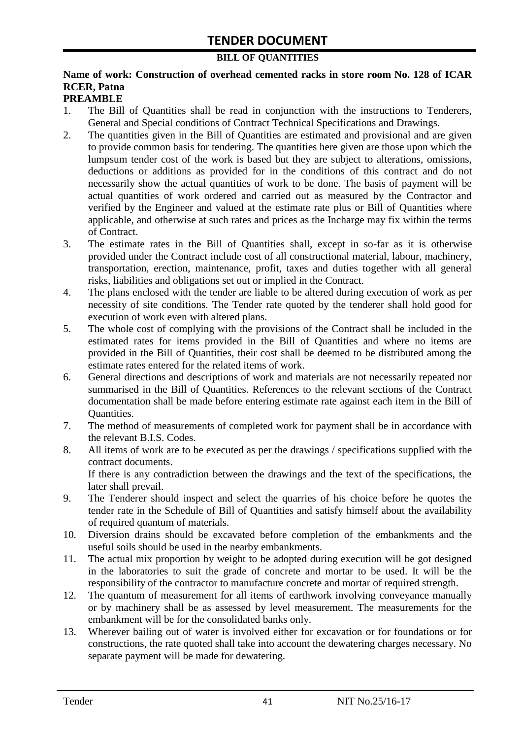# TENDER DOCUMENT

**BILL OF QUANTITIES**

**Name of work: Construction of overhead cemented racks in store room No. 128 of ICAR RCER, Patna**

**PREAMBLE**

1. The Bill of Quantities shall be read in conjunction with the instructions to Tenderers, General and Special conditions of Contract Technical Specifications and Drawings.
2. The quantities given in the Bill of Quantities are estimated and provisional and are given to provide common basis for tendering. The quantities here given are those upon which the lumpsum tender cost of the work is based but they are subject to alterations, omissions, deductions or additions as provided for in the conditions of this contract and do not necessarily show the actual quantities of work to be done. The basis of payment will be actual quantities of work ordered and carried out as measured by the Contractor and verified by the Engineer and valued at the estimate rate plus or Bill of Quantities where applicable, and otherwise at such rates and prices as the Incharge may fix within the terms of Contract.
3. The estimate rates in the Bill of Quantities shall, except in so-far as it is otherwise provided under the Contract include cost of all constructional material, labour, machinery, transportation, erection, maintenance, profit, taxes and duties together with all general risks, liabilities and obligations set out or implied in the Contract.
4. The plans enclosed with the tender are liable to be altered during execution of work as per necessity of site conditions. The Tender rate quoted by the tenderer shall hold good for execution of work even with altered plans.
5. The whole cost of complying with the provisions of the Contract shall be included in the estimated rates for items provided in the Bill of Quantities and where no items are provided in the Bill of Quantities, their cost shall be deemed to be distributed among the estimate rates entered for the related items of work.
6. General directions and descriptions of work and materials are not necessarily repeated nor summarised in the Bill of Quantities. References to the relevant sections of the Contract documentation shall be made before entering estimate rate against each item in the Bill of Quantities.
7. The method of measurements of completed work for payment shall be in accordance with the relevant B.I.S. Codes.
8. All items of work are to be executed as per the drawings / specifications supplied with the contract documents.
   If there is any contradiction between the drawings and the text of the specifications, the later shall prevail.
9. The Tenderer should inspect and select the quarries of his choice before he quotes the tender rate in the Schedule of Bill of Quantities and satisfy himself about the availability of required quantum of materials.
10. Diversion drains should be excavated before completion of the embankments and the useful soils should be used in the nearby embankments.
11. The actual mix proportion by weight to be adopted during execution will be got designed in the laboratories to suit the grade of concrete and mortar to be used. It will be the responsibility of the contractor to manufacture concrete and mortar of required strength.
12. The quantum of measurement for all items of earthwork involving conveyance manually or by machinery shall be as assessed by level measurement. The measurements for the embankment will be for the consolidated banks only.
13. Wherever bailing out of water is involved either for excavation or for foundations or for constructions, the rate quoted shall take into account the dewatering charges necessary. No separate payment will be made for dewatering.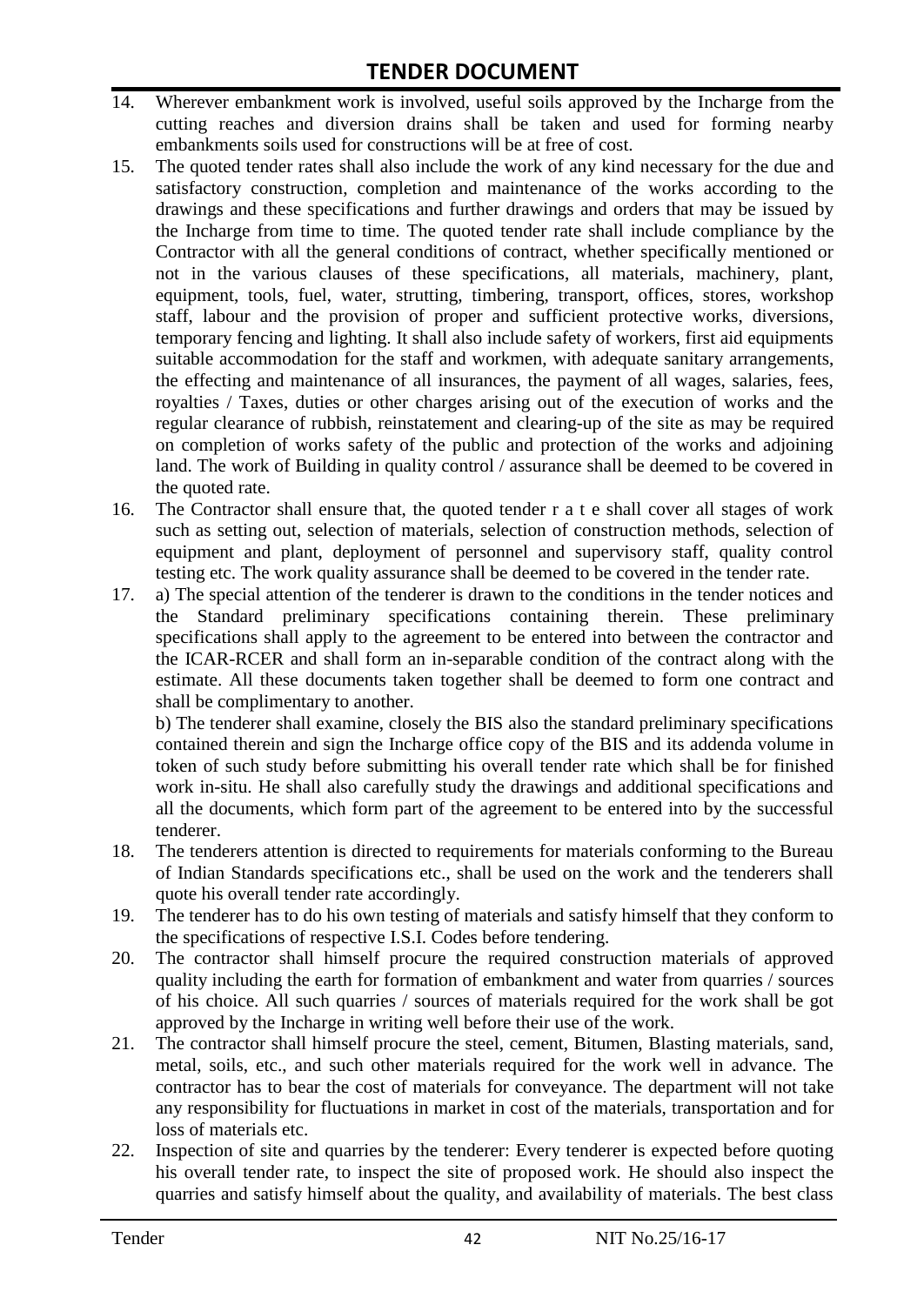14. Wherever embankment work is involved, useful soils approved by the Incharge from the cutting reaches and diversion drains shall be taken and used for forming nearby embankments soils used for constructions will be at free of cost.
15. The quoted tender rates shall also include the work of any kind necessary for the due and satisfactory construction, completion and maintenance of the works according to the drawings and these specifications and further drawings and orders that may be issued by the Incharge from time to time. The quoted tender rate shall include compliance by the Contractor with all the general conditions of contract, whether specifically mentioned or not in the various clauses of these specifications, all materials, machinery, plant, equipment, tools, fuel, water, strutting, timbering, transport, offices, stores, workshop staff, labour and the provision of proper and sufficient protective works, diversions, temporary fencing and lighting. It shall also include safety of workers, first aid equipments suitable accommodation for the staff and workmen, with adequate sanitary arrangements, the effecting and maintenance of all insurances, the payment of all wages, salaries, fees, royalties / Taxes, duties or other charges arising out of the execution of works and the regular clearance of rubbish, reinstatement and clearing-up of the site as may be required on completion of works safety of the public and protection of the works and adjoining land. The work of Building in quality control / assurance shall be deemed to be covered in the quoted rate.
16. The Contractor shall ensure that, the quoted tender r a t e shall cover all stages of work such as setting out, selection of materials, selection of construction methods, selection of equipment and plant, deployment of personnel and supervisory staff, quality control testing etc. The work quality assurance shall be deemed to be covered in the tender rate.
17. a) The special attention of the tenderer is drawn to the conditions in the tender notices and the Standard preliminary specifications containing therein. These preliminary specifications shall apply to the agreement to be entered into between the contractor and the ICAR-RCER and shall form an in-separable condition of the contract along with the estimate. All these documents taken together shall be deemed to form one contract and shall be complimentary to another.

    b) The tenderer shall examine, closely the BIS also the standard preliminary specifications contained therein and sign the Incharge office copy of the BIS and its addenda volume in token of such study before submitting his overall tender rate which shall be for finished work in-situ. He shall also carefully study the drawings and additional specifications and all the documents, which form part of the agreement to be entered into by the successful tenderer.
18. The tenderers attention is directed to requirements for materials conforming to the Bureau of Indian Standards specifications etc., shall be used on the work and the tenderers shall quote his overall tender rate accordingly.
19. The tenderer has to do his own testing of materials and satisfy himself that they conform to the specifications of respective I.S.I. Codes before tendering.
20. The contractor shall himself procure the required construction materials of approved quality including the earth for formation of embankment and water from quarries / sources of his choice. All such quarries / sources of materials required for the work shall be got approved by the Incharge in writing well before their use of the work.
21. The contractor shall himself procure the steel, cement, Bitumen, Blasting materials, sand, metal, soils, etc., and such other materials required for the work well in advance. The contractor has to bear the cost of materials for conveyance. The department will not take any responsibility for fluctuations in market in cost of the materials, transportation and for loss of materials etc.
22. Inspection of site and quarries by the tenderer: Every tenderer is expected before quoting his overall tender rate, to inspect the site of proposed work. He should also inspect the quarries and satisfy himself about the quality, and availability of materials. The best class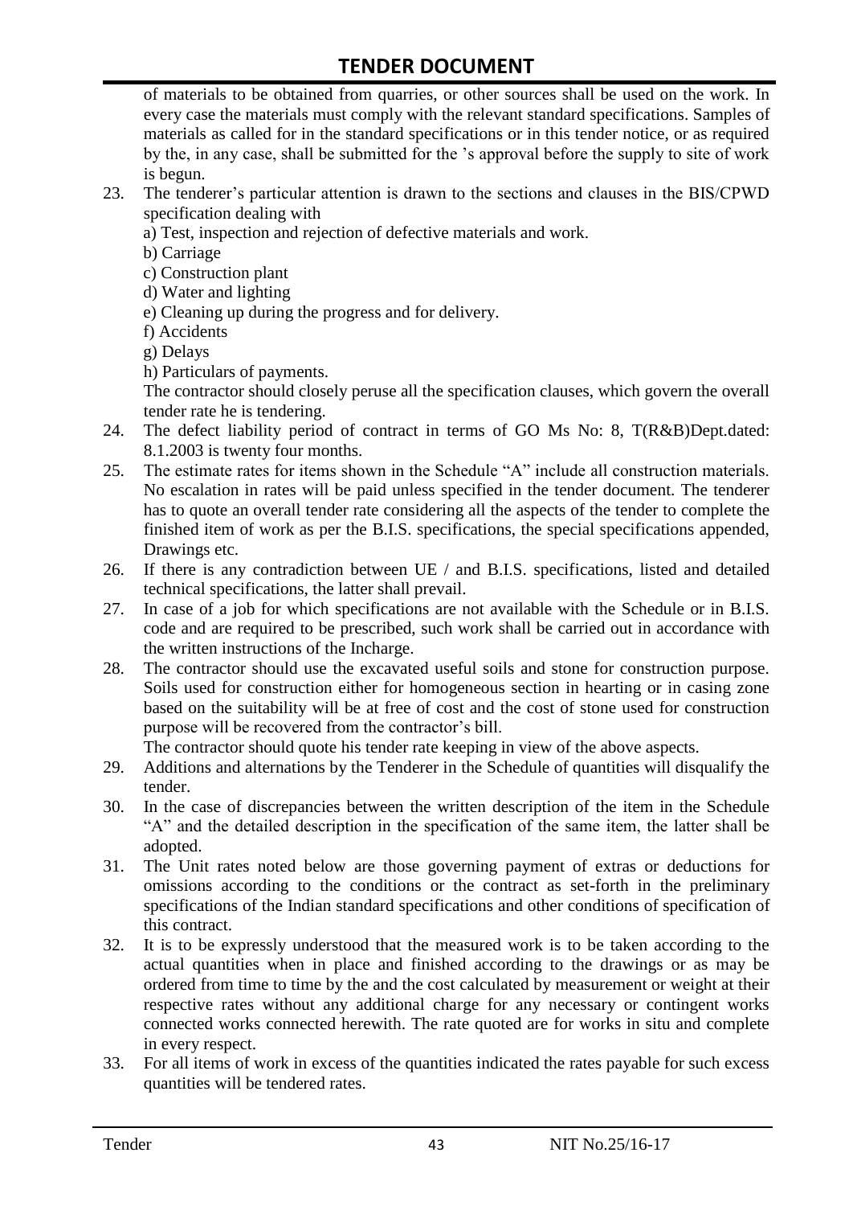of materials to be obtained from quarries, or other sources shall be used on the work. In every case the materials must comply with the relevant standard specifications. Samples of materials as called for in the standard specifications or in this tender notice, or as required by the, in any case, shall be submitted for the 's approval before the supply to site of work is begun.

23. The tenderer's particular attention is drawn to the sections and clauses in the BIS/CPWD specification dealing with

    a) Test, inspection and rejection of defective materials and work.

    b) Carriage

    c) Construction plant

    d) Water and lighting

    e) Cleaning up during the progress and for delivery.

    f) Accidents

    g) Delays

    h) Particulars of payments.

    The contractor should closely peruse all the specification clauses, which govern the overall tender rate he is tendering.

24. The defect liability period of contract in terms of GO Ms No: 8, T(R&B)Dept.dated: 8.1.2003 is twenty four months.
25. The estimate rates for items shown in the Schedule "A" include all construction materials. No escalation in rates will be paid unless specified in the tender document. The tenderer has to quote an overall tender rate considering all the aspects of the tender to complete the finished item of work as per the B.I.S. specifications, the special specifications appended, Drawings etc.
26. If there is any contradiction between UE / and B.I.S. specifications, listed and detailed technical specifications, the latter shall prevail.
27. In case of a job for which specifications are not available with the Schedule or in B.I.S. code and are required to be prescribed, such work shall be carried out in accordance with the written instructions of the Incharge.
28. The contractor should use the excavated useful soils and stone for construction purpose. Soils used for construction either for homogeneous section in hearting or in casing zone based on the suitability will be at free of cost and the cost of stone used for construction purpose will be recovered from the contractor's bill.

    The contractor should quote his tender rate keeping in view of the above aspects.

29. Additions and alternations by the Tenderer in the Schedule of quantities will disqualify the tender.
30. In the case of discrepancies between the written description of the item in the Schedule "A" and the detailed description in the specification of the same item, the latter shall be adopted.
31. The Unit rates noted below are those governing payment of extras or deductions for omissions according to the conditions or the contract as set-forth in the preliminary specifications of the Indian standard specifications and other conditions of specification of this contract.
32. It is to be expressly understood that the measured work is to be taken according to the actual quantities when in place and finished according to the drawings or as may be ordered from time to time by the and the cost calculated by measurement or weight at their respective rates without any additional charge for any necessary or contingent works connected works connected herewith. The rate quoted are for works in situ and complete in every respect.
33. For all items of work in excess of the quantities indicated the rates payable for such excess quantities will be tendered rates.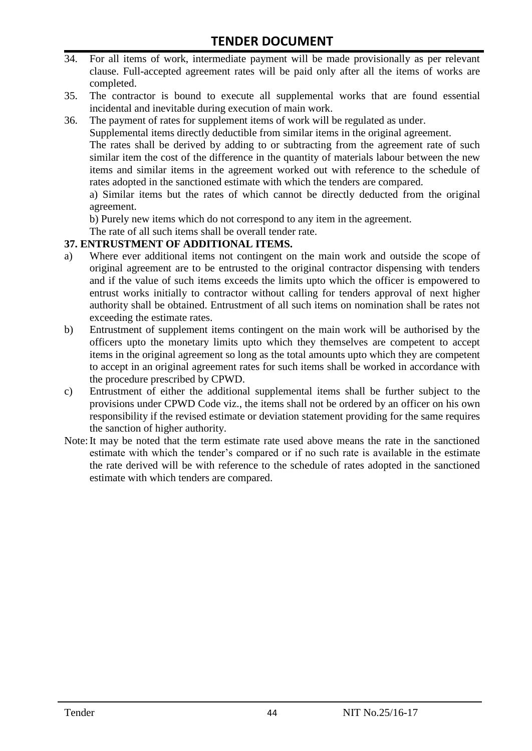34. For all items of work, intermediate payment will be made provisionally as per relevant clause. Full-accepted agreement rates will be paid only after all the items of works are completed.
35. The contractor is bound to execute all supplemental works that are found essential incidental and inevitable during execution of main work.
36. The payment of rates for supplement items of work will be regulated as under.
    Supplemental items directly deductible from similar items in the original agreement.
    The rates shall be derived by adding to or subtracting from the agreement rate of such similar item the cost of the difference in the quantity of materials labour between the new items and similar items in the agreement worked out with reference to the schedule of rates adopted in the sanctioned estimate with which the tenders are compared.
    a) Similar items but the rates of which cannot be directly deducted from the original agreement.
    b) Purely new items which do not correspond to any item in the agreement.
    The rate of all such items shall be overall tender rate.

**37. ENTRUSTMENT OF ADDITIONAL ITEMS.**

a) Where ever additional items not contingent on the main work and outside the scope of original agreement are to be entrusted to the original contractor dispensing with tenders and if the value of such items exceeds the limits upto which the officer is empowered to entrust works initially to contractor without calling for tenders approval of next higher authority shall be obtained. Entrustment of all such items on nomination shall be rates not exceeding the estimate rates.
b) Entrustment of supplement items contingent on the main work will be authorised by the officers upto the monetary limits upto which they themselves are competent to accept items in the original agreement so long as the total amounts upto which they are competent to accept in an original agreement rates for such items shall be worked in accordance with the procedure prescribed by CPWD.
c) Entrustment of either the additional supplemental items shall be further subject to the provisions under CPWD Code viz., the items shall not be ordered by an officer on his own responsibility if the revised estimate or deviation statement providing for the same requires the sanction of higher authority.

Note: It may be noted that the term estimate rate used above means the rate in the sanctioned estimate with which the tender's compared or if no such rate is available in the estimate the rate derived will be with reference to the schedule of rates adopted in the sanctioned estimate with which tenders are compared.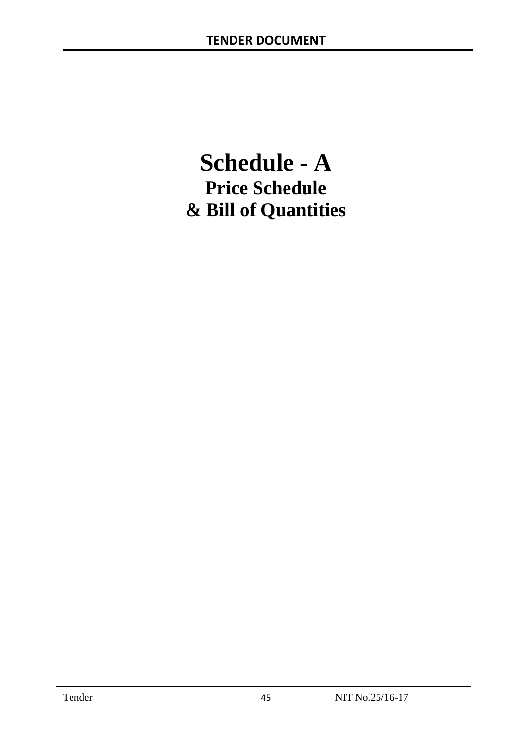# Schedule - A

## Price Schedule

## & Bill of Quantities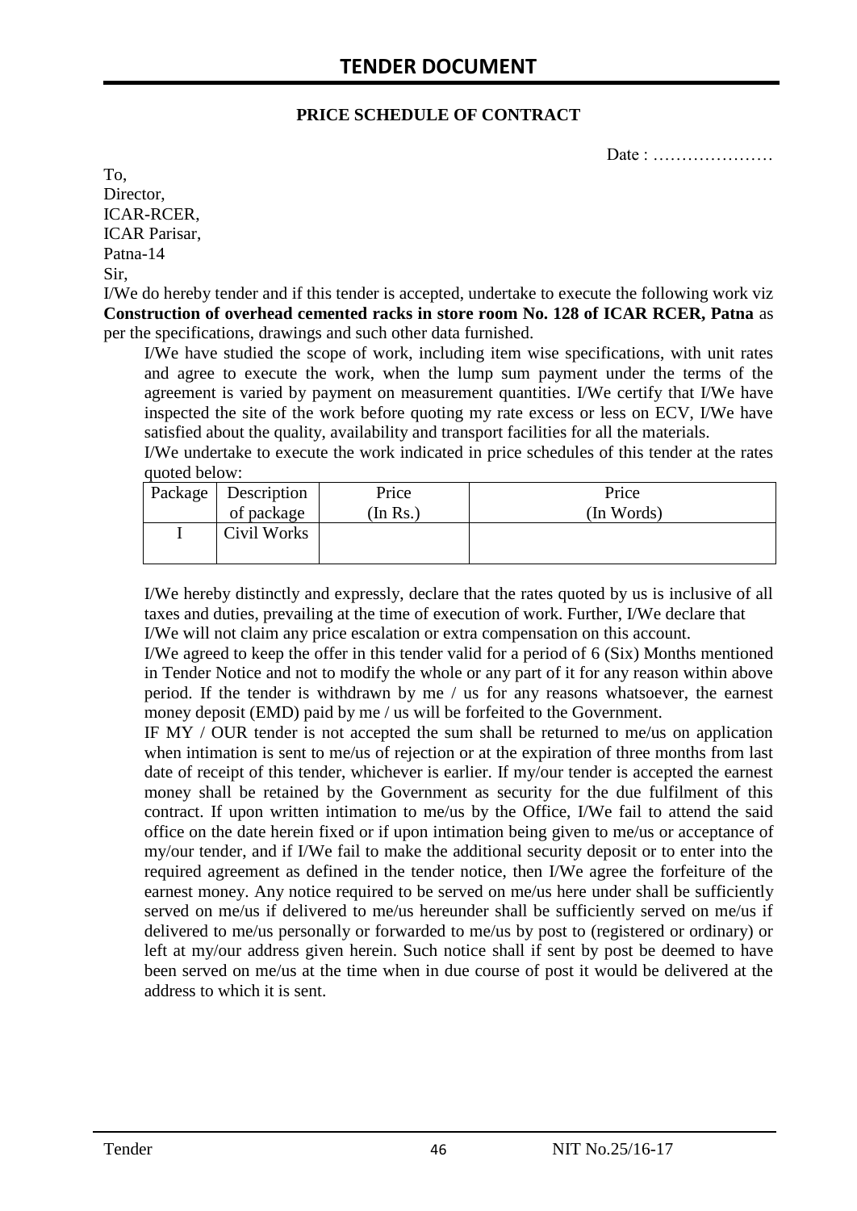# TENDER DOCUMENT

**PRICE SCHEDULE OF CONTRACT**

Date : …………………

To,
Director,
ICAR-RCER,
ICAR Parisar,
Patna-14

Sir,

I/We do hereby tender and if this tender is accepted, undertake to execute the following work viz **Construction of overhead cemented racks in store room No. 128 of ICAR RCER, Patna** as per the specifications, drawings and such other data furnished.

I/We have studied the scope of work, including item wise specifications, with unit rates and agree to execute the work, when the lump sum payment under the terms of the agreement is varied by payment on measurement quantities. I/We certify that I/We have inspected the site of the work before quoting my rate excess or less on ECV, I/We have satisfied about the quality, availability and transport facilities for all the materials.

I/We undertake to execute the work indicated in price schedules of this tender at the rates quoted below:

| Package | Description of package | Price (In Rs.) | Price (In Words) |
|---|---|---|---|
| I | Civil Works | | |

I/We hereby distinctly and expressly, declare that the rates quoted by us is inclusive of all taxes and duties, prevailing at the time of execution of work. Further, I/We declare that I/We will not claim any price escalation or extra compensation on this account.

I/We agreed to keep the offer in this tender valid for a period of 6 (Six) Months mentioned in Tender Notice and not to modify the whole or any part of it for any reason within above period. If the tender is withdrawn by me / us for any reasons whatsoever, the earnest money deposit (EMD) paid by me / us will be forfeited to the Government.

IF MY / OUR tender is not accepted the sum shall be returned to me/us on application when intimation is sent to me/us of rejection or at the expiration of three months from last date of receipt of this tender, whichever is earlier. If my/our tender is accepted the earnest money shall be retained by the Government as security for the due fulfilment of this contract. If upon written intimation to me/us by the Office, I/We fail to attend the said office on the date herein fixed or if upon intimation being given to me/us or acceptance of my/our tender, and if I/We fail to make the additional security deposit or to enter into the required agreement as defined in the tender notice, then I/We agree the forfeiture of the earnest money. Any notice required to be served on me/us here under shall be sufficiently served on me/us if delivered to me/us hereunder shall be sufficiently served on me/us if delivered to me/us personally or forwarded to me/us by post to (registered or ordinary) or left at my/our address given herein. Such notice shall if sent by post be deemed to have been served on me/us at the time when in due course of post it would be delivered at the address to which it is sent.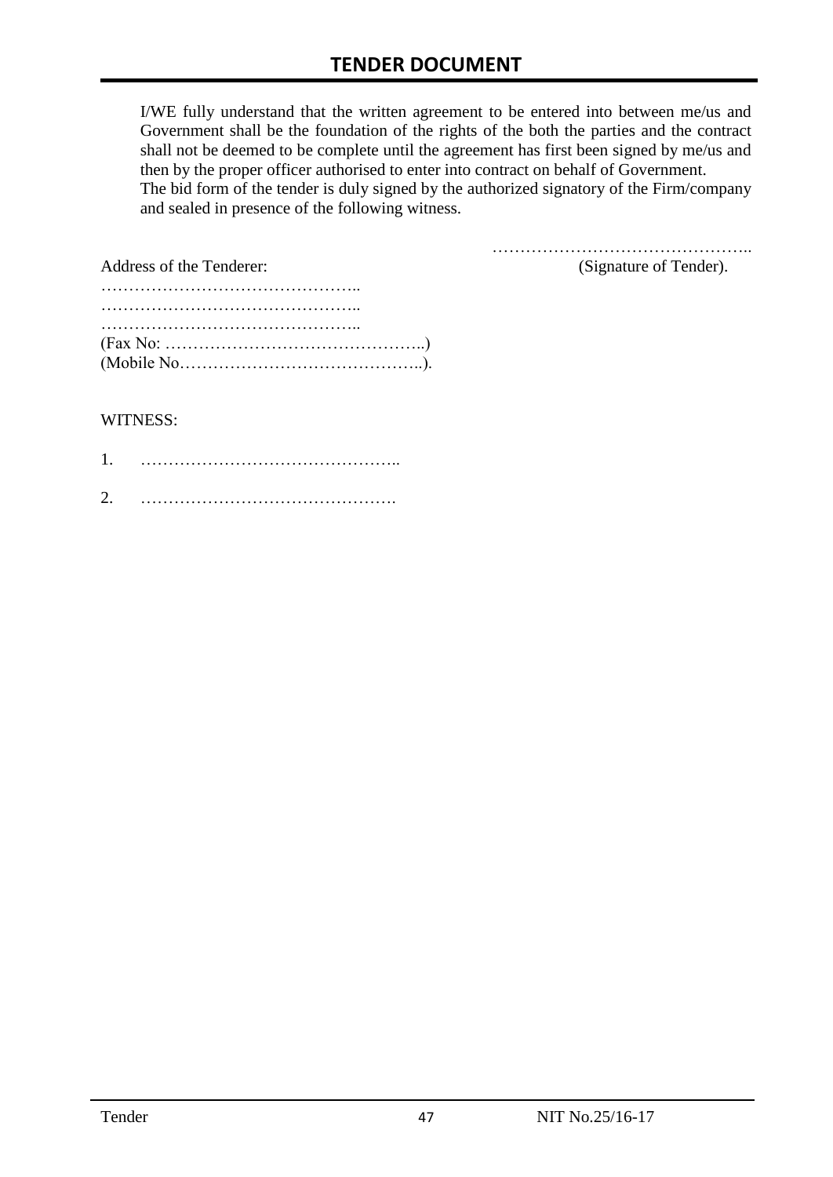I/WE fully understand that the written agreement to be entered into between me/us and Government shall be the foundation of the rights of the both the parties and the contract shall not be deemed to be complete until the agreement has first been signed by me/us and then by the proper officer authorised to enter into contract on behalf of Government.
The bid form of the tender is duly signed by the authorized signatory of the Firm/company and sealed in presence of the following witness.

………………………………………..
(Signature of Tender).

Address of the Tenderer:

………………………………………..
………………………………………..
………………………………………..
(Fax No: ………………………………………..)
(Mobile No……………………………………..).

WITNESS:

1. ………………………………………..

2. ……………………………………….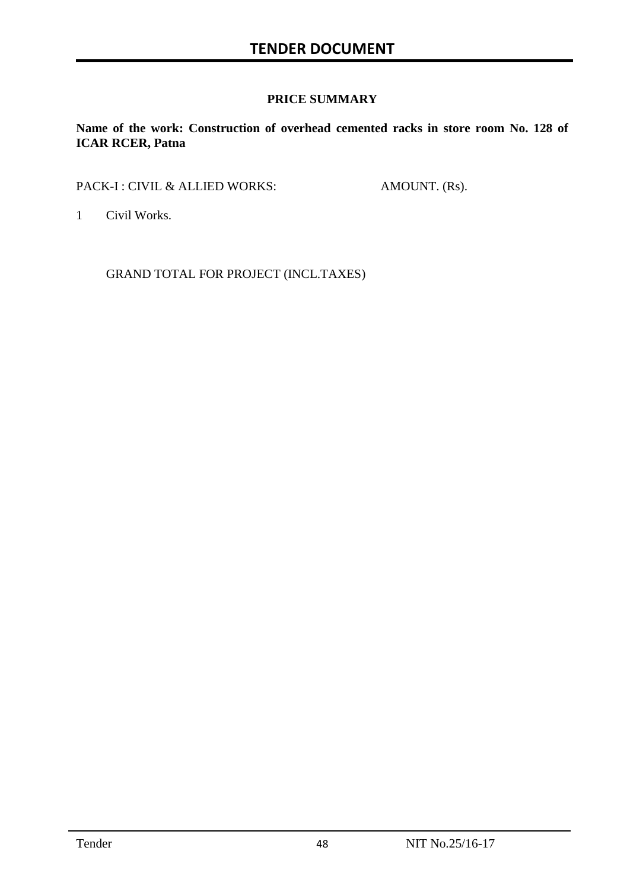## PRICE SUMMARY

**Name of the work: Construction of overhead cemented racks in store room No. 128 of ICAR RCER, Patna**

| PACK-I : CIVIL & ALLIED WORKS: | AMOUNT. (Rs). |
|---|---|
| 1 Civil Works. | |
| GRAND TOTAL FOR PROJECT (INCL.TAXES) | |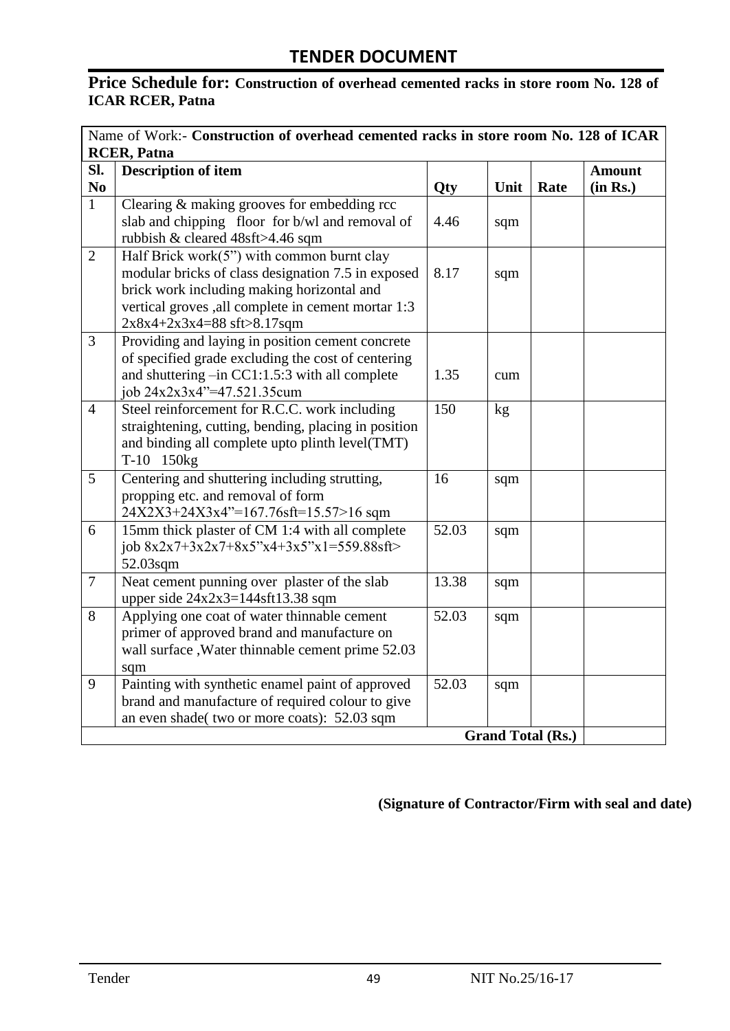# TENDER DOCUMENT

**Price Schedule for: Construction of overhead cemented racks in store room No. 128 of ICAR RCER, Patna**

| Name of Work:- **Construction of overhead cemented racks in store room No. 128 of ICAR RCER, Patna** | | | | | |
|---|---|---|---|---|---|
| **Sl. No** | **Description of item** | **Qty** | **Unit** | **Rate** | **Amount (in Rs.)** |
| 1 | Clearing & making grooves for embedding rcc slab and chipping floor for b/wl and removal of rubbish & cleared 48sft>4.46 sqm | 4.46 | sqm | | |
| 2 | Half Brick work(5") with common burnt clay modular bricks of class designation 7.5 in exposed brick work including making horizontal and vertical groves ,all complete in cement mortar 1:3 2x8x4+2x3x4=88 sft>8.17sqm | 8.17 | sqm | | |
| 3 | Providing and laying in position cement concrete of specified grade excluding the cost of centering and shuttering –in CC1:1.5:3 with all complete job 24x2x3x4"=47.521.35cum | 1.35 | cum | | |
| 4 | Steel reinforcement for R.C.C. work including straightening, cutting, bending, placing in position and binding all complete upto plinth level(TMT) T-10 150kg | 150 | kg | | |
| 5 | Centering and shuttering including strutting, propping etc. and removal of form 24X2X3+24X3x4"=167.76sft=15.57>16 sqm | 16 | sqm | | |
| 6 | 15mm thick plaster of CM 1:4 with all complete job 8x2x7+3x2x7+8x5"x4+3x5"x1=559.88sft> 52.03sqm | 52.03 | sqm | | |
| 7 | Neat cement punning over plaster of the slab upper side 24x2x3=144sft13.38 sqm | 13.38 | sqm | | |
| 8 | Applying one coat of water thinnable cement primer of approved brand and manufacture on wall surface ,Water thinnable cement prime 52.03 sqm | 52.03 | sqm | | |
| 9 | Painting with synthetic enamel paint of approved brand and manufacture of required colour to give an even shade( two or more coats): 52.03 sqm | 52.03 | sqm | | |
| | | | **Grand Total (Rs.)** | | |

**(Signature of Contractor/Firm with seal and date)**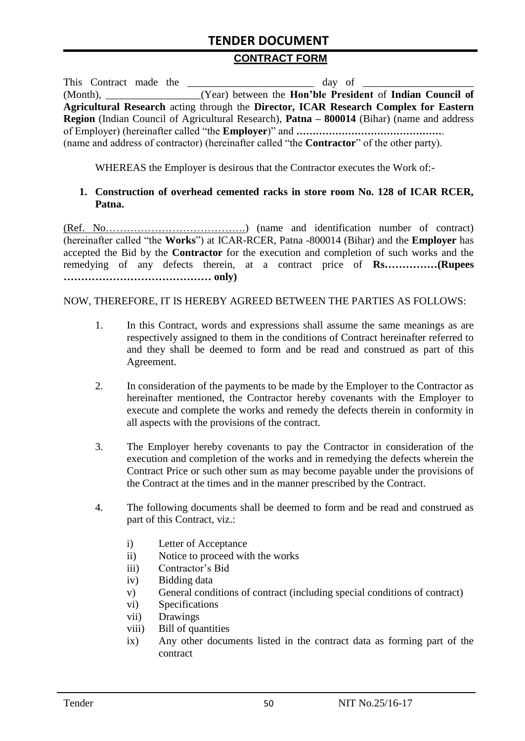# TENDER DOCUMENT

## CONTRACT FORM

This Contract made the ________________________ day of ____________________ (Month), __________________(Year) between the **Hon'ble President** of **Indian Council of Agricultural Research** acting through the **Director, ICAR Research Complex for Eastern Region** (Indian Council of Agricultural Research), **Patna – 800014** (Bihar) (name and address of Employer) (hereinafter called "the **Employer**)" and **……………………………………….** (name and address of contractor) (hereinafter called "the **Contractor**" of the other party).

WHEREAS the Employer is desirous that the Contractor executes the Work of:-

1. **Construction of overhead cemented racks in store room No. 128 of ICAR RCER, Patna.**

(Ref. No…………………………………) (name and identification number of contract) (hereinafter called "the **Works**") at ICAR-RCER, Patna -800014 (Bihar) and the **Employer** has accepted the Bid by the **Contractor** for the execution and completion of such works and the remedying of any defects therein, at a contract price of **Rs……………(Rupees …………………………………… only)**

NOW, THEREFORE, IT IS HEREBY AGREED BETWEEN THE PARTIES AS FOLLOWS:

1. In this Contract, words and expressions shall assume the same meanings as are respectively assigned to them in the conditions of Contract hereinafter referred to and they shall be deemed to form and be read and construed as part of this Agreement.

2. In consideration of the payments to be made by the Employer to the Contractor as hereinafter mentioned, the Contractor hereby covenants with the Employer to execute and complete the works and remedy the defects therein in conformity in all aspects with the provisions of the contract.

3. The Employer hereby covenants to pay the Contractor in consideration of the execution and completion of the works and in remedying the defects wherein the Contract Price or such other sum as may become payable under the provisions of the Contract at the times and in the manner prescribed by the Contract.

4. The following documents shall be deemed to form and be read and construed as part of this Contract, viz.:

    i) Letter of Acceptance
    ii) Notice to proceed with the works
    iii) Contractor's Bid
    iv) Bidding data
    v) General conditions of contract (including special conditions of contract)
    vi) Specifications
    vii) Drawings
    viii) Bill of quantities
    ix) Any other documents listed in the contract data as forming part of the contract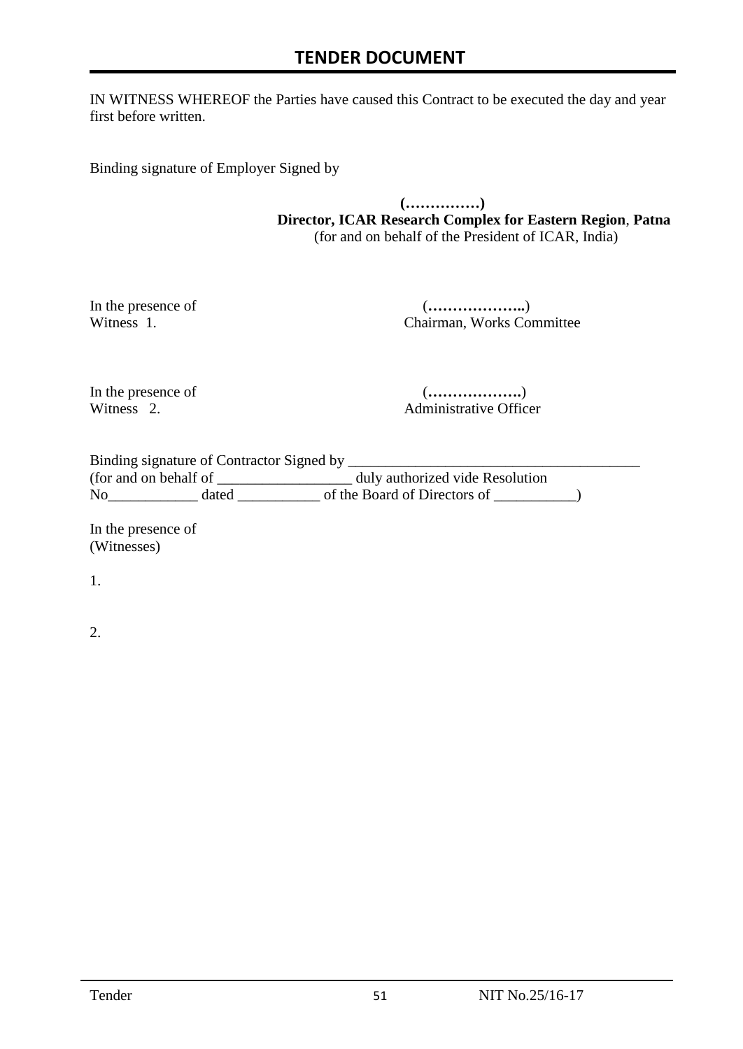IN WITNESS WHEREOF the Parties have caused this Contract to be executed the day and year first before written.

Binding signature of Employer Signed by

**(……………)**
**Director, ICAR Research Complex for Eastern Region**, **Patna**
(for and on behalf of the President of ICAR, India)

In the presence of
Witness 1.

(**………………..**)
Chairman, Works Committee

In the presence of
Witness 2.

(**……………….**)
Administrative Officer

Binding signature of Contractor Signed by _______________________________________
(for and on behalf of _________________ duly authorized vide Resolution
No____________ dated ___________ of the Board of Directors of ___________)

In the presence of
(Witnesses)

1.

2.